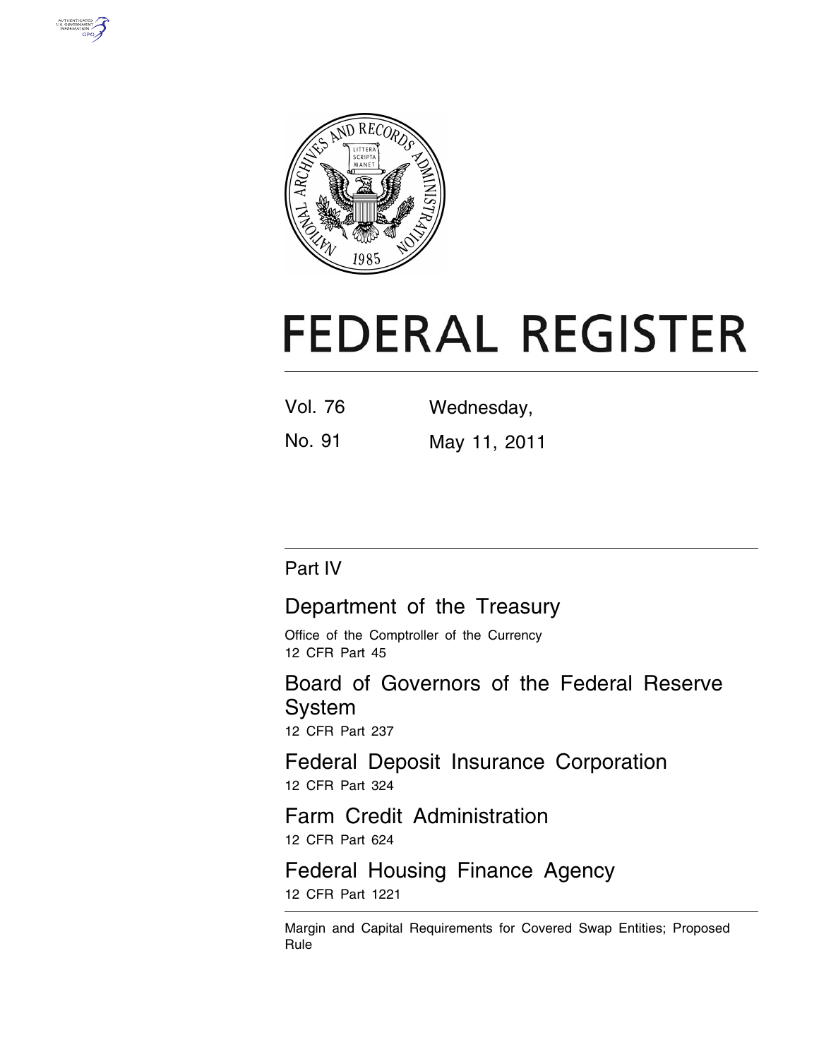# FEDERAL REGISTER

Vol. 76 Wednesday,

No. 91 May 11, 2011

## Part IV

## Department of the Treasury

Office of the Comptroller of the Currency
12 CFR Part 45

## Board of Governors of the Federal Reserve System

12 CFR Part 237

## Federal Deposit Insurance Corporation

12 CFR Part 324

## Farm Credit Administration

12 CFR Part 624

## Federal Housing Finance Agency

12 CFR Part 1221

Margin and Capital Requirements for Covered Swap Entities; Proposed Rule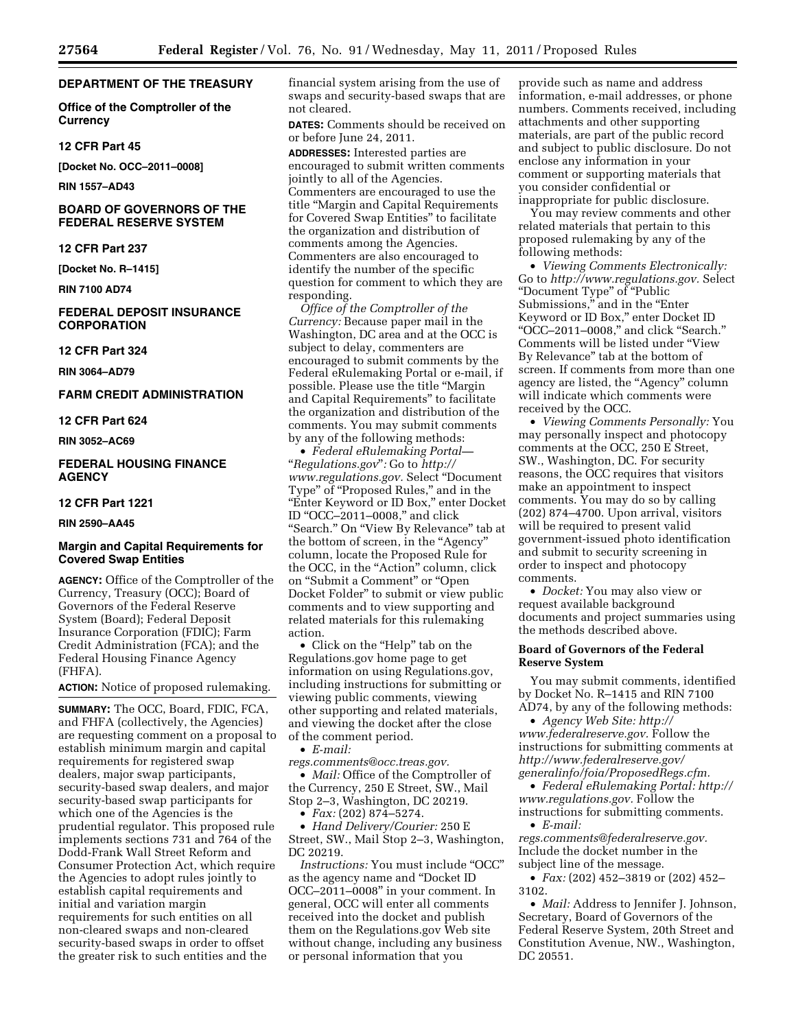## DEPARTMENT OF THE TREASURY

### Office of the Comptroller of the Currency

### 12 CFR Part 45

**[Docket No. OCC–2011–0008]**

**RIN 1557–AD43**

## BOARD OF GOVERNORS OF THE FEDERAL RESERVE SYSTEM

### 12 CFR Part 237

**[Docket No. R–1415]**

**RIN 7100 AD74**

## FEDERAL DEPOSIT INSURANCE CORPORATION

### 12 CFR Part 324

**RIN 3064–AD79**

## FARM CREDIT ADMINISTRATION

### 12 CFR Part 624

**RIN 3052–AC69**

## FEDERAL HOUSING FINANCE AGENCY

### 12 CFR Part 1221

**RIN 2590–AA45**

## Margin and Capital Requirements for Covered Swap Entities

**AGENCY:** Office of the Comptroller of the Currency, Treasury (OCC); Board of Governors of the Federal Reserve System (Board); Federal Deposit Insurance Corporation (FDIC); Farm Credit Administration (FCA); and the Federal Housing Finance Agency (FHFA).

**ACTION:** Notice of proposed rulemaking.

**SUMMARY:** The OCC, Board, FDIC, FCA, and FHFA (collectively, the Agencies) are requesting comment on a proposal to establish minimum margin and capital requirements for registered swap dealers, major swap participants, security-based swap dealers, and major security-based swap participants for which one of the Agencies is the prudential regulator. This proposed rule implements sections 731 and 764 of the Dodd-Frank Wall Street Reform and Consumer Protection Act, which require the Agencies to adopt rules jointly to establish capital requirements and initial and variation margin requirements for such entities on all non-cleared swaps and non-cleared security-based swaps in order to offset the greater risk to such entities and the financial system arising from the use of swaps and security-based swaps that are not cleared.

**DATES:** Comments should be received on or before June 24, 2011.

**ADDRESSES:** Interested parties are encouraged to submit written comments jointly to all of the Agencies. Commenters are encouraged to use the title "Margin and Capital Requirements for Covered Swap Entities" to facilitate the organization and distribution of comments among the Agencies. Commenters are also encouraged to identify the number of the specific question for comment to which they are responding.

*Office of the Comptroller of the Currency:* Because paper mail in the Washington, DC area and at the OCC is subject to delay, commenters are encouraged to submit comments by the Federal eRulemaking Portal or e-mail, if possible. Please use the title "Margin and Capital Requirements" to facilitate the organization and distribution of the comments. You may submit comments by any of the following methods:

- *Federal eRulemaking Portal—"Regulations.gov":* Go to *http://www.regulations.gov.* Select "Document Type" of "Proposed Rules," and in the "Enter Keyword or ID Box," enter Docket ID "OCC–2011–0008," and click "Search." On "View By Relevance" tab at the bottom of screen, in the "Agency" column, locate the Proposed Rule for the OCC, in the "Action" column, click on "Submit a Comment" or "Open Docket Folder" to submit or view public comments and to view supporting and related materials for this rulemaking action.
- Click on the "Help" tab on the Regulations.gov home page to get information on using Regulations.gov, including instructions for submitting or viewing public comments, viewing other supporting and related materials, and viewing the docket after the close of the comment period.
- *E-mail: regs.comments@occ.treas.gov.*
- *Mail:* Office of the Comptroller of the Currency, 250 E Street, SW., Mail Stop 2–3, Washington, DC 20219.
- *Fax:* (202) 874–5274.
- *Hand Delivery/Courier:* 250 E Street, SW., Mail Stop 2–3, Washington, DC 20219.

*Instructions:* You must include "OCC" as the agency name and "Docket ID OCC–2011–0008" in your comment. In general, OCC will enter all comments received into the docket and publish them on the Regulations.gov Web site without change, including any business or personal information that you provide such as name and address information, e-mail addresses, or phone numbers. Comments received, including attachments and other supporting materials, are part of the public record and subject to public disclosure. Do not enclose any information in your comment or supporting materials that you consider confidential or inappropriate for public disclosure.

You may review comments and other related materials that pertain to this proposed rulemaking by any of the following methods:

- *Viewing Comments Electronically:* Go to *http://www.regulations.gov.* Select "Document Type" of "Public Submissions," and in the "Enter Keyword or ID Box," enter Docket ID "OCC–2011–0008," and click "Search." Comments will be listed under "View By Relevance" tab at the bottom of screen. If comments from more than one agency are listed, the "Agency" column will indicate which comments were received by the OCC.
- *Viewing Comments Personally:* You may personally inspect and photocopy comments at the OCC, 250 E Street, SW., Washington, DC. For security reasons, the OCC requires that visitors make an appointment to inspect comments. You may do so by calling (202) 874–4700. Upon arrival, visitors will be required to present valid government-issued photo identification and submit to security screening in order to inspect and photocopy comments.
- *Docket:* You may also view or request available background documents and project summaries using the methods described above.

**Board of Governors of the Federal Reserve System**

You may submit comments, identified by Docket No. R–1415 and RIN 7100 AD74, by any of the following methods:

- *Agency Web Site: http://www.federalreserve.gov.* Follow the instructions for submitting comments at *http://www.federalreserve.gov/generalinfo/foia/ProposedRegs.cfm.*
- *Federal eRulemaking Portal: http://www.regulations.gov.* Follow the instructions for submitting comments.
- *E-mail: regs.comments@federalreserve.gov.* Include the docket number in the subject line of the message.
- *Fax:* (202) 452–3819 or (202) 452–3102.
- *Mail:* Address to Jennifer J. Johnson, Secretary, Board of Governors of the Federal Reserve System, 20th Street and Constitution Avenue, NW., Washington, DC 20551.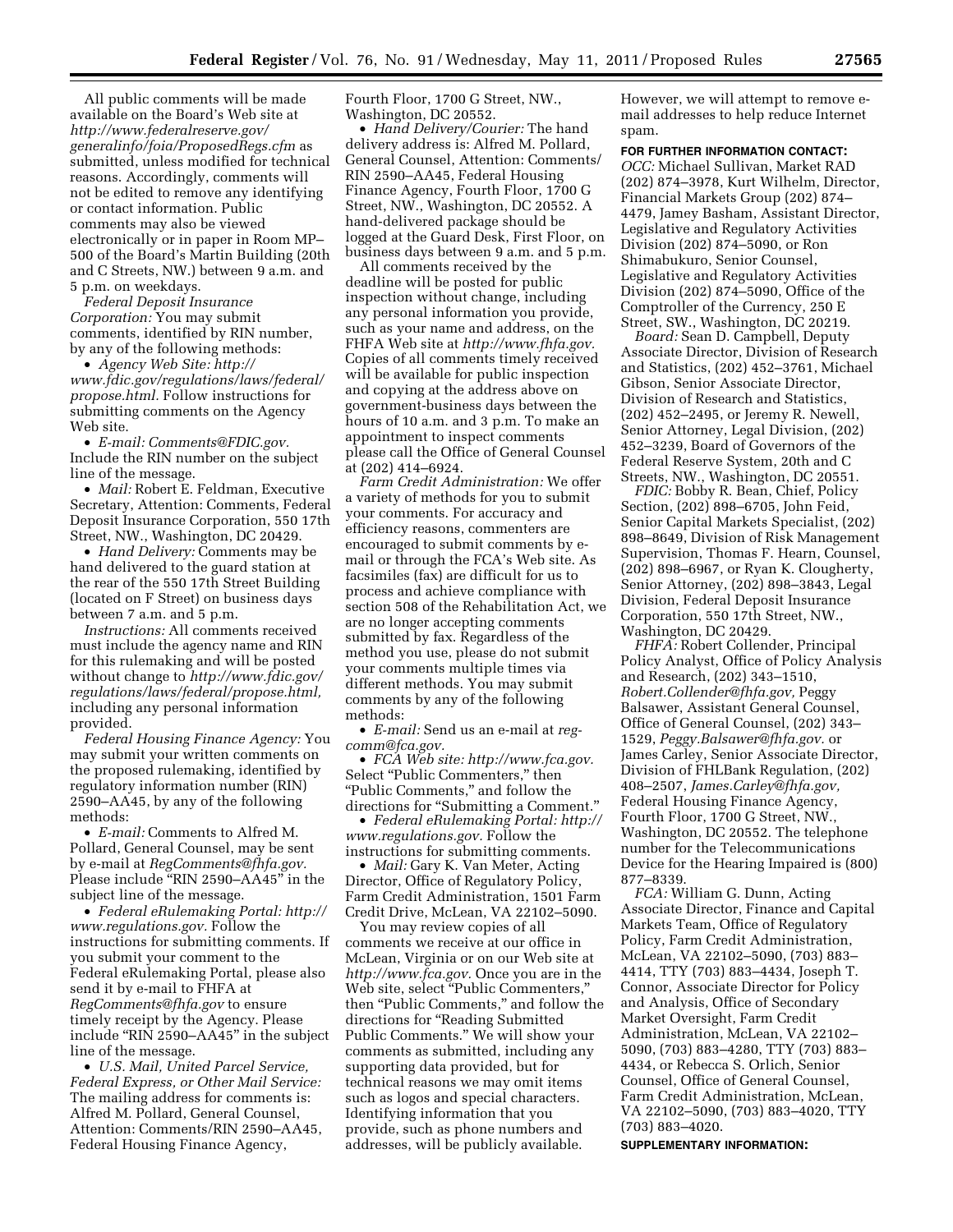All public comments will be made available on the Board's Web site at *http://www.federalreserve.gov/generalinfo/foia/ProposedRegs.cfm* as submitted, unless modified for technical reasons. Accordingly, comments will not be edited to remove any identifying or contact information. Public comments may also be viewed electronically or in paper in Room MP–500 of the Board's Martin Building (20th and C Streets, NW.) between 9 a.m. and 5 p.m. on weekdays.

*Federal Deposit Insurance Corporation:* You may submit comments, identified by RIN number, by any of the following methods:

- *Agency Web Site: http://www.fdic.gov/regulations/laws/federal/propose.html.* Follow instructions for submitting comments on the Agency Web site.
- *E-mail: Comments@FDIC.gov.* Include the RIN number on the subject line of the message.
- *Mail:* Robert E. Feldman, Executive Secretary, Attention: Comments, Federal Deposit Insurance Corporation, 550 17th Street, NW., Washington, DC 20429.
- *Hand Delivery:* Comments may be hand delivered to the guard station at the rear of the 550 17th Street Building (located on F Street) on business days between 7 a.m. and 5 p.m.

*Instructions:* All comments received must include the agency name and RIN for this rulemaking and will be posted without change to *http://www.fdic.gov/regulations/laws/federal/propose.html,* including any personal information provided.

*Federal Housing Finance Agency:* You may submit your written comments on the proposed rulemaking, identified by regulatory information number (RIN) 2590–AA45, by any of the following methods:

- *E-mail:* Comments to Alfred M. Pollard, General Counsel, may be sent by e-mail at *RegComments@fhfa.gov.* Please include "RIN 2590–AA45" in the subject line of the message.
- *Federal eRulemaking Portal: http://www.regulations.gov.* Follow the instructions for submitting comments. If you submit your comment to the Federal eRulemaking Portal, please also send it by e-mail to FHFA at *RegComments@fhfa.gov* to ensure timely receipt by the Agency. Please include "RIN 2590–AA45" in the subject line of the message.
- *U.S. Mail, United Parcel Service, Federal Express, or Other Mail Service:* The mailing address for comments is: Alfred M. Pollard, General Counsel, Attention: Comments/RIN 2590–AA45, Federal Housing Finance Agency, Fourth Floor, 1700 G Street, NW., Washington, DC 20552.
- *Hand Delivery/Courier:* The hand delivery address is: Alfred M. Pollard, General Counsel, Attention: Comments/RIN 2590–AA45, Federal Housing Finance Agency, Fourth Floor, 1700 G Street, NW., Washington, DC 20552. A hand-delivered package should be logged at the Guard Desk, First Floor, on business days between 9 a.m. and 5 p.m.

All comments received by the deadline will be posted for public inspection without change, including any personal information you provide, such as your name and address, on the FHFA Web site at *http://www.fhfa.gov.* Copies of all comments timely received will be available for public inspection and copying at the address above on government-business days between the hours of 10 a.m. and 3 p.m. To make an appointment to inspect comments please call the Office of General Counsel at (202) 414–6924.

*Farm Credit Administration:* We offer a variety of methods for you to submit your comments. For accuracy and efficiency reasons, commenters are encouraged to submit comments by e-mail or through the FCA's Web site. As facsimiles (fax) are difficult for us to process and achieve compliance with section 508 of the Rehabilitation Act, we are no longer accepting comments submitted by fax. Regardless of the method you use, please do not submit your comments multiple times via different methods. You may submit comments by any of the following methods:

- *E-mail:* Send us an e-mail at *reg-comm@fca.gov.*
- *FCA Web site: http://www.fca.gov.* Select "Public Commenters," then "Public Comments," and follow the directions for "Submitting a Comment."
- *Federal eRulemaking Portal: http://www.regulations.gov.* Follow the instructions for submitting comments.
- *Mail:* Gary K. Van Meter, Acting Director, Office of Regulatory Policy, Farm Credit Administration, 1501 Farm Credit Drive, McLean, VA 22102–5090.

You may review copies of all comments we receive at our office in McLean, Virginia or on our Web site at *http://www.fca.gov.* Once you are in the Web site, select "Public Commenters," then "Public Comments," and follow the directions for "Reading Submitted Public Comments." We will show your comments as submitted, including any supporting data provided, but for technical reasons we may omit items such as logos and special characters. Identifying information that you provide, such as phone numbers and addresses, will be publicly available. However, we will attempt to remove e-mail addresses to help reduce Internet spam.

**FOR FURTHER INFORMATION CONTACT:**

*OCC:* Michael Sullivan, Market RAD (202) 874–3978, Kurt Wilhelm, Director, Financial Markets Group (202) 874–4479, Jamey Basham, Assistant Director, Legislative and Regulatory Activities Division (202) 874–5090, or Ron Shimabukuro, Senior Counsel, Legislative and Regulatory Activities Division (202) 874–5090, Office of the Comptroller of the Currency, 250 E Street, SW., Washington, DC 20219.

*Board:* Sean D. Campbell, Deputy Associate Director, Division of Research and Statistics, (202) 452–3761, Michael Gibson, Senior Associate Director, Division of Research and Statistics, (202) 452–2495, or Jeremy R. Newell, Senior Attorney, Legal Division, (202) 452–3239, Board of Governors of the Federal Reserve System, 20th and C Streets, NW., Washington, DC 20551.

*FDIC:* Bobby R. Bean, Chief, Policy Section, (202) 898–6705, John Feid, Senior Capital Markets Specialist, (202) 898–8649, Division of Risk Management Supervision, Thomas F. Hearn, Counsel, (202) 898–6967, or Ryan K. Clougherty, Senior Attorney, (202) 898–3843, Legal Division, Federal Deposit Insurance Corporation, 550 17th Street, NW., Washington, DC 20429.

*FHFA:* Robert Collender, Principal Policy Analyst, Office of Policy Analysis and Research, (202) 343–1510, *Robert.Collender@fhfa.gov,* Peggy Balsawer, Assistant General Counsel, Office of General Counsel, (202) 343–1529, *Peggy.Balsawer@fhfa.gov.* or James Carley, Senior Associate Director, Division of FHLBank Regulation, (202) 408–2507, *James.Carley@fhfa.gov,* Federal Housing Finance Agency, Fourth Floor, 1700 G Street, NW., Washington, DC 20552. The telephone number for the Telecommunications Device for the Hearing Impaired is (800) 877–8339.

*FCA:* William G. Dunn, Acting Associate Director, Finance and Capital Markets Team, Office of Regulatory Policy, Farm Credit Administration, McLean, VA 22102–5090, (703) 883–4414, TTY (703) 883–4434, Joseph T. Connor, Associate Director for Policy and Analysis, Office of Secondary Market Oversight, Farm Credit Administration, McLean, VA 22102–5090, (703) 883–4280, TTY (703) 883–4434, or Rebecca S. Orlich, Senior Counsel, Office of General Counsel, Farm Credit Administration, McLean, VA 22102–5090, (703) 883–4020, TTY (703) 883–4020.

**SUPPLEMENTARY INFORMATION:**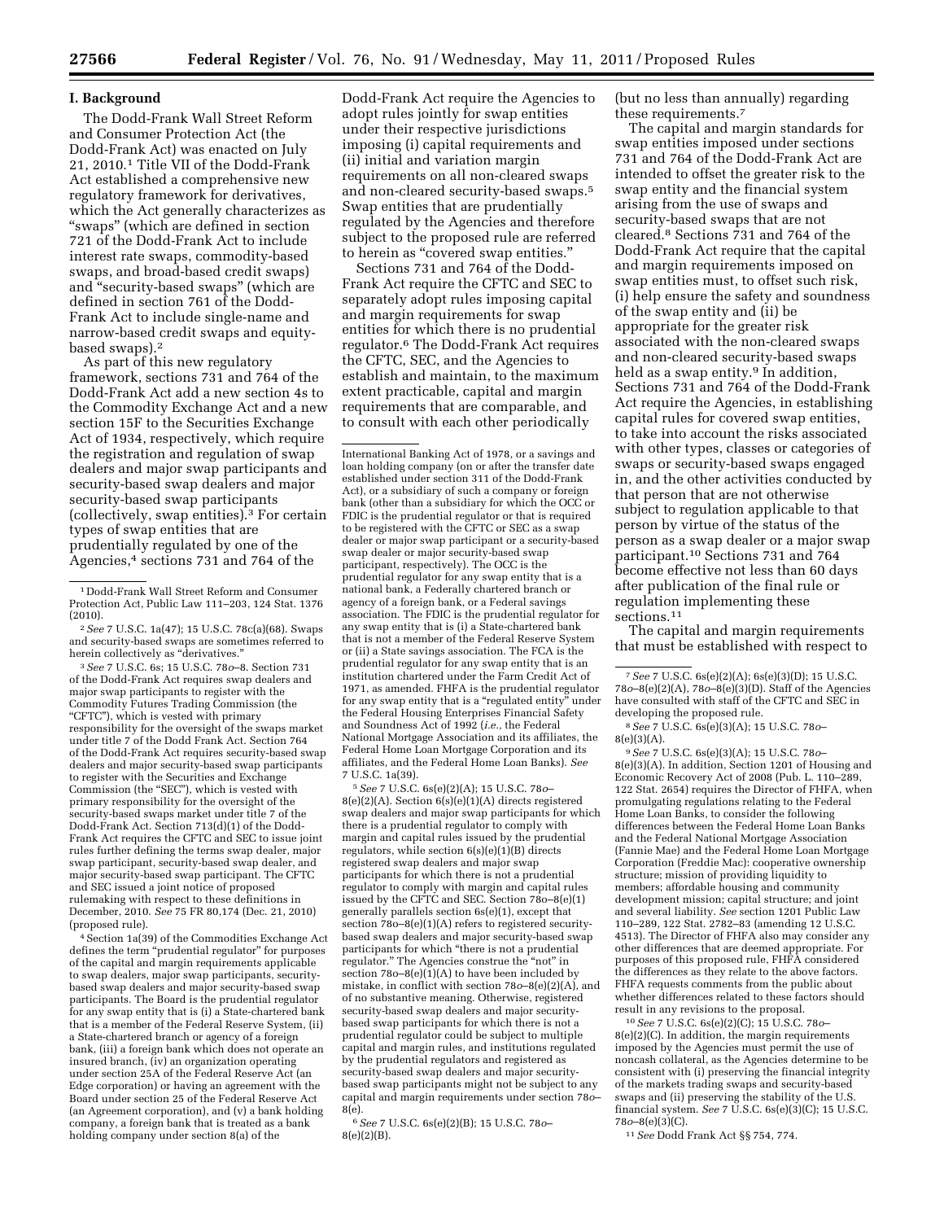## I. Background

The Dodd-Frank Wall Street Reform and Consumer Protection Act (the Dodd-Frank Act) was enacted on July 21, 2010.[1] Title VII of the Dodd-Frank Act established a comprehensive new regulatory framework for derivatives, which the Act generally characterizes as "swaps" (which are defined in section 721 of the Dodd-Frank Act to include interest rate swaps, commodity-based swaps, and broad-based credit swaps) and "security-based swaps" (which are defined in section 761 of the Dodd-Frank Act to include single-name and narrow-based credit swaps and equity-based swaps).[2]

As part of this new regulatory framework, sections 731 and 764 of the Dodd-Frank Act add a new section 4s to the Commodity Exchange Act and a new section 15F to the Securities Exchange Act of 1934, respectively, which require the registration and regulation of swap dealers and major swap participants and security-based swap dealers and major security-based swap participants (collectively, swap entities).[3] For certain types of swap entities that are prudentially regulated by one of the Agencies,[4] sections 731 and 764 of the Dodd-Frank Act require the Agencies to adopt rules jointly for swap entities under their respective jurisdictions imposing (i) capital requirements and (ii) initial and variation margin requirements on all non-cleared swaps and non-cleared security-based swaps.[5] Swap entities that are prudentially regulated by the Agencies and therefore subject to the proposed rule are referred to herein as "covered swap entities."

Sections 731 and 764 of the Dodd-Frank Act require the CFTC and SEC to separately adopt rules imposing capital and margin requirements for swap entities for which there is no prudential regulator.[6] The Dodd-Frank Act requires the CFTC, SEC, and the Agencies to establish and maintain, to the maximum extent practicable, capital and margin requirements that are comparable, and to consult with each other periodically (but no less than annually) regarding these requirements.[7]

The capital and margin standards for swap entities imposed under sections 731 and 764 of the Dodd-Frank Act are intended to offset the greater risk to the swap entity and the financial system arising from the use of swaps and security-based swaps that are not cleared.[8] Sections 731 and 764 of the Dodd-Frank Act require that the capital and margin requirements imposed on swap entities must, to offset such risk, (i) help ensure the safety and soundness of the swap entity and (ii) be appropriate for the greater risk associated with the non-cleared swaps and non-cleared security-based swaps held as a swap entity.[9] In addition, Sections 731 and 764 of the Dodd-Frank Act require the Agencies, in establishing capital rules for covered swap entities, to take into account the risks associated with other types, classes or categories of swaps or security-based swaps engaged in, and the other activities conducted by that person that are not otherwise subject to regulation applicable to that person by virtue of the status of the person as a swap dealer or a major swap participant.[10] Sections 731 and 764 become effective not less than 60 days after publication of the final rule or regulation implementing these sections.[11]

The capital and margin requirements that must be established with respect to

---

[1] Dodd-Frank Wall Street Reform and Consumer Protection Act, Public Law 111–203, 124 Stat. 1376 (2010).

[2] *See* 7 U.S.C. 1a(47); 15 U.S.C. 78c(a)(68). Swaps and security-based swaps are sometimes referred to herein collectively as "derivatives."

[3] *See* 7 U.S.C. 6s; 15 U.S.C. 78*o*–8. Section 731 of the Dodd-Frank Act requires swap dealers and major swap participants to register with the Commodity Futures Trading Commission (the "CFTC"), which is vested with primary responsibility for the oversight of the swaps market under title 7 of the Dodd Frank Act. Section 764 of the Dodd-Frank Act requires security-based swap dealers and major security-based swap participants to register with the Securities and Exchange Commission (the "SEC"), which is vested with primary responsibility for the oversight of the security-based swaps market under title 7 of the Dodd-Frank Act. Section 713(d)(1) of the Dodd-Frank Act requires the CFTC and SEC to issue joint rules further defining the terms swap dealer, major swap participant, security-based swap dealer, and major security-based swap participant. The CFTC and SEC issued a joint notice of proposed rulemaking with respect to these definitions in December, 2010. *See* 75 FR 80,174 (Dec. 21, 2010) (proposed rule).

[4] Section 1a(39) of the Commodities Exchange Act defines the term "prudential regulator" for purposes of the capital and margin requirements applicable to swap dealers, major swap participants, security-based swap dealers and major security-based swap participants. The Board is the prudential regulator for any swap entity that is (i) a State-chartered bank that is a member of the Federal Reserve System, (ii) a State-chartered branch or agency of a foreign bank, (iii) a foreign bank which does not operate an insured branch, (iv) an organization operating under section 25A of the Federal Reserve Act (an Edge corporation) or having an agreement with the Board under section 25 of the Federal Reserve Act (an Agreement corporation), and (v) a bank holding company, a foreign bank that is treated as a bank holding company under section 8(a) of the International Banking Act of 1978, or a savings and loan holding company (on or after the transfer date established under section 311 of the Dodd-Frank Act), or a subsidiary of such a company or foreign bank (other than a subsidiary for which the OCC or FDIC is the prudential regulator or that is required to be registered with the CFTC or SEC as a swap dealer or major swap participant or a security-based swap dealer or major security-based swap participant, respectively). The OCC is the prudential regulator for any swap entity that is a national bank, a Federally chartered branch or agency of a foreign bank, or a Federal savings association. The FDIC is the prudential regulator for any swap entity that is (i) a State-chartered bank that is not a member of the Federal Reserve System or (ii) a State savings association. The FCA is the prudential regulator for any swap entity that is an institution chartered under the Farm Credit Act of 1971, as amended. FHFA is the prudential regulator for any swap entity that is a "regulated entity" under the Federal Housing Enterprises Financial Safety and Soundness Act of 1992 (*i.e.*, the Federal National Mortgage Association and its affiliates, the Federal Home Loan Mortgage Corporation and its affiliates, and the Federal Home Loan Banks). *See* 7 U.S.C. 1a(39).

[5] *See* 7 U.S.C. 6s(e)(2)(A); 15 U.S.C. 78*o*–8(e)(2)(A). Section 6(s)(e)(1)(A) directs registered swap dealers and major swap participants for which there is a prudential regulator to comply with margin and capital rules issued by the prudential regulators, while section 6(s)(e)(1)(B) directs registered swap dealers and major swap participants for which there is not a prudential regulator to comply with margin and capital rules issued by the CFTC and SEC. Section 78*o*–8(e)(1) generally parallels section 6s(e)(1), except that section 78*o*–8(e)(1)(A) refers to registered security-based swap dealers and major security-based swap participants for which "there is not a prudential regulator." The Agencies construe the "not" in section 78*o*–8(e)(1)(A) to have been included by mistake, in conflict with section 78*o*–8(e)(2)(A), and of no substantive meaning. Otherwise, registered security-based swap dealers and major security-based swap participants for which there is not a prudential regulator could be subject to multiple capital and margin rules, and institutions regulated by the prudential regulators and registered as security-based swap dealers and major security-based swap participants might not be subject to any capital and margin requirements under section 78*o*–8(e).

[6] *See* 7 U.S.C. 6s(e)(2)(B); 15 U.S.C. 78*o*–8(e)(2)(B).

[7] *See* 7 U.S.C. 6s(e)(2)(A); 6s(e)(3)(D); 15 U.S.C. 78*o*–8(e)(2)(A), 78*o*–8(e)(3)(D). Staff of the Agencies have consulted with staff of the CFTC and SEC in developing the proposed rule.

[8] *See* 7 U.S.C. 6s(e)(3)(A); 15 U.S.C. 78*o*–8(e)(3)(A).

[9] *See* 7 U.S.C. 6s(e)(3)(A); 15 U.S.C. 78*o*–8(e)(3)(A). In addition, Section 1201 of Housing and Economic Recovery Act of 2008 (Pub. L. 110–289, 122 Stat. 2654) requires the Director of FHFA, when promulgating regulations relating to the Federal Home Loan Banks, to consider the following differences between the Federal Home Loan Banks and the Federal National Mortgage Association (Fannie Mae) and the Federal Home Loan Mortgage Corporation (Freddie Mac): cooperative ownership structure; mission of providing liquidity to members; affordable housing and community development mission; capital structure; and joint and several liability. *See* section 1201 Public Law 110–289, 122 Stat. 2782–83 (amending 12 U.S.C. 4513). The Director of FHFA also may consider any other differences that are deemed appropriate. For purposes of this proposed rule, FHFA considered the differences as they relate to the above factors. FHFA requests comments from the public about whether differences related to these factors should result in any revisions to the proposal.

[10] *See* 7 U.S.C. 6s(e)(2)(C); 15 U.S.C. 78*o*–8(e)(2)(C). In addition, the margin requirements imposed by the Agencies must permit the use of noncash collateral, as the Agencies determine to be consistent with (i) preserving the financial integrity of the markets trading swaps and security-based swaps and (ii) preserving the stability of the U.S. financial system. *See* 7 U.S.C. 6s(e)(3)(C); 15 U.S.C. 78*o*–8(e)(3)(C).

[11] *See* Dodd Frank Act §§ 754, 774.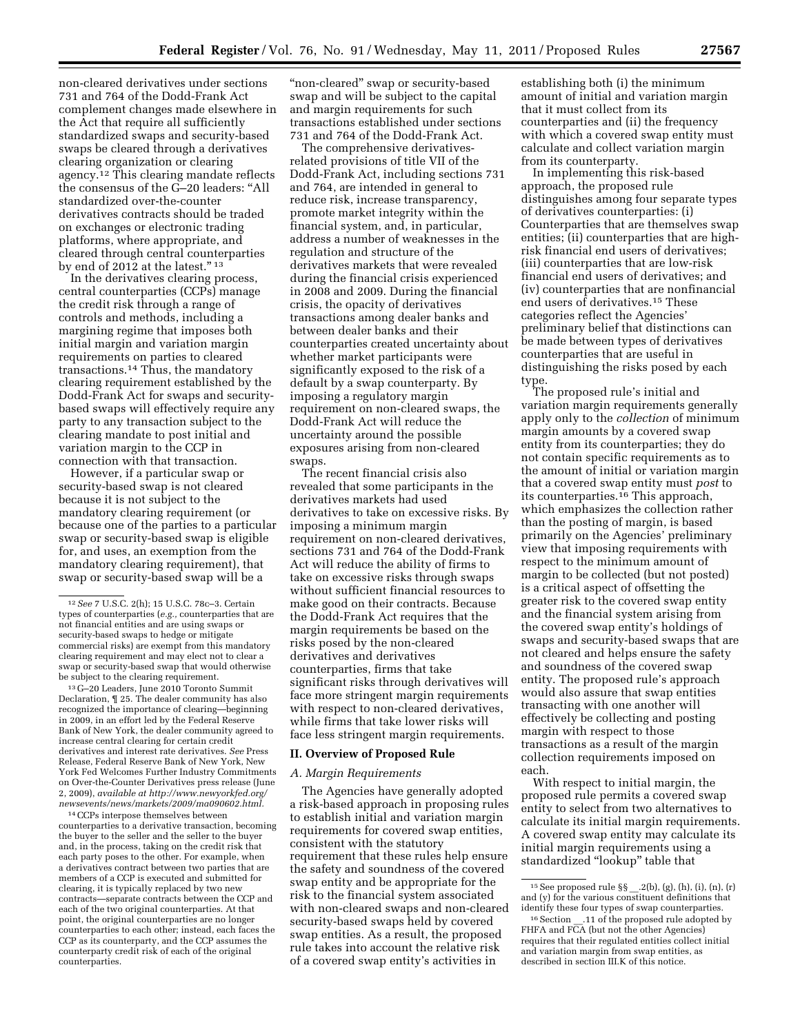non-cleared derivatives under sections 731 and 764 of the Dodd-Frank Act complement changes made elsewhere in the Act that require all sufficiently standardized swaps and security-based swaps be cleared through a derivatives clearing organization or clearing agency.[12] This clearing mandate reflects the consensus of the G–20 leaders: "All standardized over-the-counter derivatives contracts should be traded on exchanges or electronic trading platforms, where appropriate, and cleared through central counterparties by end of 2012 at the latest." [13]

In the derivatives clearing process, central counterparties (CCPs) manage the credit risk through a range of controls and methods, including a margining regime that imposes both initial margin and variation margin requirements on parties to cleared transactions.[14] Thus, the mandatory clearing requirement established by the Dodd-Frank Act for swaps and security-based swaps will effectively require any party to any transaction subject to the clearing mandate to post initial and variation margin to the CCP in connection with that transaction.

However, if a particular swap or security-based swap is not cleared because it is not subject to the mandatory clearing requirement (or because one of the parties to a particular swap or security-based swap is eligible for, and uses, an exemption from the mandatory clearing requirement), that swap or security-based swap will be a "non-cleared" swap or security-based swap and will be subject to the capital and margin requirements for such transactions established under sections 731 and 764 of the Dodd-Frank Act.

The comprehensive derivatives-related provisions of title VII of the Dodd-Frank Act, including sections 731 and 764, are intended in general to reduce risk, increase transparency, promote market integrity within the financial system, and, in particular, address a number of weaknesses in the regulation and structure of the derivatives markets that were revealed during the financial crisis experienced in 2008 and 2009. During the financial crisis, the opacity of derivatives transactions among dealer banks and between dealer banks and their counterparties created uncertainty about whether market participants were significantly exposed to the risk of a default by a swap counterparty. By imposing a regulatory margin requirement on non-cleared swaps, the Dodd-Frank Act will reduce the uncertainty around the possible exposures arising from non-cleared swaps.

The recent financial crisis also revealed that some participants in the derivatives markets had used derivatives to take on excessive risks. By imposing a minimum margin requirement on non-cleared derivatives, sections 731 and 764 of the Dodd-Frank Act will reduce the ability of firms to take on excessive risks through swaps without sufficient financial resources to make good on their contracts. Because the Dodd-Frank Act requires that the margin requirements be based on the risks posed by the non-cleared derivatives and derivatives counterparties, firms that take significant risks through derivatives will face more stringent margin requirements with respect to non-cleared derivatives, while firms that take lower risks will face less stringent margin requirements.

## II. Overview of Proposed Rule

### A. Margin Requirements

The Agencies have generally adopted a risk-based approach in proposing rules to establish initial and variation margin requirements for covered swap entities, consistent with the statutory requirement that these rules help ensure the safety and soundness of the covered swap entity and be appropriate for the risk to the financial system associated with non-cleared swaps and non-cleared security-based swaps held by covered swap entities. As a result, the proposed rule takes into account the relative risk of a covered swap entity's activities in establishing both (i) the minimum amount of initial and variation margin that it must collect from its counterparties and (ii) the frequency with which a covered swap entity must calculate and collect variation margin from its counterparty.

In implementing this risk-based approach, the proposed rule distinguishes among four separate types of derivatives counterparties: (i) Counterparties that are themselves swap entities; (ii) counterparties that are high-risk financial end users of derivatives; (iii) counterparties that are low-risk financial end users of derivatives; and (iv) counterparties that are nonfinancial end users of derivatives.[15] These categories reflect the Agencies' preliminary belief that distinctions can be made between types of derivatives counterparties that are useful in distinguishing the risks posed by each type.

The proposed rule's initial and variation margin requirements generally apply only to the *collection* of minimum margin amounts by a covered swap entity from its counterparties; they do not contain specific requirements as to the amount of initial or variation margin that a covered swap entity must *post* to its counterparties.[16] This approach, which emphasizes the collection rather than the posting of margin, is based primarily on the Agencies' preliminary view that imposing requirements with respect to the minimum amount of margin to be collected (but not posted) is a critical aspect of offsetting the greater risk to the covered swap entity and the financial system arising from the covered swap entity's holdings of swaps and security-based swaps that are not cleared and helps ensure the safety and soundness of the covered swap entity. The proposed rule's approach would also assure that swap entities transacting with one another will effectively be collecting and posting margin with respect to those transactions as a result of the margin collection requirements imposed on each.

With respect to initial margin, the proposed rule permits a covered swap entity to select from two alternatives to calculate its initial margin requirements. A covered swap entity may calculate its initial margin requirements using a standardized "lookup" table that

---

[12] *See* 7 U.S.C. 2(h); 15 U.S.C. 78c–3. Certain types of counterparties (*e.g.,* counterparties that are not financial entities and are using swaps or security-based swaps to hedge or mitigate commercial risks) are exempt from this mandatory clearing requirement and may elect not to clear a swap or security-based swap that would otherwise be subject to the clearing requirement.

[13] G–20 Leaders, June 2010 Toronto Summit Declaration, ¶ 25. The dealer community has also recognized the importance of clearing—beginning in 2009, in an effort led by the Federal Reserve Bank of New York, the dealer community agreed to increase central clearing for certain credit derivatives and interest rate derivatives. *See* Press Release, Federal Reserve Bank of New York, New York Fed Welcomes Further Industry Commitments on Over-the-Counter Derivatives press release (June 2, 2009), *available at http://www.newyorkfed.org/newsevents/news/markets/2009/ma090602.html.*

[14] CCPs interpose themselves between counterparties to a derivative transaction, becoming the buyer to the seller and the seller to the buyer and, in the process, taking on the credit risk that each party poses to the other. For example, when a derivatives contract between two parties that are members of a CCP is executed and submitted for clearing, it is typically replaced by two new contracts—separate contracts between the CCP and each of the two original counterparties. At that point, the original counterparties are no longer counterparties to each other; instead, each faces the CCP as its counterparty, and the CCP assumes the counterparty credit risk of each of the original counterparties.

[15] See proposed rule §§ __.2(b), (g), (h), (i), (n), (r) and (y) for the various constituent definitions that identify these four types of swap counterparties.

[16] Section __.11 of the proposed rule adopted by FHFA and FCA (but not the other Agencies) requires that their regulated entities collect initial and variation margin from swap entities, as described in section III.K of this notice.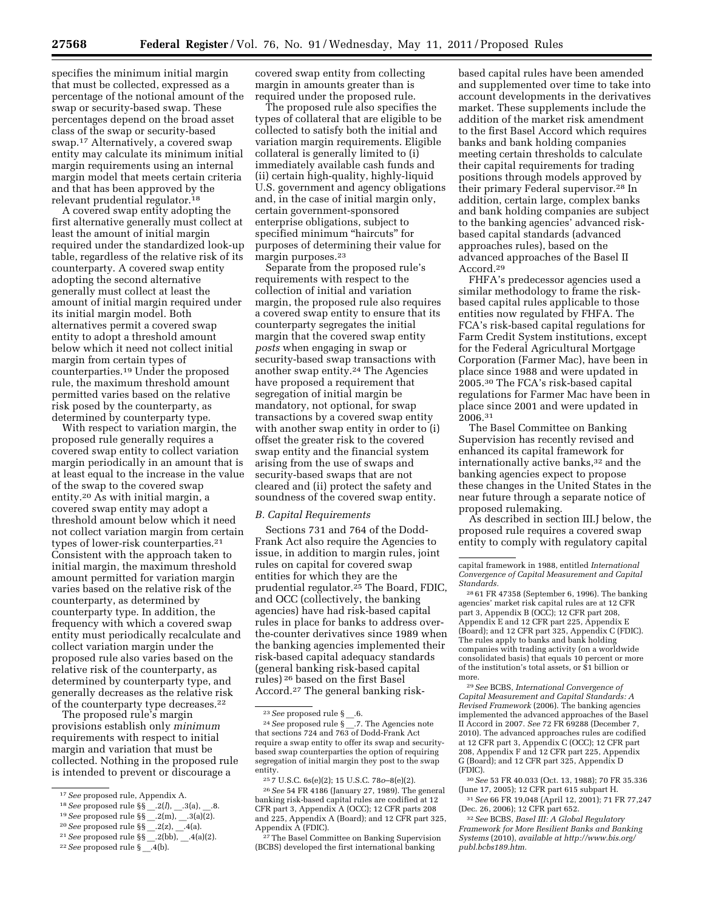specifies the minimum initial margin that must be collected, expressed as a percentage of the notional amount of the swap or security-based swap. These percentages depend on the broad asset class of the swap or security-based swap.[17] Alternatively, a covered swap entity may calculate its minimum initial margin requirements using an internal margin model that meets certain criteria and that has been approved by the relevant prudential regulator.[18]

A covered swap entity adopting the first alternative generally must collect at least the amount of initial margin required under the standardized look-up table, regardless of the relative risk of its counterparty. A covered swap entity adopting the second alternative generally must collect at least the amount of initial margin required under its initial margin model. Both alternatives permit a covered swap entity to adopt a threshold amount below which it need not collect initial margin from certain types of counterparties.[19] Under the proposed rule, the maximum threshold amount permitted varies based on the relative risk posed by the counterparty, as determined by counterparty type.

With respect to variation margin, the proposed rule generally requires a covered swap entity to collect variation margin periodically in an amount that is at least equal to the increase in the value of the swap to the covered swap entity.[20] As with initial margin, a covered swap entity may adopt a threshold amount below which it need not collect variation margin from certain types of lower-risk counterparties.[21] Consistent with the approach taken to initial margin, the maximum threshold amount permitted for variation margin varies based on the relative risk of the counterparty, as determined by counterparty type. In addition, the frequency with which a covered swap entity must periodically recalculate and collect variation margin under the proposed rule also varies based on the relative risk of the counterparty, as determined by counterparty type, and generally decreases as the relative risk of the counterparty type decreases.[22]

The proposed rule's margin provisions establish only *minimum* requirements with respect to initial margin and variation that must be collected. Nothing in the proposed rule is intended to prevent or discourage a covered swap entity from collecting margin in amounts greater than is required under the proposed rule.

The proposed rule also specifies the types of collateral that are eligible to be collected to satisfy both the initial and variation margin requirements. Eligible collateral is generally limited to (i) immediately available cash funds and (ii) certain high-quality, highly-liquid U.S. government and agency obligations and, in the case of initial margin only, certain government-sponsored enterprise obligations, subject to specified minimum "haircuts" for purposes of determining their value for margin purposes.[23]

Separate from the proposed rule's requirements with respect to the collection of initial and variation margin, the proposed rule also requires a covered swap entity to ensure that its counterparty segregates the initial margin that the covered swap entity *posts* when engaging in swap or security-based swap transactions with another swap entity.[24] The Agencies have proposed a requirement that segregation of initial margin be mandatory, not optional, for swap transactions by a covered swap entity with another swap entity in order to (i) offset the greater risk to the covered swap entity and the financial system arising from the use of swaps and security-based swaps that are not cleared and (ii) protect the safety and soundness of the covered swap entity.

### *B. Capital Requirements*

Sections 731 and 764 of the Dodd-Frank Act also require the Agencies to issue, in addition to margin rules, joint rules on capital for covered swap entities for which they are the prudential regulator.[25] The Board, FDIC, and OCC (collectively, the banking agencies) have had risk-based capital rules in place for banks to address over-the-counter derivatives since 1989 when the banking agencies implemented their risk-based capital adequacy standards (general banking risk-based capital rules)[26] based on the first Basel Accord.[27] The general banking risk-based capital rules have been amended and supplemented over time to take into account developments in the derivatives market. These supplements include the addition of the market risk amendment to the first Basel Accord which requires banks and bank holding companies meeting certain thresholds to calculate their capital requirements for trading positions through models approved by their primary Federal supervisor.[28] In addition, certain large, complex banks and bank holding companies are subject to the banking agencies' advanced risk-based capital standards (advanced approaches rules), based on the advanced approaches of the Basel II Accord.[29]

FHFA's predecessor agencies used a similar methodology to frame the risk-based capital rules applicable to those entities now regulated by FHFA. The FCA's risk-based capital regulations for Farm Credit System institutions, except for the Federal Agricultural Mortgage Corporation (Farmer Mac), have been in place since 1988 and were updated in 2005.[30] The FCA's risk-based capital regulations for Farmer Mac have been in place since 2001 and were updated in 2006.[31]

The Basel Committee on Banking Supervision has recently revised and enhanced its capital framework for internationally active banks,[32] and the banking agencies expect to propose these changes in the United States in the near future through a separate notice of proposed rulemaking.

As described in section III.J below, the proposed rule requires a covered swap entity to comply with regulatory capital

---

[17] *See* proposed rule, Appendix A.

[18] *See* proposed rule §§ __.2(*l*), __.3(a), __.8.

[19] *See* proposed rule §§ __.2(m), __.3(a)(2).

[20] *See* proposed rule §§ __.2(z), __.4(a).

[21] *See* proposed rule §§ __.2(bb), __.4(a)(2).

[22] *See* proposed rule § __.4(b).

[23] *See* proposed rule § __.6.

[24] *See* proposed rule § __.7. The Agencies note that sections 724 and 763 of Dodd-Frank Act require a swap entity to offer its swap and security-based swap counterparties the option of requiring segregation of initial margin they post to the swap entity.

[25] 7 U.S.C. 6s(e)(2); 15 U.S.C. 78*o*–8(e)(2).

[26] *See* 54 FR 4186 (January 27, 1989). The general banking risk-based capital rules are codified at 12 CFR part 3, Appendix A (OCC); 12 CFR parts 208 and 225, Appendix A (Board); and 12 CFR part 325, Appendix A (FDIC).

[27] The Basel Committee on Banking Supervision (BCBS) developed the first international banking capital framework in 1988, entitled *International Convergence of Capital Measurement and Capital Standards.*

[28] 61 FR 47358 (September 6, 1996). The banking agencies' market risk capital rules are at 12 CFR part 3, Appendix B (OCC); 12 CFR part 208, Appendix E and 12 CFR part 225, Appendix E (Board); and 12 CFR part 325, Appendix C (FDIC). The rules apply to banks and bank holding companies with trading activity (on a worldwide consolidated basis) that equals 10 percent or more of the institution's total assets, or $1 billion or more.

[29] *See* BCBS, *International Convergence of Capital Measurement and Capital Standards: A Revised Framework* (2006). The banking agencies implemented the advanced approaches of the Basel II Accord in 2007. *See* 72 FR 69288 (December 7, 2010). The advanced approaches rules are codified at 12 CFR part 3, Appendix C (OCC); 12 CFR part 208, Appendix F and 12 CFR part 225, Appendix G (Board); and 12 CFR part 325, Appendix D (FDIC).

[30] *See* 53 FR 40.033 (Oct. 13, 1988); 70 FR 35.336 (June 17, 2005); 12 CFR part 615 subpart H.

[31] *See* 66 FR 19,048 (April 12, 2001); 71 FR 77,247 (Dec. 26, 2006); 12 CFR part 652.

[32] *See* BCBS, *Basel III: A Global Regulatory Framework for More Resilient Banks and Banking Systems* (2010), *available at http://www.bis.org/publ.bcbs189.htm.*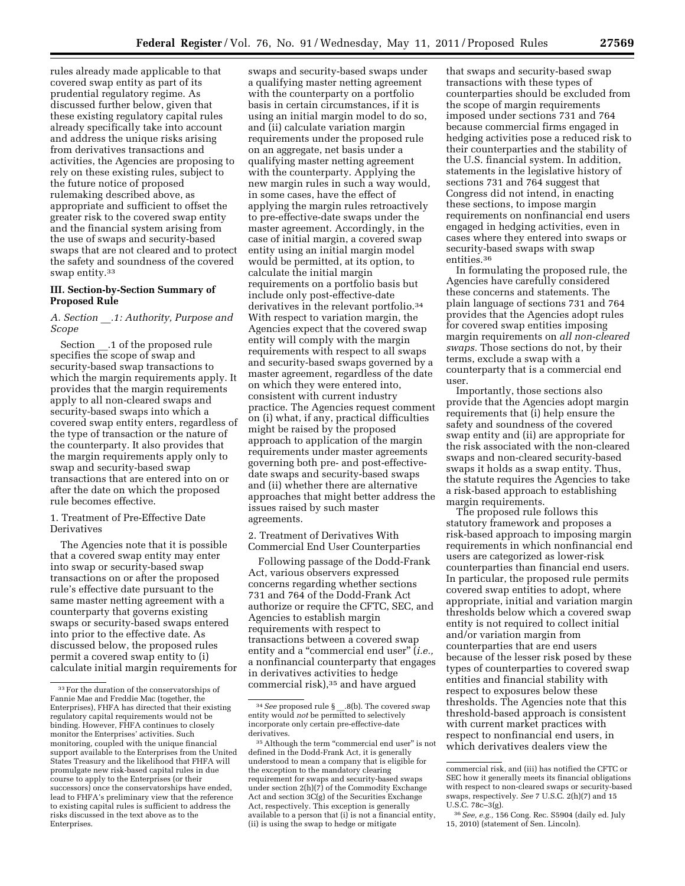rules already made applicable to that covered swap entity as part of its prudential regulatory regime. As discussed further below, given that these existing regulatory capital rules already specifically take into account and address the unique risks arising from derivatives transactions and activities, the Agencies are proposing to rely on these existing rules, subject to the future notice of proposed rulemaking described above, as appropriate and sufficient to offset the greater risk to the covered swap entity and the financial system arising from the use of swaps and security-based swaps that are not cleared and to protect the safety and soundness of the covered swap entity.[33]

### III. Section-by-Section Summary of Proposed Rule

#### *A. Section __.1: Authority, Purpose and Scope*

Section __.1 of the proposed rule specifies the scope of swap and security-based swap transactions to which the margin requirements apply. It provides that the margin requirements apply to all non-cleared swaps and security-based swaps into which a covered swap entity enters, regardless of the type of transaction or the nature of the counterparty. It also provides that the margin requirements apply only to swap and security-based swap transactions that are entered into on or after the date on which the proposed rule becomes effective.

##### 1. Treatment of Pre-Effective Date Derivatives

The Agencies note that it is possible that a covered swap entity may enter into swap or security-based swap transactions on or after the proposed rule's effective date pursuant to the same master netting agreement with a counterparty that governs existing swaps or security-based swaps entered into prior to the effective date. As discussed below, the proposed rules permit a covered swap entity to (i) calculate initial margin requirements for swaps and security-based swaps under a qualifying master netting agreement with the counterparty on a portfolio basis in certain circumstances, if it is using an initial margin model to do so, and (ii) calculate variation margin requirements under the proposed rule on an aggregate, net basis under a qualifying master netting agreement with the counterparty. Applying the new margin rules in such a way would, in some cases, have the effect of applying the margin rules retroactively to pre-effective-date swaps under the master agreement. Accordingly, in the case of initial margin, a covered swap entity using an initial margin model would be permitted, at its option, to calculate the initial margin requirements on a portfolio basis but include only post-effective-date derivatives in the relevant portfolio.[34] With respect to variation margin, the Agencies expect that the covered swap entity will comply with the margin requirements with respect to all swaps and security-based swaps governed by a master agreement, regardless of the date on which they were entered into, consistent with current industry practice. The Agencies request comment on (i) what, if any, practical difficulties might be raised by the proposed approach to application of the margin requirements under master agreements governing both pre- and post-effective-date swaps and security-based swaps and (ii) whether there are alternative approaches that might better address the issues raised by such master agreements.

##### 2. Treatment of Derivatives With Commercial End User Counterparties

Following passage of the Dodd-Frank Act, various observers expressed concerns regarding whether sections 731 and 764 of the Dodd-Frank Act authorize or require the CFTC, SEC, and Agencies to establish margin requirements with respect to transactions between a covered swap entity and a "commercial end user" (*i.e.,* a nonfinancial counterparty that engages in derivatives activities to hedge commercial risk),[35] and have argued that swaps and security-based swap transactions with these types of counterparties should be excluded from the scope of margin requirements imposed under sections 731 and 764 because commercial firms engaged in hedging activities pose a reduced risk to their counterparties and the stability of the U.S. financial system. In addition, statements in the legislative history of sections 731 and 764 suggest that Congress did not intend, in enacting these sections, to impose margin requirements on nonfinancial end users engaged in hedging activities, even in cases where they entered into swaps or security-based swaps with swap entities.[36]

In formulating the proposed rule, the Agencies have carefully considered these concerns and statements. The plain language of sections 731 and 764 provides that the Agencies adopt rules for covered swap entities imposing margin requirements on *all non-cleared swaps.* Those sections do not, by their terms, exclude a swap with a counterparty that is a commercial end user.

Importantly, those sections also provide that the Agencies adopt margin requirements that (i) help ensure the safety and soundness of the covered swap entity and (ii) are appropriate for the risk associated with the non-cleared swaps and non-cleared security-based swaps it holds as a swap entity. Thus, the statute requires the Agencies to take a risk-based approach to establishing margin requirements.

The proposed rule follows this statutory framework and proposes a risk-based approach to imposing margin requirements in which nonfinancial end users are categorized as lower-risk counterparties than financial end users. In particular, the proposed rule permits covered swap entities to adopt, where appropriate, initial and variation margin thresholds below which a covered swap entity is not required to collect initial and/or variation margin from counterparties that are end users because of the lesser risk posed by these types of counterparties to covered swap entities and financial stability with respect to exposures below these thresholds. The Agencies note that this threshold-based approach is consistent with current market practices with respect to nonfinancial end users, in which derivatives dealers view the

---

[33] For the duration of the conservatorships of Fannie Mae and Freddie Mac (together, the Enterprises), FHFA has directed that their existing regulatory capital requirements would not be binding. However, FHFA continues to closely monitor the Enterprises' activities. Such monitoring, coupled with the unique financial support available to the Enterprises from the United States Treasury and the likelihood that FHFA will promulgate new risk-based capital rules in due course to apply to the Enterprises (or their successors) once the conservatorships have ended, lead to FHFA's preliminary view that the reference to existing capital rules is sufficient to address the risks discussed in the text above as to the Enterprises.

[34] *See* proposed rule § __.8(b). The covered swap entity would *not* be permitted to selectively incorporate only certain pre-effective-date derivatives.

[35] Although the term "commercial end user" is not defined in the Dodd-Frank Act, it is generally understood to mean a company that is eligible for the exception to the mandatory clearing requirement for swaps and security-based swaps under section 2(h)(7) of the Commodity Exchange Act and section 3C(g) of the Securities Exchange Act, respectively. This exception is generally available to a person that (i) is not a financial entity, (ii) is using the swap to hedge or mitigate commercial risk, and (iii) has notified the CFTC or SEC how it generally meets its financial obligations with respect to non-cleared swaps or security-based swaps, respectively. *See* 7 U.S.C. 2(h)(7) and 15 U.S.C. 78c–3(g).

[36] *See, e.g.,* 156 Cong. Rec. S5904 (daily ed. July 15, 2010) (statement of Sen. Lincoln).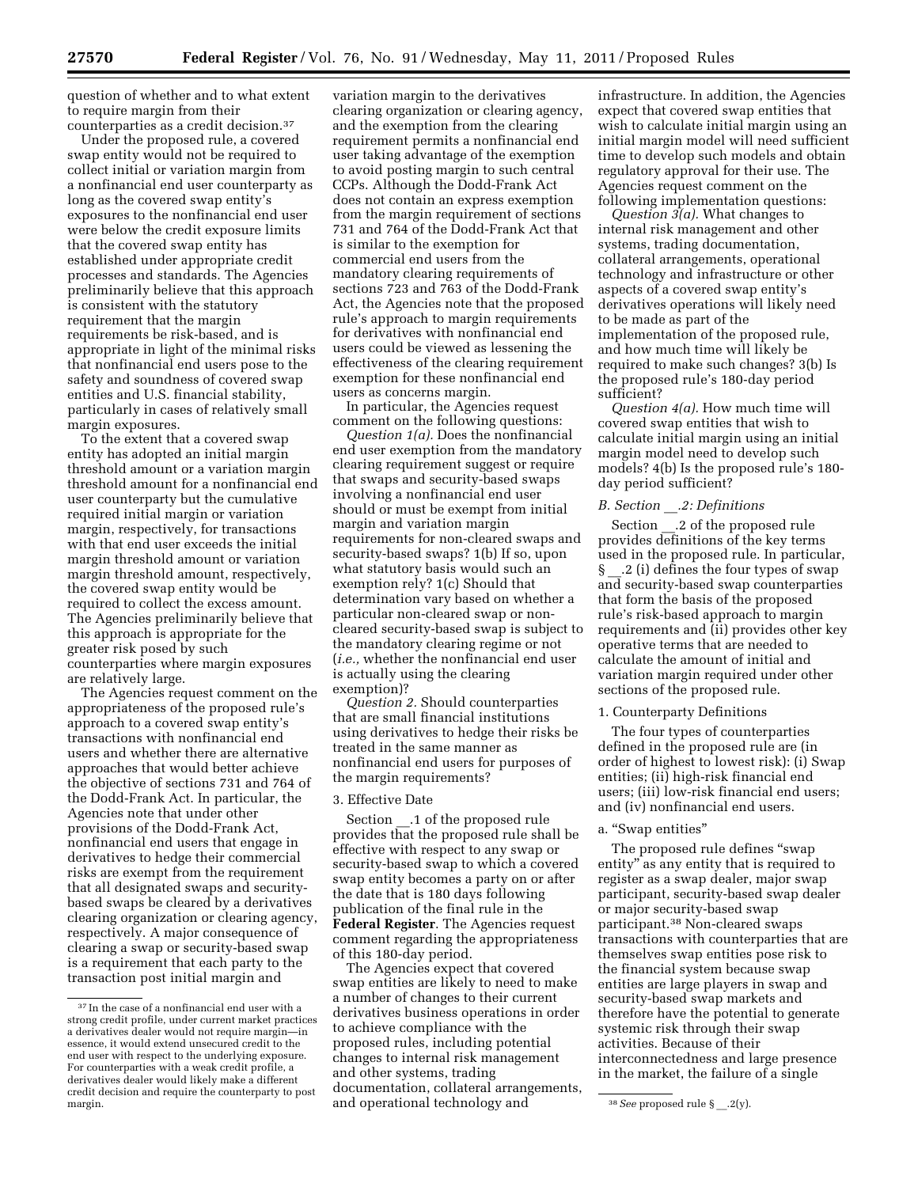question of whether and to what extent to require margin from their counterparties as a credit decision.[37]

Under the proposed rule, a covered swap entity would not be required to collect initial or variation margin from a nonfinancial end user counterparty as long as the covered swap entity's exposures to the nonfinancial end user were below the credit exposure limits that the covered swap entity has established under appropriate credit processes and standards. The Agencies preliminarily believe that this approach is consistent with the statutory requirement that the margin requirements be risk-based, and is appropriate in light of the minimal risks that nonfinancial end users pose to the safety and soundness of covered swap entities and U.S. financial stability, particularly in cases of relatively small margin exposures.

To the extent that a covered swap entity has adopted an initial margin threshold amount or a variation margin threshold amount for a nonfinancial end user counterparty but the cumulative required initial margin or variation margin, respectively, for transactions with that end user exceeds the initial margin threshold amount or variation margin threshold amount, respectively, the covered swap entity would be required to collect the excess amount. The Agencies preliminarily believe that this approach is appropriate for the greater risk posed by such counterparties where margin exposures are relatively large.

The Agencies request comment on the appropriateness of the proposed rule's approach to a covered swap entity's transactions with nonfinancial end users and whether there are alternative approaches that would better achieve the objective of sections 731 and 764 of the Dodd-Frank Act. In particular, the Agencies note that under other provisions of the Dodd-Frank Act, nonfinancial end users that engage in derivatives to hedge their commercial risks are exempt from the requirement that all designated swaps and security-based swaps be cleared by a derivatives clearing organization or clearing agency, respectively. A major consequence of clearing a swap or security-based swap is a requirement that each party to the transaction post initial margin and variation margin to the derivatives clearing organization or clearing agency, and the exemption from the clearing requirement permits a nonfinancial end user taking advantage of the exemption to avoid posting margin to such central CCPs. Although the Dodd-Frank Act does not contain an express exemption from the margin requirement of sections 731 and 764 of the Dodd-Frank Act that is similar to the exemption for commercial end users from the mandatory clearing requirements of sections 723 and 763 of the Dodd-Frank Act, the Agencies note that the proposed rule's approach to margin requirements for derivatives with nonfinancial end users could be viewed as lessening the effectiveness of the clearing requirement exemption for these nonfinancial end users as concerns margin.

In particular, the Agencies request comment on the following questions:

*Question 1(a).* Does the nonfinancial end user exemption from the mandatory clearing requirement suggest or require that swaps and security-based swaps involving a nonfinancial end user should or must be exempt from initial margin and variation margin requirements for non-cleared swaps and security-based swaps? 1(b) If so, upon what statutory basis would such an exemption rely? 1(c) Should that determination vary based on whether a particular non-cleared swap or non-cleared security-based swap is subject to the mandatory clearing regime or not (*i.e.,* whether the nonfinancial end user is actually using the clearing exemption)?

*Question 2.* Should counterparties that are small financial institutions using derivatives to hedge their risks be treated in the same manner as nonfinancial end users for purposes of the margin requirements?

3. Effective Date

Section __.1 of the proposed rule provides that the proposed rule shall be effective with respect to any swap or security-based swap to which a covered swap entity becomes a party on or after the date that is 180 days following publication of the final rule in the **Federal Register**. The Agencies request comment regarding the appropriateness of this 180-day period.

The Agencies expect that covered swap entities are likely to need to make a number of changes to their current derivatives business operations in order to achieve compliance with the proposed rules, including potential changes to internal risk management and other systems, trading documentation, collateral arrangements, and operational technology and infrastructure. In addition, the Agencies expect that covered swap entities that wish to calculate initial margin using an initial margin model will need sufficient time to develop such models and obtain regulatory approval for their use. The Agencies request comment on the following implementation questions:

*Question 3(a).* What changes to internal risk management and other systems, trading documentation, collateral arrangements, operational technology and infrastructure or other aspects of a covered swap entity's derivatives operations will likely need to be made as part of the implementation of the proposed rule, and how much time will likely be required to make such changes? 3(b) Is the proposed rule's 180-day period sufficient?

*Question 4(a).* How much time will covered swap entities that wish to calculate initial margin using an initial margin model need to develop such models? 4(b) Is the proposed rule's 180-day period sufficient?

### *B. Section __.2: Definitions*

Section __.2 of the proposed rule provides definitions of the key terms used in the proposed rule. In particular, § __.2 (i) defines the four types of swap and security-based swap counterparties that form the basis of the proposed rule's risk-based approach to margin requirements and (ii) provides other key operative terms that are needed to calculate the amount of initial and variation margin required under other sections of the proposed rule.

1. Counterparty Definitions

The four types of counterparties defined in the proposed rule are (in order of highest to lowest risk): (i) Swap entities; (ii) high-risk financial end users; (iii) low-risk financial end users; and (iv) nonfinancial end users.

a. "Swap entities"

The proposed rule defines "swap entity" as any entity that is required to register as a swap dealer, major swap participant, security-based swap dealer or major security-based swap participant.[38] Non-cleared swaps transactions with counterparties that are themselves swap entities pose risk to the financial system because swap entities are large players in swap and security-based swap markets and therefore have the potential to generate systemic risk through their swap activities. Because of their interconnectedness and large presence in the market, the failure of a single

---

[37] In the case of a nonfinancial end user with a strong credit profile, under current market practices a derivatives dealer would not require margin—in essence, it would extend unsecured credit to the end user with respect to the underlying exposure. For counterparties with a weak credit profile, a derivatives dealer would likely make a different credit decision and require the counterparty to post margin.

[38] *See* proposed rule § __.2(y).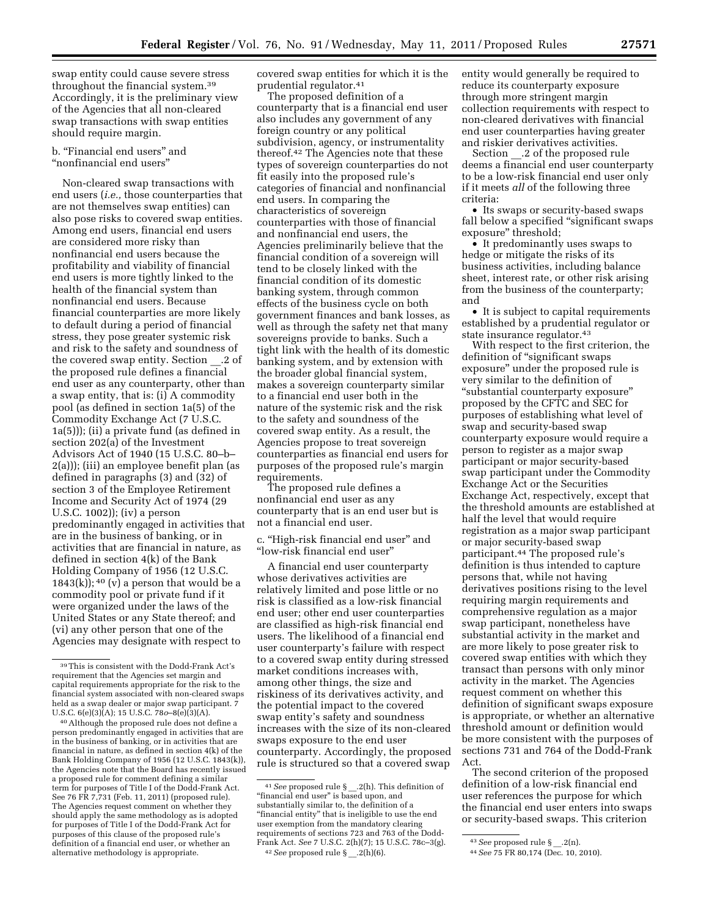swap entity could cause severe stress throughout the financial system.[39] Accordingly, it is the preliminary view of the Agencies that all non-cleared swap transactions with swap entities should require margin.

b. "Financial end users" and "nonfinancial end users"

Non-cleared swap transactions with end users (*i.e.,* those counterparties that are not themselves swap entities) can also pose risks to covered swap entities. Among end users, financial end users are considered more risky than nonfinancial end users because the profitability and viability of financial end users is more tightly linked to the health of the financial system than nonfinancial end users. Because financial counterparties are more likely to default during a period of financial stress, they pose greater systemic risk and risk to the safety and soundness of the covered swap entity. Section __.2 of the proposed rule defines a financial end user as any counterparty, other than a swap entity, that is: (i) A commodity pool (as defined in section 1a(5) of the Commodity Exchange Act (7 U.S.C. 1a(5))); (ii) a private fund (as defined in section 202(a) of the Investment Advisors Act of 1940 (15 U.S.C. 80–b–2(a))); (iii) an employee benefit plan (as defined in paragraphs (3) and (32) of section 3 of the Employee Retirement Income and Security Act of 1974 (29 U.S.C. 1002)); (iv) a person predominantly engaged in activities that are in the business of banking, or in activities that are financial in nature, as defined in section 4(k) of the Bank Holding Company of 1956 (12 U.S.C. 1843(k));[40] (v) a person that would be a commodity pool or private fund if it were organized under the laws of the United States or any State thereof; and (vi) any other person that one of the Agencies may designate with respect to covered swap entities for which it is the prudential regulator.[41]

The proposed definition of a counterparty that is a financial end user also includes any government of any foreign country or any political subdivision, agency, or instrumentality thereof.[42] The Agencies note that these types of sovereign counterparties do not fit easily into the proposed rule's categories of financial and nonfinancial end users. In comparing the characteristics of sovereign counterparties with those of financial and nonfinancial end users, the Agencies preliminarily believe that the financial condition of a sovereign will tend to be closely linked with the financial condition of its domestic banking system, through common effects of the business cycle on both government finances and bank losses, as well as through the safety net that many sovereigns provide to banks. Such a tight link with the health of its domestic banking system, and by extension with the broader global financial system, makes a sovereign counterparty similar to a financial end user both in the nature of the systemic risk and the risk to the safety and soundness of the covered swap entity. As a result, the Agencies propose to treat sovereign counterparties as financial end users for purposes of the proposed rule's margin requirements.

The proposed rule defines a nonfinancial end user as any counterparty that is an end user but is not a financial end user.

c. "High-risk financial end user" and "low-risk financial end user"

A financial end user counterparty whose derivatives activities are relatively limited and pose little or no risk is classified as a low-risk financial end user; other end user counterparties are classified as high-risk financial end users. The likelihood of a financial end user counterparty's failure with respect to a covered swap entity during stressed market conditions increases with, among other things, the size and riskiness of its derivatives activity, and the potential impact to the covered swap entity's safety and soundness increases with the size of its non-cleared swaps exposure to the end user counterparty. Accordingly, the proposed rule is structured so that a covered swap entity would generally be required to reduce its counterparty exposure through more stringent margin collection requirements with respect to non-cleared derivatives with financial end user counterparties having greater and riskier derivatives activities.

Section __.2 of the proposed rule deems a financial end user counterparty to be a low-risk financial end user only if it meets *all* of the following three criteria:

- Its swaps or security-based swaps fall below a specified "significant swaps exposure" threshold;
- It predominantly uses swaps to hedge or mitigate the risks of its business activities, including balance sheet, interest rate, or other risk arising from the business of the counterparty; and
- It is subject to capital requirements established by a prudential regulator or state insurance regulator.[43]

With respect to the first criterion, the definition of "significant swaps exposure" under the proposed rule is very similar to the definition of "substantial counterparty exposure" proposed by the CFTC and SEC for purposes of establishing what level of swap and security-based swap counterparty exposure would require a person to register as a major swap participant or major security-based swap participant under the Commodity Exchange Act or the Securities Exchange Act, respectively, except that the threshold amounts are established at half the level that would require registration as a major swap participant or major security-based swap participant.[44] The proposed rule's definition is thus intended to capture persons that, while not having derivatives positions rising to the level requiring margin requirements and comprehensive regulation as a major swap participant, nonetheless have substantial activity in the market and are more likely to pose greater risk to covered swap entities with which they transact than persons with only minor activity in the market. The Agencies request comment on whether this definition of significant swaps exposure is appropriate, or whether an alternative threshold amount or definition would be more consistent with the purposes of sections 731 and 764 of the Dodd-Frank Act.

The second criterion of the proposed definition of a low-risk financial end user references the purpose for which the financial end user enters into swaps or security-based swaps. This criterion

---

[39] This is consistent with the Dodd-Frank Act's requirement that the Agencies set margin and capital requirements appropriate for the risk to the financial system associated with non-cleared swaps held as a swap dealer or major swap participant. 7 U.S.C. 6(e)(3)(A); 15 U.S.C. 78*o*–8(e)(3)(A).

[40] Although the proposed rule does not define a person predominantly engaged in activities that are in the business of banking, or in activities that are financial in nature, as defined in section 4(k) of the Bank Holding Company of 1956 (12 U.S.C. 1843(k)), the Agencies note that the Board has recently issued a proposed rule for comment defining a similar term for purposes of Title I of the Dodd-Frank Act. See 76 FR 7,731 (Feb. 11, 2011) (proposed rule). The Agencies request comment on whether they should apply the same methodology as is adopted for purposes of Title I of the Dodd-Frank Act for purposes of this clause of the proposed rule's definition of a financial end user, or whether an alternative methodology is appropriate.

[41] *See* proposed rule § __.2(h). This definition of "financial end user" is based upon, and substantially similar to, the definition of a "financial entity" that is ineligible to use the end user exemption from the mandatory clearing requirements of sections 723 and 763 of the Dodd-Frank Act. *See* 7 U.S.C. 2(h)(7); 15 U.S.C. 78c–3(g).

[42] *See* proposed rule § __.2(h)(6).

[43] *See* proposed rule § __.2(n).

[44] *See* 75 FR 80,174 (Dec. 10, 2010).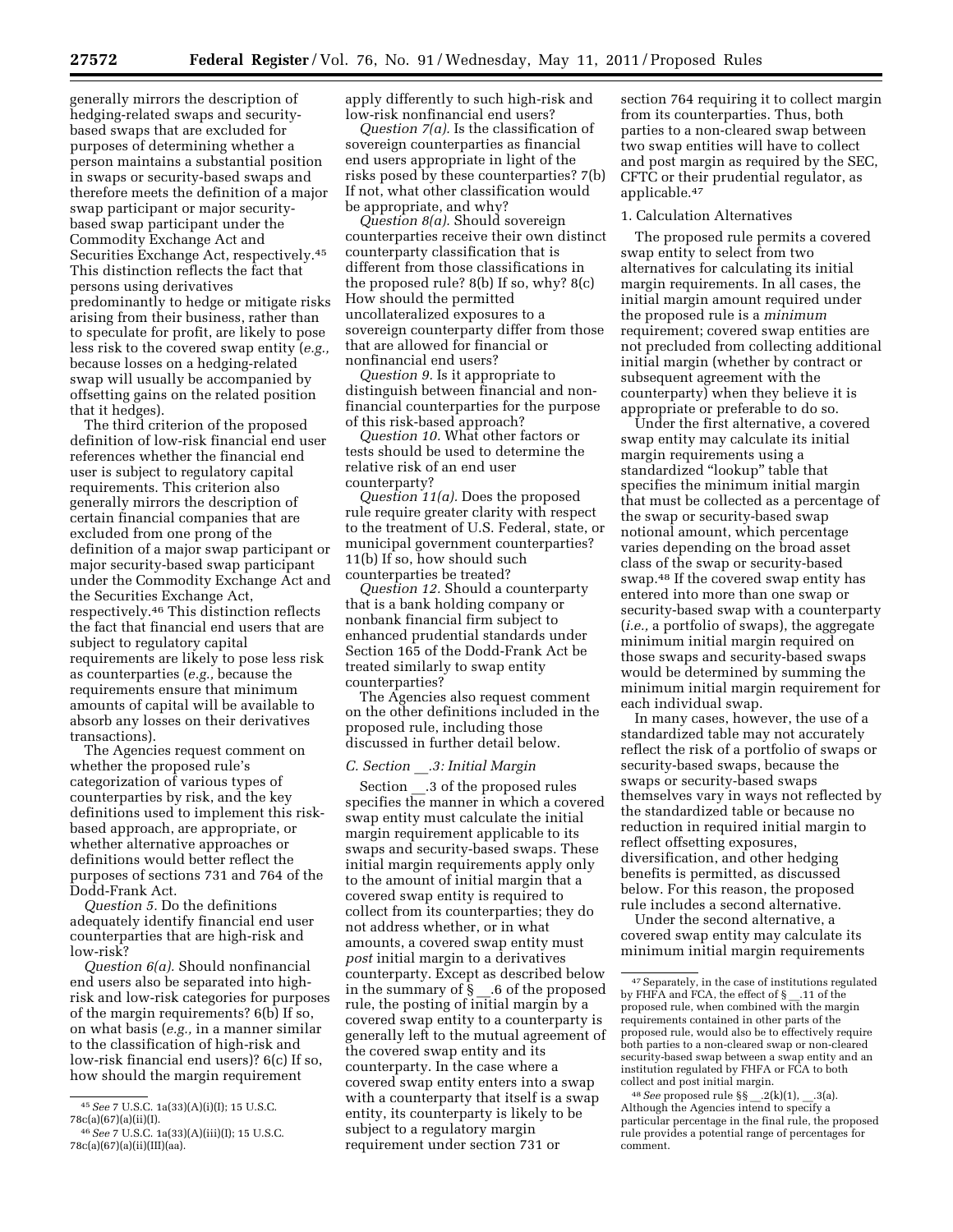generally mirrors the description of hedging-related swaps and security-based swaps that are excluded for purposes of determining whether a person maintains a substantial position in swaps or security-based swaps and therefore meets the definition of a major swap participant or major security-based swap participant under the Commodity Exchange Act and Securities Exchange Act, respectively.[45] This distinction reflects the fact that persons using derivatives predominantly to hedge or mitigate risks arising from their business, rather than to speculate for profit, are likely to pose less risk to the covered swap entity (*e.g.,* because losses on a hedging-related swap will usually be accompanied by offsetting gains on the related position that it hedges).

The third criterion of the proposed definition of low-risk financial end user references whether the financial end user is subject to regulatory capital requirements. This criterion also generally mirrors the description of certain financial companies that are excluded from one prong of the definition of a major swap participant or major security-based swap participant under the Commodity Exchange Act and the Securities Exchange Act, respectively.[46] This distinction reflects the fact that financial end users that are subject to regulatory capital requirements are likely to pose less risk as counterparties (*e.g.,* because the requirements ensure that minimum amounts of capital will be available to absorb any losses on their derivatives transactions).

The Agencies request comment on whether the proposed rule's categorization of various types of counterparties by risk, and the key definitions used to implement this risk-based approach, are appropriate, or whether alternative approaches or definitions would better reflect the purposes of sections 731 and 764 of the Dodd-Frank Act.

*Question 5.* Do the definitions adequately identify financial end user counterparties that are high-risk and low-risk?

*Question 6(a).* Should nonfinancial end users also be separated into high-risk and low-risk categories for purposes of the margin requirements? 6(b) If so, on what basis (*e.g.,* in a manner similar to the classification of high-risk and low-risk financial end users)? 6(c) If so, how should the margin requirement apply differently to such high-risk and low-risk nonfinancial end users?

*Question 7(a).* Is the classification of sovereign counterparties as financial end users appropriate in light of the risks posed by these counterparties? 7(b) If not, what other classification would be appropriate, and why?

*Question 8(a).* Should sovereign counterparties receive their own distinct counterparty classification that is different from those classifications in the proposed rule? 8(b) If so, why? 8(c) How should the permitted uncollateralized exposures to a sovereign counterparty differ from those that are allowed for financial or nonfinancial end users?

*Question 9.* Is it appropriate to distinguish between financial and non-financial counterparties for the purpose of this risk-based approach?

*Question 10.* What other factors or tests should be used to determine the relative risk of an end user counterparty?

*Question 11(a).* Does the proposed rule require greater clarity with respect to the treatment of U.S. Federal, state, or municipal government counterparties? 11(b) If so, how should such counterparties be treated?

*Question 12.* Should a counterparty that is a bank holding company or nonbank financial firm subject to enhanced prudential standards under Section 165 of the Dodd-Frank Act be treated similarly to swap entity counterparties?

The Agencies also request comment on the other definitions included in the proposed rule, including those discussed in further detail below.

### *C. Section __.3: Initial Margin*

Section __.3 of the proposed rules specifies the manner in which a covered swap entity must calculate the initial margin requirement applicable to its swaps and security-based swaps. These initial margin requirements apply only to the amount of initial margin that a covered swap entity is required to collect from its counterparties; they do not address whether, or in what amounts, a covered swap entity must *post* initial margin to a derivatives counterparty. Except as described below in the summary of § __.6 of the proposed rule, the posting of initial margin by a covered swap entity to a counterparty is generally left to the mutual agreement of the covered swap entity and its counterparty. In the case where a covered swap entity enters into a swap with a counterparty that itself is a swap entity, its counterparty is likely to be subject to a regulatory margin requirement under section 731 or section 764 requiring it to collect margin from its counterparties. Thus, both parties to a non-cleared swap between two swap entities will have to collect and post margin as required by the SEC, CFTC or their prudential regulator, as applicable.[47]

#### 1. Calculation Alternatives

The proposed rule permits a covered swap entity to select from two alternatives for calculating its initial margin requirements. In all cases, the initial margin amount required under the proposed rule is a *minimum* requirement; covered swap entities are not precluded from collecting additional initial margin (whether by contract or subsequent agreement with the counterparty) when they believe it is appropriate or preferable to do so.

Under the first alternative, a covered swap entity may calculate its initial margin requirements using a standardized "lookup" table that specifies the minimum initial margin that must be collected as a percentage of the swap or security-based swap notional amount, which percentage varies depending on the broad asset class of the swap or security-based swap.[48] If the covered swap entity has entered into more than one swap or security-based swap with a counterparty (*i.e.,* a portfolio of swaps), the aggregate minimum initial margin required on those swaps and security-based swaps would be determined by summing the minimum initial margin requirement for each individual swap.

In many cases, however, the use of a standardized table may not accurately reflect the risk of a portfolio of swaps or security-based swaps, because the swaps or security-based swaps themselves vary in ways not reflected by the standardized table or because no reduction in required initial margin to reflect offsetting exposures, diversification, and other hedging benefits is permitted, as discussed below. For this reason, the proposed rule includes a second alternative.

Under the second alternative, a covered swap entity may calculate its minimum initial margin requirements

---

[45] *See* 7 U.S.C. 1a(33)(A)(i)(I); 15 U.S.C. 78c(a)(67)(a)(ii)(I).

[46] *See* 7 U.S.C. 1a(33)(A)(iii)(I); 15 U.S.C. 78c(a)(67)(a)(ii)(III)(aa).

[47] Separately, in the case of institutions regulated by FHFA and FCA, the effect of § __.11 of the proposed rule, when combined with the margin requirements contained in other parts of the proposed rule, would also be to effectively require both parties to a non-cleared swap or non-cleared security-based swap between a swap entity and an institution regulated by FHFA or FCA to both collect and post initial margin.

[48] *See* proposed rule §§ __.2(k)(1), __.3(a). Although the Agencies intend to specify a particular percentage in the final rule, the proposed rule provides a potential range of percentages for comment.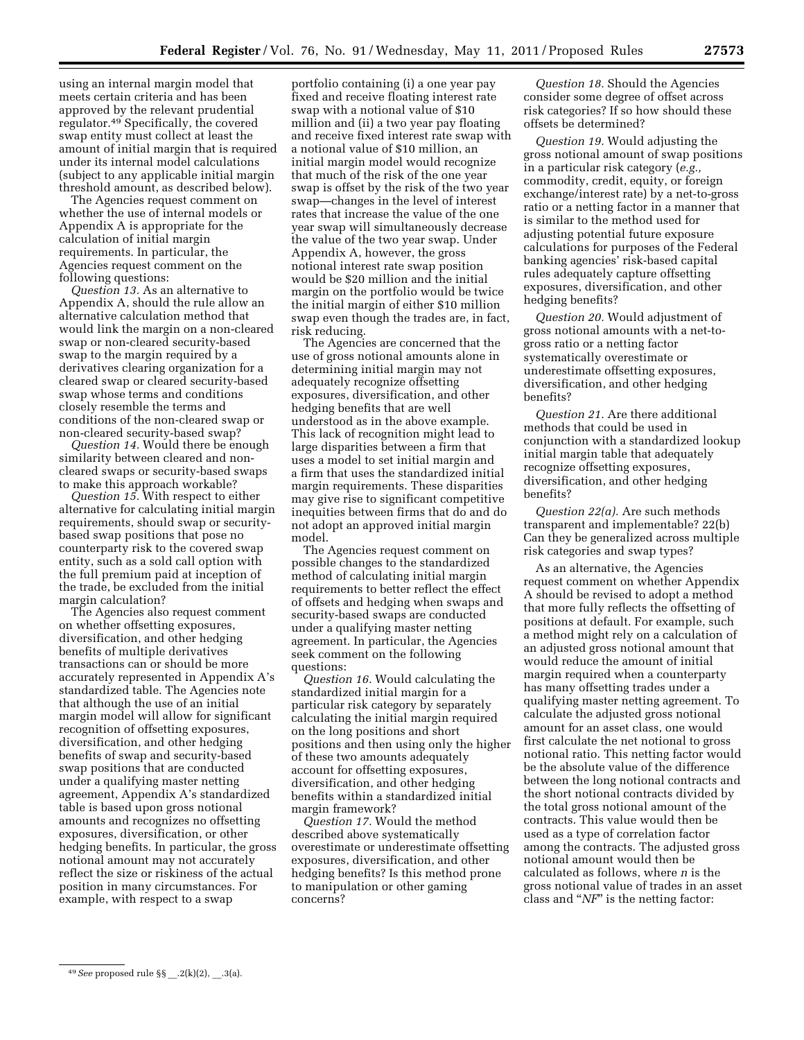using an internal margin model that meets certain criteria and has been approved by the relevant prudential regulator.[49] Specifically, the covered swap entity must collect at least the amount of initial margin that is required under its internal model calculations (subject to any applicable initial margin threshold amount, as described below).

The Agencies request comment on whether the use of internal models or Appendix A is appropriate for the calculation of initial margin requirements. In particular, the Agencies request comment on the following questions:

*Question 13.* As an alternative to Appendix A, should the rule allow an alternative calculation method that would link the margin on a non-cleared swap or non-cleared security-based swap to the margin required by a derivatives clearing organization for a cleared swap or cleared security-based swap whose terms and conditions closely resemble the terms and conditions of the non-cleared swap or non-cleared security-based swap?

*Question 14.* Would there be enough similarity between cleared and non-cleared swaps or security-based swaps to make this approach workable?

*Question 15.* With respect to either alternative for calculating initial margin requirements, should swap or security-based swap positions that pose no counterparty risk to the covered swap entity, such as a sold call option with the full premium paid at inception of the trade, be excluded from the initial margin calculation?

The Agencies also request comment on whether offsetting exposures, diversification, and other hedging benefits of multiple derivatives transactions can or should be more accurately represented in Appendix A's standardized table. The Agencies note that although the use of an initial margin model will allow for significant recognition of offsetting exposures, diversification, and other hedging benefits of swap and security-based swap positions that are conducted under a qualifying master netting agreement, Appendix A's standardized table is based upon gross notional amounts and recognizes no offsetting exposures, diversification, or other hedging benefits. In particular, the gross notional amount may not accurately reflect the size or riskiness of the actual position in many circumstances. For example, with respect to a swap portfolio containing (i) a one year pay fixed and receive floating interest rate swap with a notional value of $10 million and (ii) a two year pay floating and receive fixed interest rate swap with a notional value of $10 million, an initial margin model would recognize that much of the risk of the one year swap is offset by the risk of the two year swap—changes in the level of interest rates that increase the value of the one year swap will simultaneously decrease the value of the two year swap. Under Appendix A, however, the gross notional interest rate swap position would be $20 million and the initial margin on the portfolio would be twice the initial margin of either $10 million swap even though the trades are, in fact, risk reducing.

The Agencies are concerned that the use of gross notional amounts alone in determining initial margin may not adequately recognize offsetting exposures, diversification, and other hedging benefits that are well understood as in the above example. This lack of recognition might lead to large disparities between a firm that uses a model to set initial margin and a firm that uses the standardized initial margin requirements. These disparities may give rise to significant competitive inequities between firms that do and do not adopt an approved initial margin model.

The Agencies request comment on possible changes to the standardized method of calculating initial margin requirements to better reflect the effect of offsets and hedging when swaps and security-based swaps are conducted under a qualifying master netting agreement. In particular, the Agencies seek comment on the following questions:

*Question 16.* Would calculating the standardized initial margin for a particular risk category by separately calculating the initial margin required on the long positions and short positions and then using only the higher of these two amounts adequately account for offsetting exposures, diversification, and other hedging benefits within a standardized initial margin framework?

*Question 17.* Would the method described above systematically overestimate or underestimate offsetting exposures, diversification, and other hedging benefits? Is this method prone to manipulation or other gaming concerns?

*Question 18.* Should the Agencies consider some degree of offset across risk categories? If so how should these offsets be determined?

*Question 19.* Would adjusting the gross notional amount of swap positions in a particular risk category (*e.g.,* commodity, credit, equity, or foreign exchange/interest rate) by a net-to-gross ratio or a netting factor in a manner that is similar to the method used for adjusting potential future exposure calculations for purposes of the Federal banking agencies' risk-based capital rules adequately capture offsetting exposures, diversification, and other hedging benefits?

*Question 20.* Would adjustment of gross notional amounts with a net-to-gross ratio or a netting factor systematically overestimate or underestimate offsetting exposures, diversification, and other hedging benefits?

*Question 21.* Are there additional methods that could be used in conjunction with a standardized lookup initial margin table that adequately recognize offsetting exposures, diversification, and other hedging benefits?

*Question 22(a).* Are such methods transparent and implementable? 22(b) Can they be generalized across multiple risk categories and swap types?

As an alternative, the Agencies request comment on whether Appendix A should be revised to adopt a method that more fully reflects the offsetting of positions at default. For example, such a method might rely on a calculation of an adjusted gross notional amount that would reduce the amount of initial margin required when a counterparty has many offsetting trades under a qualifying master netting agreement. To calculate the adjusted gross notional amount for an asset class, one would first calculate the net notional to gross notional ratio. This netting factor would be the absolute value of the difference between the long notional contracts and the short notional contracts divided by the total gross notional amount of the contracts. This value would then be used as a type of correlation factor among the contracts. The adjusted gross notional amount would then be calculated as follows, where *n* is the gross notional value of trades in an asset class and "*NF*" is the netting factor:

---

[49] *See* proposed rule §§ __.2(k)(2), __.3(a).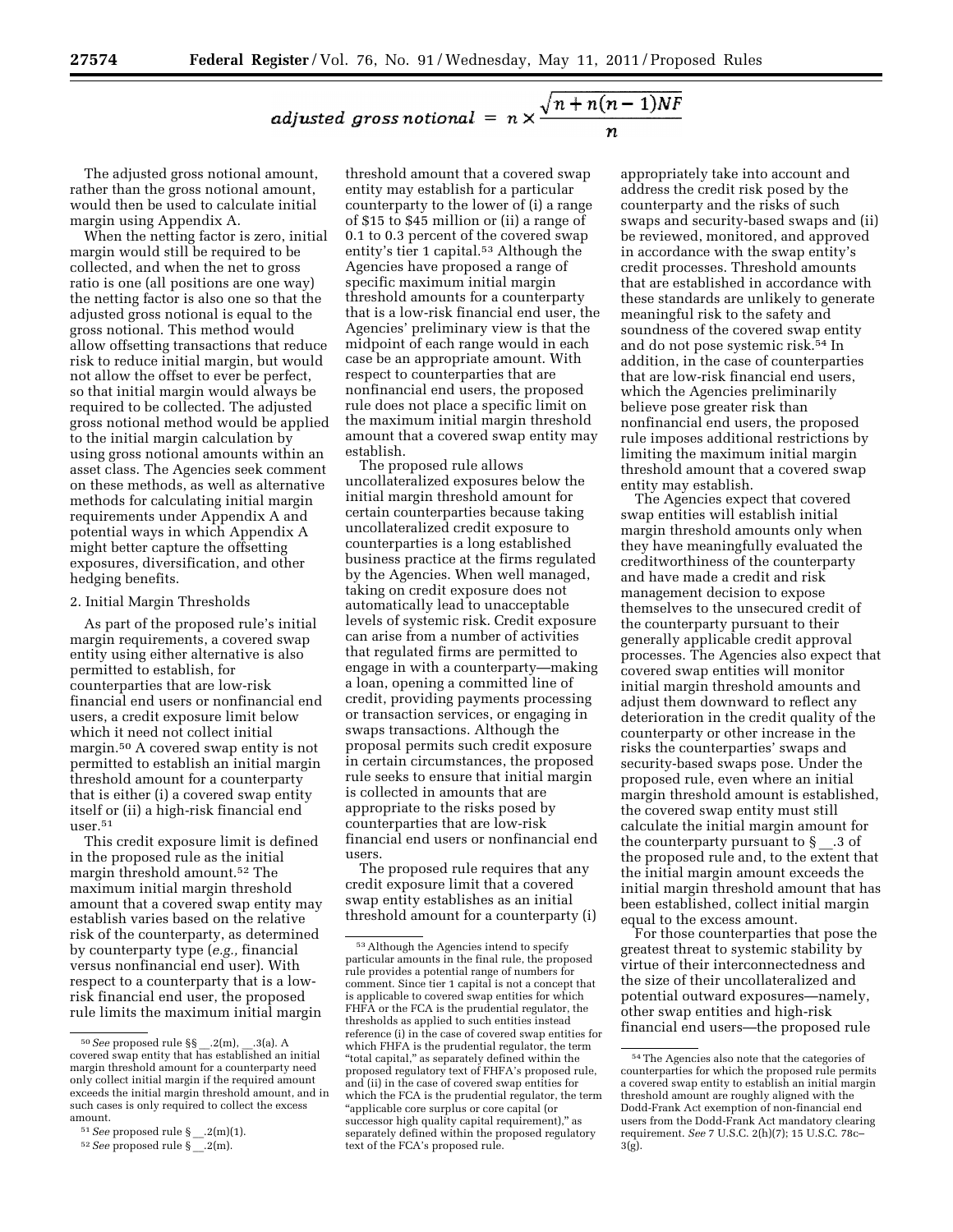$$adjusted\ gross\ notional = n \times \frac{\sqrt{n + n(n-1)NF}}{n}$$

The adjusted gross notional amount, rather than the gross notional amount, would then be used to calculate initial margin using Appendix A.

When the netting factor is zero, initial margin would still be required to be collected, and when the net to gross ratio is one (all positions are one way) the netting factor is also one so that the adjusted gross notional is equal to the gross notional. This method would allow offsetting transactions that reduce risk to reduce initial margin, but would not allow the offset to ever be perfect, so that initial margin would always be required to be collected. The adjusted gross notional method would be applied to the initial margin calculation by using gross notional amounts within an asset class. The Agencies seek comment on these methods, as well as alternative methods for calculating initial margin requirements under Appendix A and potential ways in which Appendix A might better capture the offsetting exposures, diversification, and other hedging benefits.

2. Initial Margin Thresholds

As part of the proposed rule's initial margin requirements, a covered swap entity using either alternative is also permitted to establish, for counterparties that are low-risk financial end users or nonfinancial end users, a credit exposure limit below which it need not collect initial margin.[50] A covered swap entity is not permitted to establish an initial margin threshold amount for a counterparty that is either (i) a covered swap entity itself or (ii) a high-risk financial end user.[51]

This credit exposure limit is defined in the proposed rule as the initial margin threshold amount.[52] The maximum initial margin threshold amount that a covered swap entity may establish varies based on the relative risk of the counterparty, as determined by counterparty type (*e.g.,* financial versus nonfinancial end user). With respect to a counterparty that is a low-risk financial end user, the proposed rule limits the maximum initial margin threshold amount that a covered swap entity may establish for a particular counterparty to the lower of (i) a range of $15 to $45 million or (ii) a range of 0.1 to 0.3 percent of the covered swap entity's tier 1 capital.[53] Although the Agencies have proposed a range of specific maximum initial margin threshold amounts for a counterparty that is a low-risk financial end user, the Agencies' preliminary view is that the midpoint of each range would in each case be an appropriate amount. With respect to counterparties that are nonfinancial end users, the proposed rule does not place a specific limit on the maximum initial margin threshold amount that a covered swap entity may establish.

The proposed rule allows uncollateralized exposures below the initial margin threshold amount for certain counterparties because taking uncollateralized credit exposure to counterparties is a long established business practice at the firms regulated by the Agencies. When well managed, taking on credit exposure does not automatically lead to unacceptable levels of systemic risk. Credit exposure can arise from a number of activities that regulated firms are permitted to engage in with a counterparty—making a loan, opening a committed line of credit, providing payments processing or transaction services, or engaging in swaps transactions. Although the proposal permits such credit exposure in certain circumstances, the proposed rule seeks to ensure that initial margin is collected in amounts that are appropriate to the risks posed by counterparties that are low-risk financial end users or nonfinancial end users.

The proposed rule requires that any credit exposure limit that a covered swap entity establishes as an initial threshold amount for a counterparty (i) appropriately take into account and address the credit risk posed by the counterparty and the risks of such swaps and security-based swaps and (ii) be reviewed, monitored, and approved in accordance with the swap entity's credit processes. Threshold amounts that are established in accordance with these standards are unlikely to generate meaningful risk to the safety and soundness of the covered swap entity and do not pose systemic risk.[54] In addition, in the case of counterparties that are low-risk financial end users, which the Agencies preliminarily believe pose greater risk than nonfinancial end users, the proposed rule imposes additional restrictions by limiting the maximum initial margin threshold amount that a covered swap entity may establish.

The Agencies expect that covered swap entities will establish initial margin threshold amounts only when they have meaningfully evaluated the creditworthiness of the counterparty and have made a credit and risk management decision to expose themselves to the unsecured credit of the counterparty pursuant to their generally applicable credit approval processes. The Agencies also expect that covered swap entities will monitor initial margin threshold amounts and adjust them downward to reflect any deterioration in the credit quality of the counterparty or other increase in the risks the counterparties' swaps and security-based swaps pose. Under the proposed rule, even where an initial margin threshold amount is established, the covered swap entity must still calculate the initial margin amount for the counterparty pursuant to § __.3 of the proposed rule and, to the extent that the initial margin amount exceeds the initial margin threshold amount that has been established, collect initial margin equal to the excess amount.

For those counterparties that pose the greatest threat to systemic stability by virtue of their interconnectedness and the size of their uncollateralized and potential outward exposures—namely, other swap entities and high-risk financial end users—the proposed rule

---

[50] *See* proposed rule §§ __.2(m), __.3(a). A covered swap entity that has established an initial margin threshold amount for a counterparty need only collect initial margin if the required amount exceeds the initial margin threshold amount, and in such cases is only required to collect the excess amount.

[51] *See* proposed rule § __.2(m)(1).

[52] *See* proposed rule § __.2(m).

[53] Although the Agencies intend to specify particular amounts in the final rule, the proposed rule provides a potential range of numbers for comment. Since tier 1 capital is not a concept that is applicable to covered swap entities for which FHFA or the FCA is the prudential regulator, the thresholds as applied to such entities instead reference (i) in the case of covered swap entities for which FHFA is the prudential regulator, the term "total capital," as separately defined within the proposed regulatory text of FHFA's proposed rule, and (ii) in the case of covered swap entities for which the FCA is the prudential regulator, the term "applicable core surplus or core capital (or successor high quality capital requirement)," as separately defined within the proposed regulatory text of the FCA's proposed rule.

[54] The Agencies also note that the categories of counterparties for which the proposed rule permits a covered swap entity to establish an initial margin threshold amount are roughly aligned with the Dodd-Frank Act exemption of non-financial end users from the Dodd-Frank Act mandatory clearing requirement. *See* 7 U.S.C. 2(h)(7); 15 U.S.C. 78c–3(g).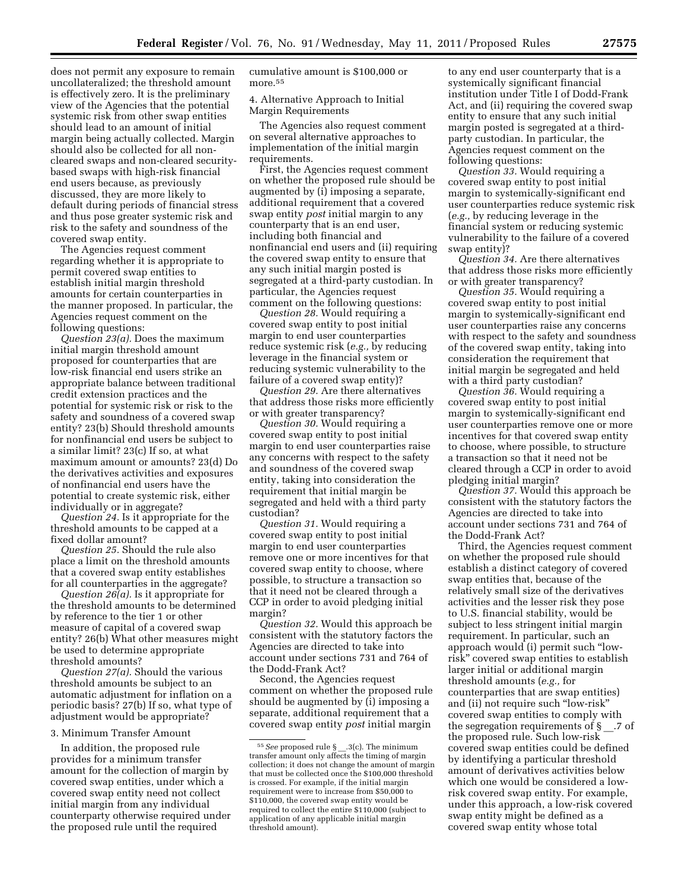does not permit any exposure to remain uncollateralized; the threshold amount is effectively zero. It is the preliminary view of the Agencies that the potential systemic risk from other swap entities should lead to an amount of initial margin being actually collected. Margin should also be collected for all non-cleared swaps and non-cleared security-based swaps with high-risk financial end users because, as previously discussed, they are more likely to default during periods of financial stress and thus pose greater systemic risk and risk to the safety and soundness of the covered swap entity.

The Agencies request comment regarding whether it is appropriate to permit covered swap entities to establish initial margin threshold amounts for certain counterparties in the manner proposed. In particular, the Agencies request comment on the following questions:

*Question 23(a).* Does the maximum initial margin threshold amount proposed for counterparties that are low-risk financial end users strike an appropriate balance between traditional credit extension practices and the potential for systemic risk or risk to the safety and soundness of a covered swap entity? 23(b) Should threshold amounts for nonfinancial end users be subject to a similar limit? 23(c) If so, at what maximum amount or amounts? 23(d) Do the derivatives activities and exposures of nonfinancial end users have the potential to create systemic risk, either individually or in aggregate?

*Question 24.* Is it appropriate for the threshold amounts to be capped at a fixed dollar amount?

*Question 25.* Should the rule also place a limit on the threshold amounts that a covered swap entity establishes for all counterparties in the aggregate?

*Question 26(a).* Is it appropriate for the threshold amounts to be determined by reference to the tier 1 or other measure of capital of a covered swap entity? 26(b) What other measures might be used to determine appropriate threshold amounts?

*Question 27(a).* Should the various threshold amounts be subject to an automatic adjustment for inflation on a periodic basis? 27(b) If so, what type of adjustment would be appropriate?

3. Minimum Transfer Amount

In addition, the proposed rule provides for a minimum transfer amount for the collection of margin by covered swap entities, under which a covered swap entity need not collect initial margin from any individual counterparty otherwise required under the proposed rule until the required cumulative amount is $100,000 or more.[55]

4. Alternative Approach to Initial Margin Requirements

The Agencies also request comment on several alternative approaches to implementation of the initial margin requirements.

First, the Agencies request comment on whether the proposed rule should be augmented by (i) imposing a separate, additional requirement that a covered swap entity *post* initial margin to any counterparty that is an end user, including both financial and nonfinancial end users and (ii) requiring the covered swap entity to ensure that any such initial margin posted is segregated at a third-party custodian. In particular, the Agencies request comment on the following questions:

*Question 28.* Would requiring a covered swap entity to post initial margin to end user counterparties reduce systemic risk (*e.g.,* by reducing leverage in the financial system or reducing systemic vulnerability to the failure of a covered swap entity)?

*Question 29.* Are there alternatives that address those risks more efficiently or with greater transparency?

*Question 30.* Would requiring a covered swap entity to post initial margin to end user counterparties raise any concerns with respect to the safety and soundness of the covered swap entity, taking into consideration the requirement that initial margin be segregated and held with a third party custodian?

*Question 31.* Would requiring a covered swap entity to post initial margin to end user counterparties remove one or more incentives for that covered swap entity to choose, where possible, to structure a transaction so that it need not be cleared through a CCP in order to avoid pledging initial margin?

*Question 32.* Would this approach be consistent with the statutory factors the Agencies are directed to take into account under sections 731 and 764 of the Dodd-Frank Act?

Second, the Agencies request comment on whether the proposed rule should be augmented by (i) imposing a separate, additional requirement that a covered swap entity *post* initial margin to any end user counterparty that is a systemically significant financial institution under Title I of Dodd-Frank Act, and (ii) requiring the covered swap entity to ensure that any such initial margin posted is segregated at a third-party custodian. In particular, the Agencies request comment on the following questions:

*Question 33.* Would requiring a covered swap entity to post initial margin to systemically-significant end user counterparties reduce systemic risk (*e.g.,* by reducing leverage in the financial system or reducing systemic vulnerability to the failure of a covered swap entity)?

*Question 34.* Are there alternatives that address those risks more efficiently or with greater transparency?

*Question 35.* Would requiring a covered swap entity to post initial margin to systemically-significant end user counterparties raise any concerns with respect to the safety and soundness of the covered swap entity, taking into consideration the requirement that initial margin be segregated and held with a third party custodian?

*Question 36.* Would requiring a covered swap entity to post initial margin to systemically-significant end user counterparties remove one or more incentives for that covered swap entity to choose, where possible, to structure a transaction so that it need not be cleared through a CCP in order to avoid pledging initial margin?

*Question 37.* Would this approach be consistent with the statutory factors the Agencies are directed to take into account under sections 731 and 764 of the Dodd-Frank Act?

Third, the Agencies request comment on whether the proposed rule should establish a distinct category of covered swap entities that, because of the relatively small size of the derivatives activities and the lesser risk they pose to U.S. financial stability, would be subject to less stringent initial margin requirement. In particular, such an approach would (i) permit such "low-risk" covered swap entities to establish larger initial or additional margin threshold amounts (*e.g.,* for counterparties that are swap entities) and (ii) not require such "low-risk" covered swap entities to comply with the segregation requirements of § __.7 of the proposed rule. Such low-risk covered swap entities could be defined by identifying a particular threshold amount of derivatives activities below which one would be considered a low-risk covered swap entity. For example, under this approach, a low-risk covered swap entity might be defined as a covered swap entity whose total

[55] *See* proposed rule § __.3(c). The minimum transfer amount only affects the timing of margin collection; it does not change the amount of margin that must be collected once the $100,000 threshold is crossed. For example, if the initial margin requirement were to increase from $50,000 to $110,000, the covered swap entity would be required to collect the entire $110,000 (subject to application of any applicable initial margin threshold amount).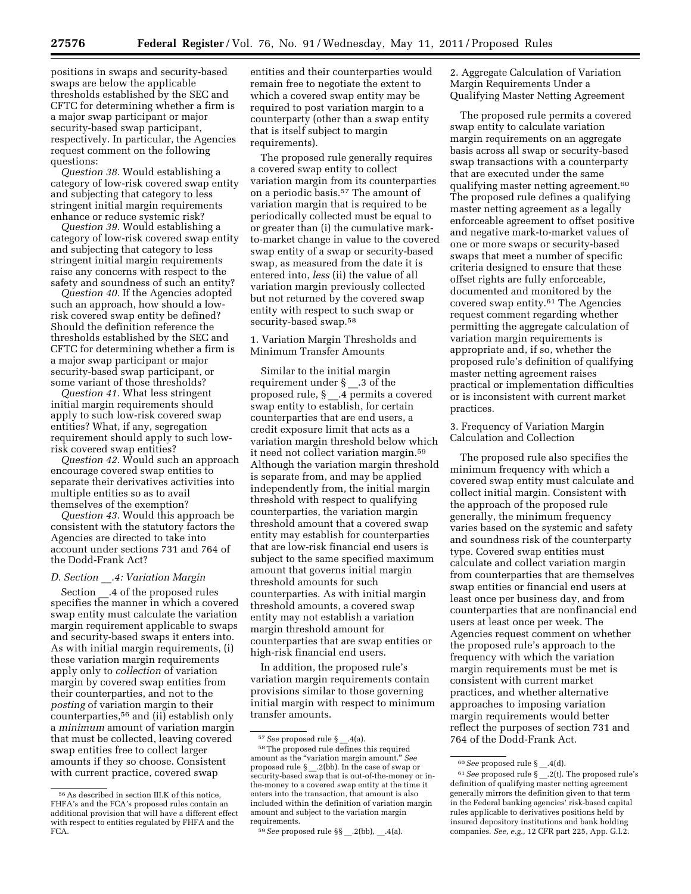positions in swaps and security-based swaps are below the applicable thresholds established by the SEC and CFTC for determining whether a firm is a major swap participant or major security-based swap participant, respectively. In particular, the Agencies request comment on the following questions:

*Question 38.* Would establishing a category of low-risk covered swap entity and subjecting that category to less stringent initial margin requirements enhance or reduce systemic risk?

*Question 39.* Would establishing a category of low-risk covered swap entity and subjecting that category to less stringent initial margin requirements raise any concerns with respect to the safety and soundness of such an entity?

*Question 40.* If the Agencies adopted such an approach, how should a low-risk covered swap entity be defined? Should the definition reference the thresholds established by the SEC and CFTC for determining whether a firm is a major swap participant or major security-based swap participant, or some variant of those thresholds?

*Question 41.* What less stringent initial margin requirements should apply to such low-risk covered swap entities? What, if any, segregation requirement should apply to such low-risk covered swap entities?

*Question 42.* Would such an approach encourage covered swap entities to separate their derivatives activities into multiple entities so as to avail themselves of the exemption?

*Question 43.* Would this approach be consistent with the statutory factors the Agencies are directed to take into account under sections 731 and 764 of the Dodd-Frank Act?

### *D. Section __.4: Variation Margin*

Section __.4 of the proposed rules specifies the manner in which a covered swap entity must calculate the variation margin requirement applicable to swaps and security-based swaps it enters into. As with initial margin requirements, (i) these variation margin requirements apply only to *collection* of variation margin by covered swap entities from their counterparties, and not to the *posting* of variation margin to their counterparties,[56] and (ii) establish only a *minimum* amount of variation margin that must be collected, leaving covered swap entities free to collect larger amounts if they so choose. Consistent with current practice, covered swap entities and their counterparties would remain free to negotiate the extent to which a covered swap entity may be required to post variation margin to a counterparty (other than a swap entity that is itself subject to margin requirements).

The proposed rule generally requires a covered swap entity to collect variation margin from its counterparties on a periodic basis.[57] The amount of variation margin that is required to be periodically collected must be equal to or greater than (i) the cumulative mark-to-market change in value to the covered swap entity of a swap or security-based swap, as measured from the date it is entered into, *less* (ii) the value of all variation margin previously collected but not returned by the covered swap entity with respect to such swap or security-based swap.[58]

#### 1. Variation Margin Thresholds and Minimum Transfer Amounts

Similar to the initial margin requirement under § __.3 of the proposed rule, § __.4 permits a covered swap entity to establish, for certain counterparties that are end users, a credit exposure limit that acts as a variation margin threshold below which it need not collect variation margin.[59] Although the variation margin threshold is separate from, and may be applied independently from, the initial margin threshold with respect to qualifying counterparties, the variation margin threshold amount that a covered swap entity may establish for counterparties that are low-risk financial end users is subject to the same specified maximum amount that governs initial margin threshold amounts for such counterparties. As with initial margin threshold amounts, a covered swap entity may not establish a variation margin threshold amount for counterparties that are swap entities or high-risk financial end users.

In addition, the proposed rule's variation margin requirements contain provisions similar to those governing initial margin with respect to minimum transfer amounts.

#### 2. Aggregate Calculation of Variation Margin Requirements Under a Qualifying Master Netting Agreement

The proposed rule permits a covered swap entity to calculate variation margin requirements on an aggregate basis across all swap or security-based swap transactions with a counterparty that are executed under the same qualifying master netting agreement.[60] The proposed rule defines a qualifying master netting agreement as a legally enforceable agreement to offset positive and negative mark-to-market values of one or more swaps or security-based swaps that meet a number of specific criteria designed to ensure that these offset rights are fully enforceable, documented and monitored by the covered swap entity.[61] The Agencies request comment regarding whether permitting the aggregate calculation of variation margin requirements is appropriate and, if so, whether the proposed rule's definition of qualifying master netting agreement raises practical or implementation difficulties or is inconsistent with current market practices.

#### 3. Frequency of Variation Margin Calculation and Collection

The proposed rule also specifies the minimum frequency with which a covered swap entity must calculate and collect initial margin. Consistent with the approach of the proposed rule generally, the minimum frequency varies based on the systemic and safety and soundness risk of the counterparty type. Covered swap entities must calculate and collect variation margin from counterparties that are themselves swap entities or financial end users at least once per business day, and from counterparties that are nonfinancial end users at least once per week. The Agencies request comment on whether the proposed rule's approach to the frequency with which the variation margin requirements must be met is consistent with current market practices, and whether alternative approaches to imposing variation margin requirements would better reflect the purposes of section 731 and 764 of the Dodd-Frank Act.

---

[56] As described in section III.K of this notice, FHFA's and the FCA's proposed rules contain an additional provision that will have a different effect with respect to entities regulated by FHFA and the FCA.

[57] *See* proposed rule § __.4(a).

[58] The proposed rule defines this required amount as the "variation margin amount." *See* proposed rule § __.2(bb). In the case of swap or security-based swap that is out-of-the-money or in-the-money to a covered swap entity at the time it enters into the transaction, that amount is also included within the definition of variation margin amount and subject to the variation margin requirements.

[59] *See* proposed rule §§ __.2(bb), __.4(a).

[60] *See* proposed rule § __.4(d).

[61] *See* proposed rule § __.2(t). The proposed rule's definition of qualifying master netting agreement generally mirrors the definition given to that term in the Federal banking agencies' risk-based capital rules applicable to derivatives positions held by insured depository institutions and bank holding companies. *See, e.g.,* 12 CFR part 225, App. G.I.2.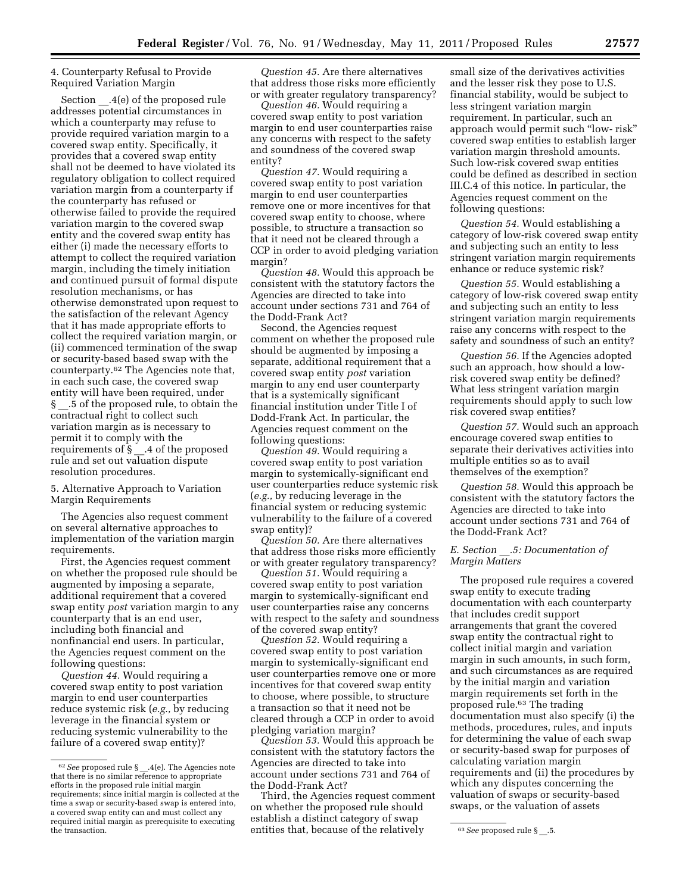4. Counterparty Refusal to Provide Required Variation Margin

Section __.4(e) of the proposed rule addresses potential circumstances in which a counterparty may refuse to provide required variation margin to a covered swap entity. Specifically, it provides that a covered swap entity shall not be deemed to have violated its regulatory obligation to collect required variation margin from a counterparty if the counterparty has refused or otherwise failed to provide the required variation margin to the covered swap entity and the covered swap entity has either (i) made the necessary efforts to attempt to collect the required variation margin, including the timely initiation and continued pursuit of formal dispute resolution mechanisms, or has otherwise demonstrated upon request to the satisfaction of the relevant Agency that it has made appropriate efforts to collect the required variation margin, or (ii) commenced termination of the swap or security-based based swap with the counterparty.[62] The Agencies note that, in each such case, the covered swap entity will have been required, under § __.5 of the proposed rule, to obtain the contractual right to collect such variation margin as is necessary to permit it to comply with the requirements of § __.4 of the proposed rule and set out valuation dispute resolution procedures.

5. Alternative Approach to Variation Margin Requirements

The Agencies also request comment on several alternative approaches to implementation of the variation margin requirements.

First, the Agencies request comment on whether the proposed rule should be augmented by imposing a separate, additional requirement that a covered swap entity *post* variation margin to any counterparty that is an end user, including both financial and nonfinancial end users. In particular, the Agencies request comment on the following questions:

*Question 44.* Would requiring a covered swap entity to post variation margin to end user counterparties reduce systemic risk (*e.g.,* by reducing leverage in the financial system or reducing systemic vulnerability to the failure of a covered swap entity)?

*Question 45.* Are there alternatives that address those risks more efficiently or with greater regulatory transparency?

*Question 46.* Would requiring a covered swap entity to post variation margin to end user counterparties raise any concerns with respect to the safety and soundness of the covered swap entity?

*Question 47.* Would requiring a covered swap entity to post variation margin to end user counterparties remove one or more incentives for that covered swap entity to choose, where possible, to structure a transaction so that it need not be cleared through a CCP in order to avoid pledging variation margin?

*Question 48.* Would this approach be consistent with the statutory factors the Agencies are directed to take into account under sections 731 and 764 of the Dodd-Frank Act?

Second, the Agencies request comment on whether the proposed rule should be augmented by imposing a separate, additional requirement that a covered swap entity *post* variation margin to any end user counterparty that is a systemically significant financial institution under Title I of Dodd-Frank Act. In particular, the Agencies request comment on the following questions:

*Question 49.* Would requiring a covered swap entity to post variation margin to systemically-significant end user counterparties reduce systemic risk (*e.g.,* by reducing leverage in the financial system or reducing systemic vulnerability to the failure of a covered swap entity)?

*Question 50.* Are there alternatives that address those risks more efficiently or with greater regulatory transparency?

*Question 51.* Would requiring a covered swap entity to post variation margin to systemically-significant end user counterparties raise any concerns with respect to the safety and soundness of the covered swap entity?

*Question 52.* Would requiring a covered swap entity to post variation margin to systemically-significant end user counterparties remove one or more incentives for that covered swap entity to choose, where possible, to structure a transaction so that it need not be cleared through a CCP in order to avoid pledging variation margin?

*Question 53.* Would this approach be consistent with the statutory factors the Agencies are directed to take into account under sections 731 and 764 of the Dodd-Frank Act?

Third, the Agencies request comment on whether the proposed rule should establish a distinct category of swap entities that, because of the relatively small size of the derivatives activities and the lesser risk they pose to U.S. financial stability, would be subject to less stringent variation margin requirement. In particular, such an approach would permit such "low- risk" covered swap entities to establish larger variation margin threshold amounts. Such low-risk covered swap entities could be defined as described in section III.C.4 of this notice. In particular, the Agencies request comment on the following questions:

*Question 54.* Would establishing a category of low-risk covered swap entity and subjecting such an entity to less stringent variation margin requirements enhance or reduce systemic risk?

*Question 55.* Would establishing a category of low-risk covered swap entity and subjecting such an entity to less stringent variation margin requirements raise any concerns with respect to the safety and soundness of such an entity?

*Question 56.* If the Agencies adopted such an approach, how should a low-risk covered swap entity be defined? What less stringent variation margin requirements should apply to such low risk covered swap entities?

*Question 57.* Would such an approach encourage covered swap entities to separate their derivatives activities into multiple entities so as to avail themselves of the exemption?

*Question 58.* Would this approach be consistent with the statutory factors the Agencies are directed to take into account under sections 731 and 764 of the Dodd-Frank Act?

### *E. Section __.5: Documentation of Margin Matters*

The proposed rule requires a covered swap entity to execute trading documentation with each counterparty that includes credit support arrangements that grant the covered swap entity the contractual right to collect initial margin and variation margin in such amounts, in such form, and such circumstances as are required by the initial margin and variation margin requirements set forth in the proposed rule.[63] The trading documentation must also specify (i) the methods, procedures, rules, and inputs for determining the value of each swap or security-based swap for purposes of calculating variation margin requirements and (ii) the procedures by which any disputes concerning the valuation of swaps or security-based swaps, or the valuation of assets

---

[62] *See* proposed rule § __.4(e). The Agencies note that there is no similar reference to appropriate efforts in the proposed rule initial margin requirements; since initial margin is collected at the time a swap or security-based swap is entered into, a covered swap entity can and must collect any required initial margin as prerequisite to executing the transaction.

[63] *See* proposed rule § __.5.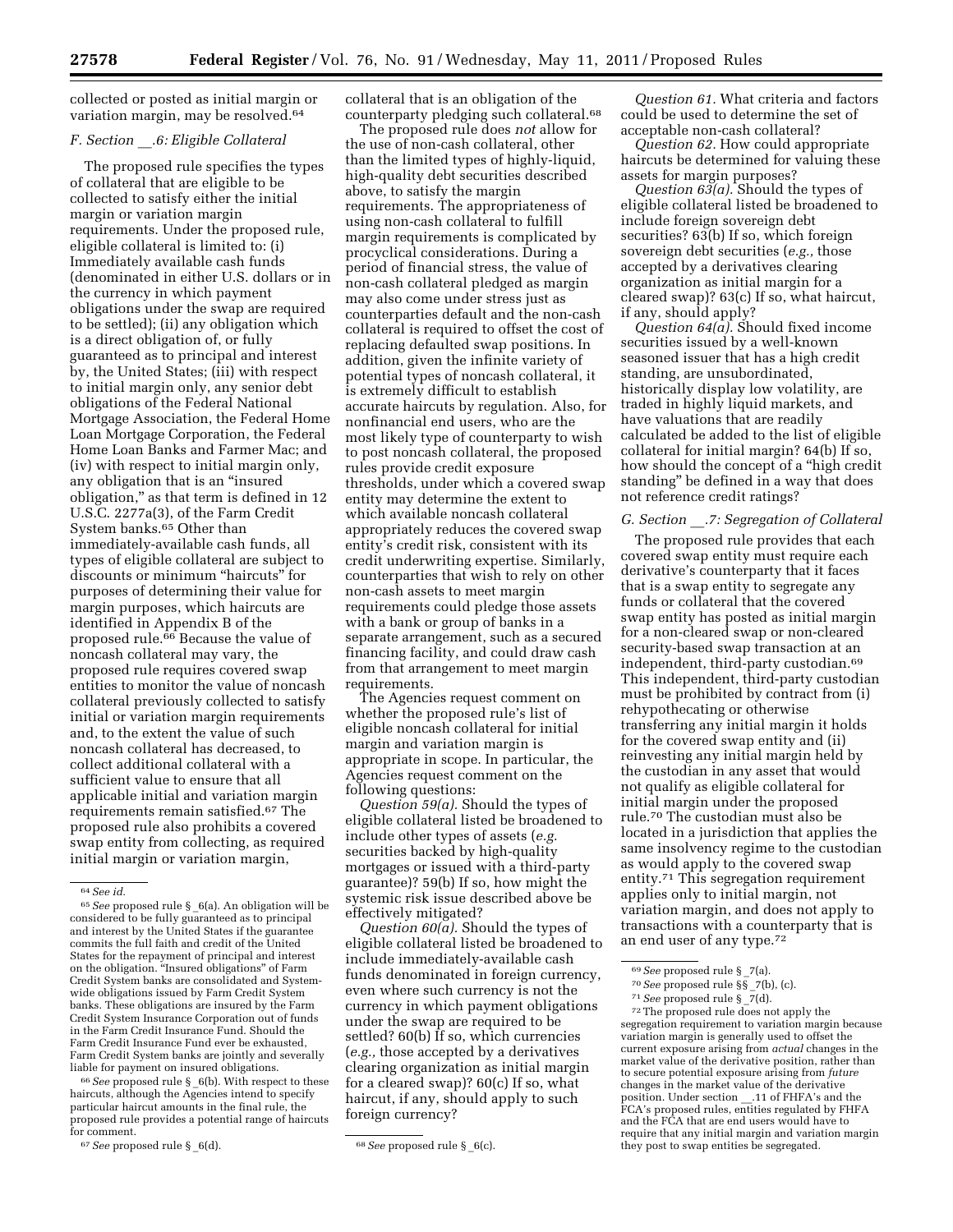collected or posted as initial margin or variation margin, may be resolved.[64]

### F. Section __.6: Eligible Collateral

The proposed rule specifies the types of collateral that are eligible to be collected to satisfy either the initial margin or variation margin requirements. Under the proposed rule, eligible collateral is limited to: (i) Immediately available cash funds (denominated in either U.S. dollars or in the currency in which payment obligations under the swap are required to be settled); (ii) any obligation which is a direct obligation of, or fully guaranteed as to principal and interest by, the United States; (iii) with respect to initial margin only, any senior debt obligations of the Federal National Mortgage Association, the Federal Home Loan Mortgage Corporation, the Federal Home Loan Banks and Farmer Mac; and (iv) with respect to initial margin only, any obligation that is an "insured obligation," as that term is defined in 12 U.S.C. 2277a(3), of the Farm Credit System banks.[65] Other than immediately-available cash funds, all types of eligible collateral are subject to discounts or minimum "haircuts" for purposes of determining their value for margin purposes, which haircuts are identified in Appendix B of the proposed rule.[66] Because the value of noncash collateral may vary, the proposed rule requires covered swap entities to monitor the value of noncash collateral previously collected to satisfy initial or variation margin requirements and, to the extent the value of such noncash collateral has decreased, to collect additional collateral with a sufficient value to ensure that all applicable initial and variation margin requirements remain satisfied.[67] The proposed rule also prohibits a covered swap entity from collecting, as required initial margin or variation margin, collateral that is an obligation of the counterparty pledging such collateral.[68]

The proposed rule does *not* allow for the use of non-cash collateral, other than the limited types of highly-liquid, high-quality debt securities described above, to satisfy the margin requirements. The appropriateness of using non-cash collateral to fulfill margin requirements is complicated by procyclical considerations. During a period of financial stress, the value of non-cash collateral pledged as margin may also come under stress just as counterparties default and the non-cash collateral is required to offset the cost of replacing defaulted swap positions. In addition, given the infinite variety of potential types of noncash collateral, it is extremely difficult to establish accurate haircuts by regulation. Also, for nonfinancial end users, who are the most likely type of counterparty to wish to post noncash collateral, the proposed rules provide credit exposure thresholds, under which a covered swap entity may determine the extent to which available noncash collateral appropriately reduces the covered swap entity's credit risk, consistent with its credit underwriting expertise. Similarly, counterparties that wish to rely on other non-cash assets to meet margin requirements could pledge those assets with a bank or group of banks in a separate arrangement, such as a secured financing facility, and could draw cash from that arrangement to meet margin requirements.

The Agencies request comment on whether the proposed rule's list of eligible noncash collateral for initial margin and variation margin is appropriate in scope. In particular, the Agencies request comment on the following questions:

*Question 59(a).* Should the types of eligible collateral listed be broadened to include other types of assets (*e.g.* securities backed by high-quality mortgages or issued with a third-party guarantee)? 59(b) If so, how might the systemic risk issue described above be effectively mitigated?

*Question 60(a).* Should the types of eligible collateral listed be broadened to include immediately-available cash funds denominated in foreign currency, even where such currency is not the currency in which payment obligations under the swap are required to be settled? 60(b) If so, which currencies (*e.g.,* those accepted by a derivatives clearing organization as initial margin for a cleared swap)? 60(c) If so, what haircut, if any, should apply to such foreign currency?

*Question 61.* What criteria and factors could be used to determine the set of acceptable non-cash collateral?

*Question 62.* How could appropriate haircuts be determined for valuing these assets for margin purposes?

*Question 63(a).* Should the types of eligible collateral listed be broadened to include foreign sovereign debt securities? 63(b) If so, which foreign sovereign debt securities (*e.g.,* those accepted by a derivatives clearing organization as initial margin for a cleared swap)? 63(c) If so, what haircut, if any, should apply?

*Question 64(a).* Should fixed income securities issued by a well-known seasoned issuer that has a high credit standing, are unsubordinated, historically display low volatility, are traded in highly liquid markets, and have valuations that are readily calculated be added to the list of eligible collateral for initial margin? 64(b) If so, how should the concept of a "high credit standing" be defined in a way that does not reference credit ratings?

### G. Section __.7: Segregation of Collateral

The proposed rule provides that each covered swap entity must require each derivative's counterparty that it faces that is a swap entity to segregate any funds or collateral that the covered swap entity has posted as initial margin for a non-cleared swap or non-cleared security-based swap transaction at an independent, third-party custodian.[69] This independent, third-party custodian must be prohibited by contract from (i) rehypothecating or otherwise transferring any initial margin it holds for the covered swap entity and (ii) reinvesting any initial margin held by the custodian in any asset that would not qualify as eligible collateral for initial margin under the proposed rule.[70] The custodian must also be located in a jurisdiction that applies the same insolvency regime to the custodian as would apply to the covered swap entity.[71] This segregation requirement applies only to initial margin, not variation margin, and does not apply to transactions with a counterparty that is an end user of any type.[72]

---

[64] *See id.*

[65] *See* proposed rule § _6(a). An obligation will be considered to be fully guaranteed as to principal and interest by the United States if the guarantee commits the full faith and credit of the United States for the repayment of principal and interest on the obligation. "Insured obligations" of Farm Credit System banks are consolidated and System-wide obligations issued by Farm Credit System banks. These obligations are insured by the Farm Credit System Insurance Corporation out of funds in the Farm Credit Insurance Fund. Should the Farm Credit Insurance Fund ever be exhausted, Farm Credit System banks are jointly and severally liable for payment on insured obligations.

[66] *See* proposed rule § _6(b). With respect to these haircuts, although the Agencies intend to specify particular haircut amounts in the final rule, the proposed rule provides a potential range of haircuts for comment.

[67] *See* proposed rule § _6(d).

[68] *See* proposed rule § _6(c).

[69] *See* proposed rule § _7(a).

[70] *See* proposed rule §§ _7(b), (c).

[71] *See* proposed rule § _7(d).

[72] The proposed rule does not apply the segregation requirement to variation margin because variation margin is generally used to offset the current exposure arising from *actual* changes in the market value of the derivative position, rather than to secure potential exposure arising from *future* changes in the market value of the derivative position. Under section __.11 of FHFA's and the FCA's proposed rules, entities regulated by FHFA and the FCA that are end users would have to require that any initial margin and variation margin they post to swap entities be segregated.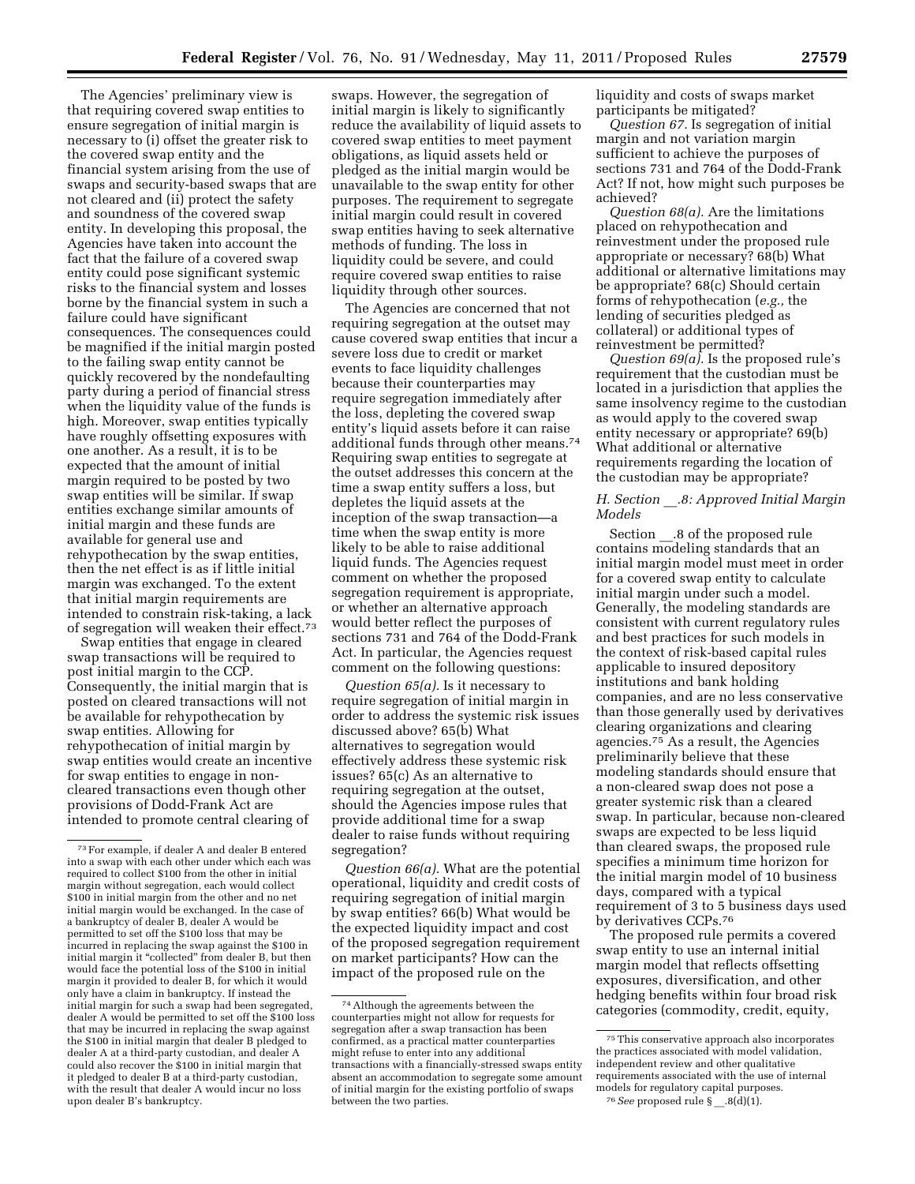The Agencies' preliminary view is that requiring covered swap entities to ensure segregation of initial margin is necessary to (i) offset the greater risk to the covered swap entity and the financial system arising from the use of swaps and security-based swaps that are not cleared and (ii) protect the safety and soundness of the covered swap entity. In developing this proposal, the Agencies have taken into account the fact that the failure of a covered swap entity could pose significant systemic risks to the financial system and losses borne by the financial system in such a failure could have significant consequences. The consequences could be magnified if the initial margin posted to the failing swap entity cannot be quickly recovered by the nondefaulting party during a period of financial stress when the liquidity value of the funds is high. Moreover, swap entities typically have roughly offsetting exposures with one another. As a result, it is to be expected that the amount of initial margin required to be posted by two swap entities will be similar. If swap entities exchange similar amounts of initial margin and these funds are available for general use and rehypothecation by the swap entities, then the net effect is as if little initial margin was exchanged. To the extent that initial margin requirements are intended to constrain risk-taking, a lack of segregation will weaken their effect.[73]

Swap entities that engage in cleared swap transactions will be required to post initial margin to the CCP. Consequently, the initial margin that is posted on cleared transactions will not be available for rehypothecation by swap entities. Allowing for rehypothecation of initial margin by swap entities would create an incentive for swap entities to engage in non-cleared transactions even though other provisions of Dodd-Frank Act are intended to promote central clearing of swaps. However, the segregation of initial margin is likely to significantly reduce the availability of liquid assets to covered swap entities to meet payment obligations, as liquid assets held or pledged as the initial margin would be unavailable to the swap entity for other purposes. The requirement to segregate initial margin could result in covered swap entities having to seek alternative methods of funding. The loss in liquidity could be severe, and could require covered swap entities to raise liquidity through other sources.

The Agencies are concerned that not requiring segregation at the outset may cause covered swap entities that incur a severe loss due to credit or market events to face liquidity challenges because their counterparties may require segregation immediately after the loss, depleting the covered swap entity's liquid assets before it can raise additional funds through other means.[74] Requiring swap entities to segregate at the outset addresses this concern at the time a swap entity suffers a loss, but depletes the liquid assets at the inception of the swap transaction—a time when the swap entity is more likely to be able to raise additional liquid funds. The Agencies request comment on whether the proposed segregation requirement is appropriate, or whether an alternative approach would better reflect the purposes of sections 731 and 764 of the Dodd-Frank Act. In particular, the Agencies request comment on the following questions:

*Question 65(a).* Is it necessary to require segregation of initial margin in order to address the systemic risk issues discussed above? 65(b) What alternatives to segregation would effectively address these systemic risk issues? 65(c) As an alternative to requiring segregation at the outset, should the Agencies impose rules that provide additional time for a swap dealer to raise funds without requiring segregation?

*Question 66(a).* What are the potential operational, liquidity and credit costs of requiring segregation of initial margin by swap entities? 66(b) What would be the expected liquidity impact and cost of the proposed segregation requirement on market participants? How can the impact of the proposed rule on the liquidity and costs of swaps market participants be mitigated?

*Question 67.* Is segregation of initial margin and not variation margin sufficient to achieve the purposes of sections 731 and 764 of the Dodd-Frank Act? If not, how might such purposes be achieved?

*Question 68(a).* Are the limitations placed on rehypothecation and reinvestment under the proposed rule appropriate or necessary? 68(b) What additional or alternative limitations may be appropriate? 68(c) Should certain forms of rehypothecation (*e.g.,* the lending of securities pledged as collateral) or additional types of reinvestment be permitted?

*Question 69(a).* Is the proposed rule's requirement that the custodian must be located in a jurisdiction that applies the same insolvency regime to the custodian as would apply to the covered swap entity necessary or appropriate? 69(b) What additional or alternative requirements regarding the location of the custodian may be appropriate?

### H. Section __.8: Approved Initial Margin Models

Section __.8 of the proposed rule contains modeling standards that an initial margin model must meet in order for a covered swap entity to calculate initial margin under such a model. Generally, the modeling standards are consistent with current regulatory rules and best practices for such models in the context of risk-based capital rules applicable to insured depository institutions and bank holding companies, and are no less conservative than those generally used by derivatives clearing organizations and clearing agencies.[75] As a result, the Agencies preliminarily believe that these modeling standards should ensure that a non-cleared swap does not pose a greater systemic risk than a cleared swap. In particular, because non-cleared swaps are expected to be less liquid than cleared swaps, the proposed rule specifies a minimum time horizon for the initial margin model of 10 business days, compared with a typical requirement of 3 to 5 business days used by derivatives CCPs.[76]

The proposed rule permits a covered swap entity to use an internal initial margin model that reflects offsetting exposures, diversification, and other hedging benefits within four broad risk categories (commodity, credit, equity,

---

[73] For example, if dealer A and dealer B entered into a swap with each other under which each was required to collect $100 from the other in initial margin without segregation, each would collect $100 in initial margin from the other and no net initial margin would be exchanged. In the case of a bankruptcy of dealer B, dealer A would be permitted to set off the $100 loss that may be incurred in replacing the swap against the $100 in initial margin it "collected" from dealer B, but then would face the potential loss of the $100 in initial margin it provided to dealer B, for which it would only have a claim in bankruptcy. If instead the initial margin for such a swap had been segregated, dealer A would be permitted to set off the $100 loss that may be incurred in replacing the swap against the $100 in initial margin that dealer B pledged to dealer A at a third-party custodian, and dealer A could also recover the $100 in initial margin that it pledged to dealer B at a third-party custodian, with the result that dealer A would incur no loss upon dealer B's bankruptcy.

[74] Although the agreements between the counterparties might not allow for requests for segregation after a swap transaction has been confirmed, as a practical matter counterparties might refuse to enter into any additional transactions with a financially-stressed swaps entity absent an accommodation to segregate some amount of initial margin for the existing portfolio of swaps between the two parties.

[75] This conservative approach also incorporates the practices associated with model validation, independent review and other qualitative requirements associated with the use of internal models for regulatory capital purposes.

[76] *See* proposed rule § __.8(d)(1).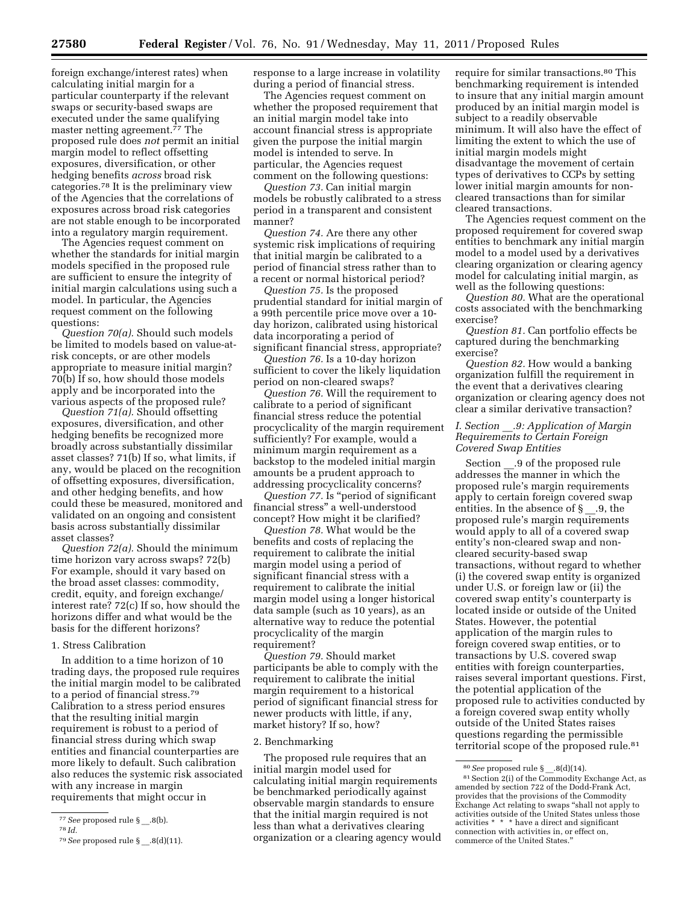foreign exchange/interest rates) when calculating initial margin for a particular counterparty if the relevant swaps or security-based swaps are executed under the same qualifying master netting agreement.[77] The proposed rule does *not* permit an initial margin model to reflect offsetting exposures, diversification, or other hedging benefits *across* broad risk categories.[78] It is the preliminary view of the Agencies that the correlations of exposures across broad risk categories are not stable enough to be incorporated into a regulatory margin requirement.

The Agencies request comment on whether the standards for initial margin models specified in the proposed rule are sufficient to ensure the integrity of initial margin calculations using such a model. In particular, the Agencies request comment on the following questions:

*Question 70(a).* Should such models be limited to models based on value-at-risk concepts, or are other models appropriate to measure initial margin? 70(b) If so, how should those models apply and be incorporated into the various aspects of the proposed rule?

*Question 71(a).* Should offsetting exposures, diversification, and other hedging benefits be recognized more broadly across substantially dissimilar asset classes? 71(b) If so, what limits, if any, would be placed on the recognition of offsetting exposures, diversification, and other hedging benefits, and how could these be measured, monitored and validated on an ongoing and consistent basis across substantially dissimilar asset classes?

*Question 72(a).* Should the minimum time horizon vary across swaps? 72(b) For example, should it vary based on the broad asset classes: commodity, credit, equity, and foreign exchange/interest rate? 72(c) If so, how should the horizons differ and what would be the basis for the different horizons?

#### 1. Stress Calibration

In addition to a time horizon of 10 trading days, the proposed rule requires the initial margin model to be calibrated to a period of financial stress.[79] Calibration to a stress period ensures that the resulting initial margin requirement is robust to a period of financial stress during which swap entities and financial counterparties are more likely to default. Such calibration also reduces the systemic risk associated with any increase in margin requirements that might occur in response to a large increase in volatility during a period of financial stress.

The Agencies request comment on whether the proposed requirement that an initial margin model take into account financial stress is appropriate given the purpose the initial margin model is intended to serve. In particular, the Agencies request comment on the following questions:

*Question 73.* Can initial margin models be robustly calibrated to a stress period in a transparent and consistent manner?

*Question 74.* Are there any other systemic risk implications of requiring that initial margin be calibrated to a period of financial stress rather than to a recent or normal historical period?

*Question 75.* Is the proposed prudential standard for initial margin of a 99th percentile price move over a 10-day horizon, calibrated using historical data incorporating a period of significant financial stress, appropriate?

*Question 76.* Is a 10-day horizon sufficient to cover the likely liquidation period on non-cleared swaps?

*Question 76.* Will the requirement to calibrate to a period of significant financial stress reduce the potential procyclicality of the margin requirement sufficiently? For example, would a minimum margin requirement as a backstop to the modeled initial margin amounts be a prudent approach to addressing procyclicality concerns?

*Question 77.* Is "period of significant financial stress" a well-understood concept? How might it be clarified?

*Question 78.* What would be the benefits and costs of replacing the requirement to calibrate the initial margin model using a period of significant financial stress with a requirement to calibrate the initial margin model using a longer historical data sample (such as 10 years), as an alternative way to reduce the potential procyclicality of the margin requirement?

*Question 79.* Should market participants be able to comply with the requirement to calibrate the initial margin requirement to a historical period of significant financial stress for newer products with little, if any, market history? If so, how?

#### 2. Benchmarking

The proposed rule requires that an initial margin model used for calculating initial margin requirements be benchmarked periodically against observable margin standards to ensure that the initial margin required is not less than what a derivatives clearing organization or a clearing agency would require for similar transactions.[80] This benchmarking requirement is intended to insure that any initial margin amount produced by an initial margin model is subject to a readily observable minimum. It will also have the effect of limiting the extent to which the use of initial margin models might disadvantage the movement of certain types of derivatives to CCPs by setting lower initial margin amounts for non-cleared transactions than for similar cleared transactions.

The Agencies request comment on the proposed requirement for covered swap entities to benchmark any initial margin model to a model used by a derivatives clearing organization or clearing agency model for calculating initial margin, as well as the following questions:

*Question 80.* What are the operational costs associated with the benchmarking exercise?

*Question 81.* Can portfolio effects be captured during the benchmarking exercise?

*Question 82.* How would a banking organization fulfill the requirement in the event that a derivatives clearing organization or clearing agency does not clear a similar derivative transaction?

### *I. Section __.9: Application of Margin Requirements to Certain Foreign Covered Swap Entities*

Section __.9 of the proposed rule addresses the manner in which the proposed rule's margin requirements apply to certain foreign covered swap entities. In the absence of § __.9, the proposed rule's margin requirements would apply to all of a covered swap entity's non-cleared swap and non-cleared security-based swap transactions, without regard to whether (i) the covered swap entity is organized under U.S. or foreign law or (ii) the covered swap entity's counterparty is located inside or outside of the United States. However, the potential application of the margin rules to foreign covered swap entities, or to transactions by U.S. covered swap entities with foreign counterparties, raises several important questions. First, the potential application of the proposed rule to activities conducted by a foreign covered swap entity wholly outside of the United States raises questions regarding the permissible territorial scope of the proposed rule.[81]

---

[77] *See* proposed rule § __.8(b).

[78] *Id.*

[79] *See* proposed rule § __.8(d)(11).

[80] *See* proposed rule § __.8(d)(14).

[81] Section 2(i) of the Commodity Exchange Act, as amended by section 722 of the Dodd-Frank Act, provides that the provisions of the Commodity Exchange Act relating to swaps "shall not apply to activities outside of the United States unless those activities * * * have a direct and significant connection with activities in, or effect on, commerce of the United States."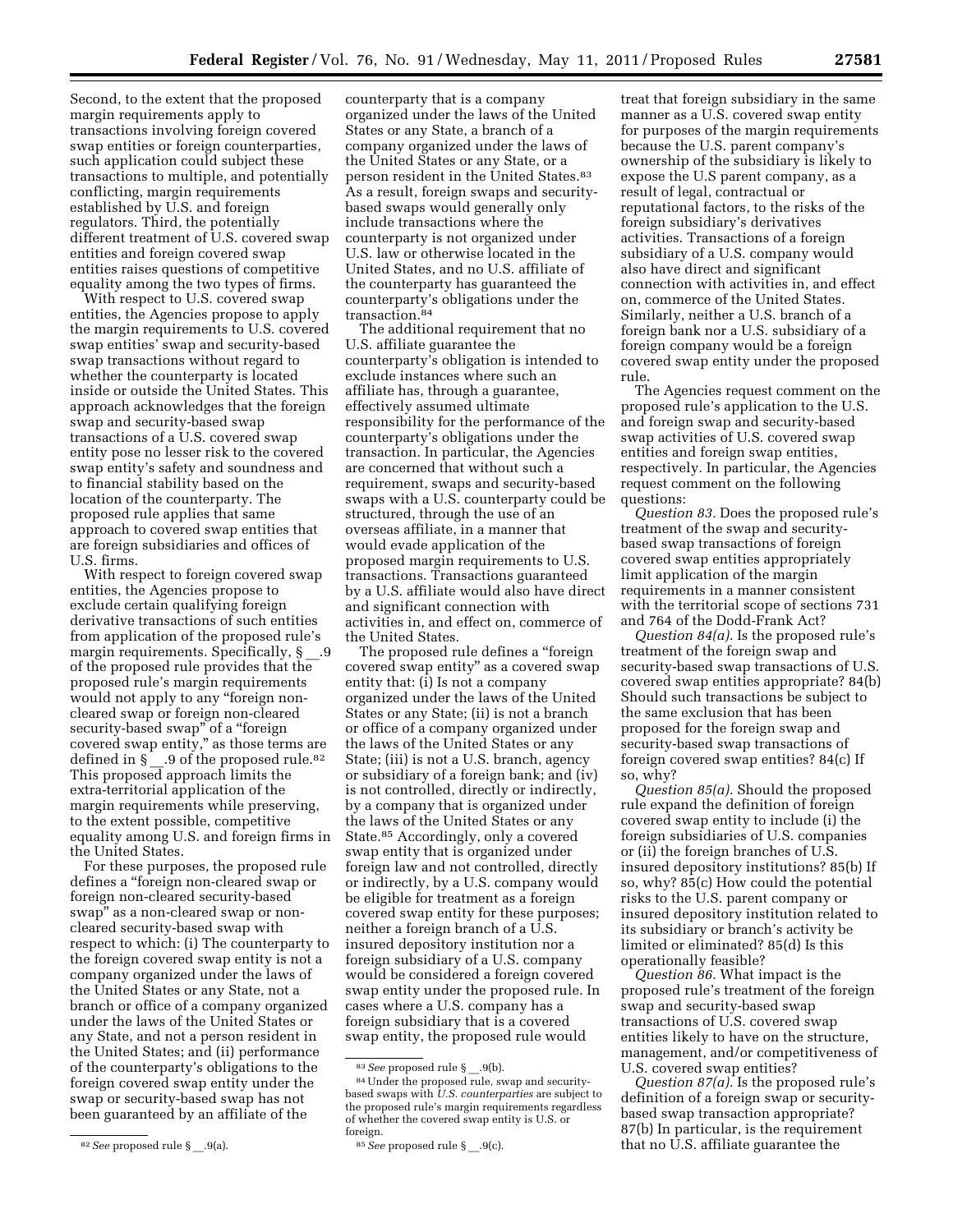Second, to the extent that the proposed margin requirements apply to transactions involving foreign covered swap entities or foreign counterparties, such application could subject these transactions to multiple, and potentially conflicting, margin requirements established by U.S. and foreign regulators. Third, the potentially different treatment of U.S. covered swap entities and foreign covered swap entities raises questions of competitive equality among the two types of firms.

With respect to U.S. covered swap entities, the Agencies propose to apply the margin requirements to U.S. covered swap entities' swap and security-based swap transactions without regard to whether the counterparty is located inside or outside the United States. This approach acknowledges that the foreign swap and security-based swap transactions of a U.S. covered swap entity pose no lesser risk to the covered swap entity's safety and soundness and to financial stability based on the location of the counterparty. The proposed rule applies that same approach to covered swap entities that are foreign subsidiaries and offices of U.S. firms.

With respect to foreign covered swap entities, the Agencies propose to exclude certain qualifying foreign derivative transactions of such entities from application of the proposed rule's margin requirements. Specifically, § __.9 of the proposed rule provides that the proposed rule's margin requirements would not apply to any "foreign non-cleared swap or foreign non-cleared security-based swap" of a "foreign covered swap entity," as those terms are defined in § __.9 of the proposed rule.[82] This proposed approach limits the extra-territorial application of the margin requirements while preserving, to the extent possible, competitive equality among U.S. and foreign firms in the United States.

For these purposes, the proposed rule defines a "foreign non-cleared swap or foreign non-cleared security-based swap" as a non-cleared swap or non-cleared security-based swap with respect to which: (i) The counterparty to the foreign covered swap entity is not a company organized under the laws of the United States or any State, not a branch or office of a company organized under the laws of the United States or any State, and not a person resident in the United States; and (ii) performance of the counterparty's obligations to the foreign covered swap entity under the swap or security-based swap has not been guaranteed by an affiliate of the counterparty that is a company organized under the laws of the United States or any State, a branch of a company organized under the laws of the United States or any State, or a person resident in the United States.[83] As a result, foreign swaps and security-based swaps would generally only include transactions where the counterparty is not organized under U.S. law or otherwise located in the United States, and no U.S. affiliate of the counterparty has guaranteed the counterparty's obligations under the transaction.[84]

The additional requirement that no U.S. affiliate guarantee the counterparty's obligation is intended to exclude instances where such an affiliate has, through a guarantee, effectively assumed ultimate responsibility for the performance of the counterparty's obligations under the transaction. In particular, the Agencies are concerned that without such a requirement, swaps and security-based swaps with a U.S. counterparty could be structured, through the use of an overseas affiliate, in a manner that would evade application of the proposed margin requirements to U.S. transactions. Transactions guaranteed by a U.S. affiliate would also have direct and significant connection with activities in, and effect on, commerce of the United States.

The proposed rule defines a "foreign covered swap entity" as a covered swap entity that: (i) Is not a company organized under the laws of the United States or any State; (ii) is not a branch or office of a company organized under the laws of the United States or any State; (iii) is not a U.S. branch, agency or subsidiary of a foreign bank; and (iv) is not controlled, directly or indirectly, by a company that is organized under the laws of the United States or any State.[85] Accordingly, only a covered swap entity that is organized under foreign law and not controlled, directly or indirectly, by a U.S. company would be eligible for treatment as a foreign covered swap entity for these purposes; neither a foreign branch of a U.S. insured depository institution nor a foreign subsidiary of a U.S. company would be considered a foreign covered swap entity under the proposed rule. In cases where a U.S. company has a foreign subsidiary that is a covered swap entity, the proposed rule would treat that foreign subsidiary in the same manner as a U.S. covered swap entity for purposes of the margin requirements because the U.S. parent company's ownership of the subsidiary is likely to expose the U.S parent company, as a result of legal, contractual or reputational factors, to the risks of the foreign subsidiary's derivatives activities. Transactions of a foreign subsidiary of a U.S. company would also have direct and significant connection with activities in, and effect on, commerce of the United States. Similarly, neither a U.S. branch of a foreign bank nor a U.S. subsidiary of a foreign company would be a foreign covered swap entity under the proposed rule.

The Agencies request comment on the proposed rule's application to the U.S. and foreign swap and security-based swap activities of U.S. covered swap entities and foreign swap entities, respectively. In particular, the Agencies request comment on the following questions:

*Question 83.* Does the proposed rule's treatment of the swap and security-based swap transactions of foreign covered swap entities appropriately limit application of the margin requirements in a manner consistent with the territorial scope of sections 731 and 764 of the Dodd-Frank Act?

*Question 84(a).* Is the proposed rule's treatment of the foreign swap and security-based swap transactions of U.S. covered swap entities appropriate? 84(b) Should such transactions be subject to the same exclusion that has been proposed for the foreign swap and security-based swap transactions of foreign covered swap entities? 84(c) If so, why?

*Question 85(a).* Should the proposed rule expand the definition of foreign covered swap entity to include (i) the foreign subsidiaries of U.S. companies or (ii) the foreign branches of U.S. insured depository institutions? 85(b) If so, why? 85(c) How could the potential risks to the U.S. parent company or insured depository institution related to its subsidiary or branch's activity be limited or eliminated? 85(d) Is this operationally feasible?

*Question 86.* What impact is the proposed rule's treatment of the foreign swap and security-based swap transactions of U.S. covered swap entities likely to have on the structure, management, and/or competitiveness of U.S. covered swap entities?

*Question 87(a).* Is the proposed rule's definition of a foreign swap or security-based swap transaction appropriate? 87(b) In particular, is the requirement that no U.S. affiliate guarantee the

---

[82] *See* proposed rule § __.9(a).

[83] *See* proposed rule § __.9(b).

[84] Under the proposed rule, swap and security-based swaps with *U.S. counterparties* are subject to the proposed rule's margin requirements regardless of whether the covered swap entity is U.S. or foreign.

[85] *See* proposed rule § __.9(c).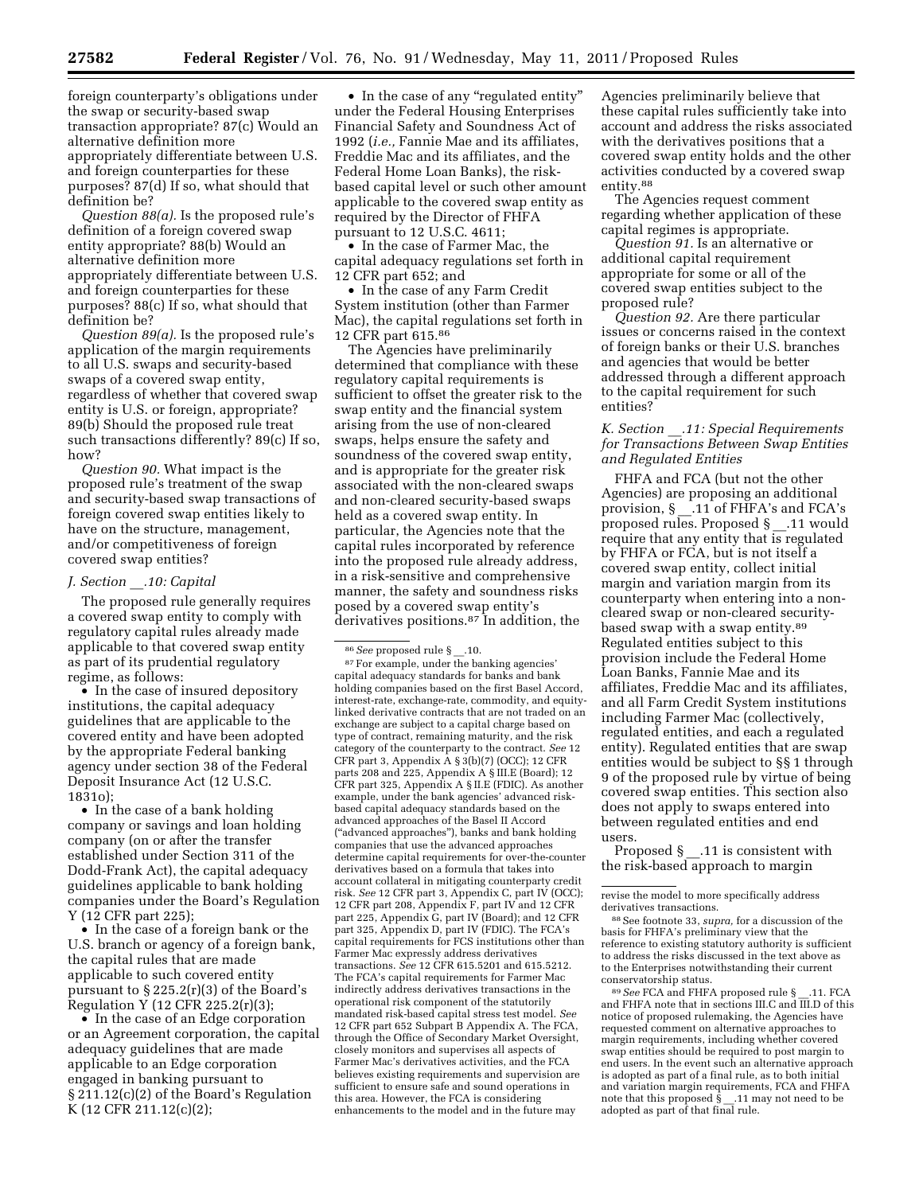foreign counterparty's obligations under the swap or security-based swap transaction appropriate? 87(c) Would an alternative definition more appropriately differentiate between U.S. and foreign counterparties for these purposes? 87(d) If so, what should that definition be?

*Question 88(a).* Is the proposed rule's definition of a foreign covered swap entity appropriate? 88(b) Would an alternative definition more appropriately differentiate between U.S. and foreign counterparties for these purposes? 88(c) If so, what should that definition be?

*Question 89(a).* Is the proposed rule's application of the margin requirements to all U.S. swaps and security-based swaps of a covered swap entity, regardless of whether that covered swap entity is U.S. or foreign, appropriate? 89(b) Should the proposed rule treat such transactions differently? 89(c) If so, how?

*Question 90.* What impact is the proposed rule's treatment of the swap and security-based swap transactions of foreign covered swap entities likely to have on the structure, management, and/or competitiveness of foreign covered swap entities?

### *J. Section \_\_.10: Capital*

The proposed rule generally requires a covered swap entity to comply with regulatory capital rules already made applicable to that covered swap entity as part of its prudential regulatory regime, as follows:

- In the case of insured depository institutions, the capital adequacy guidelines that are applicable to the covered entity and have been adopted by the appropriate Federal banking agency under section 38 of the Federal Deposit Insurance Act (12 U.S.C. 1831o);
- In the case of a bank holding company or savings and loan holding company (on or after the transfer established under Section 311 of the Dodd-Frank Act), the capital adequacy guidelines applicable to bank holding companies under the Board's Regulation Y (12 CFR part 225);
- In the case of a foreign bank or the U.S. branch or agency of a foreign bank, the capital rules that are made applicable to such covered entity pursuant to § 225.2(r)(3) of the Board's Regulation Y (12 CFR 225.2(r)(3);
- In the case of an Edge corporation or an Agreement corporation, the capital adequacy guidelines that are made applicable to an Edge corporation engaged in banking pursuant to § 211.12(c)(2) of the Board's Regulation K (12 CFR 211.12(c)(2);
- In the case of any "regulated entity" under the Federal Housing Enterprises Financial Safety and Soundness Act of 1992 (*i.e.,* Fannie Mae and its affiliates, Freddie Mac and its affiliates, and the Federal Home Loan Banks), the risk-based capital level or such other amount applicable to the covered swap entity as required by the Director of FHFA pursuant to 12 U.S.C. 4611;
- In the case of Farmer Mac, the capital adequacy regulations set forth in 12 CFR part 652; and
- In the case of any Farm Credit System institution (other than Farmer Mac), the capital regulations set forth in 12 CFR part 615.[86]

The Agencies have preliminarily determined that compliance with these regulatory capital requirements is sufficient to offset the greater risk to the swap entity and the financial system arising from the use of non-cleared swaps, helps ensure the safety and soundness of the covered swap entity, and is appropriate for the greater risk associated with the non-cleared swaps and non-cleared security-based swaps held as a covered swap entity. In particular, the Agencies note that the capital rules incorporated by reference into the proposed rule already address, in a risk-sensitive and comprehensive manner, the safety and soundness risks posed by a covered swap entity's derivatives positions.[87] In addition, the Agencies preliminarily believe that these capital rules sufficiently take into account and address the risks associated with the derivatives positions that a covered swap entity holds and the other activities conducted by a covered swap entity.[88]

The Agencies request comment regarding whether application of these capital regimes is appropriate.

*Question 91.* Is an alternative or additional capital requirement appropriate for some or all of the covered swap entities subject to the proposed rule?

*Question 92.* Are there particular issues or concerns raised in the context of foreign banks or their U.S. branches and agencies that would be better addressed through a different approach to the capital requirement for such entities?

### *K. Section \_\_.11: Special Requirements for Transactions Between Swap Entities and Regulated Entities*

FHFA and FCA (but not the other Agencies) are proposing an additional provision, § \_\_.11 of FHFA's and FCA's proposed rules. Proposed § \_\_.11 would require that any entity that is regulated by FHFA or FCA, but is not itself a covered swap entity, collect initial margin and variation margin from its counterparty when entering into a non-cleared swap or non-cleared security-based swap with a swap entity.[89] Regulated entities subject to this provision include the Federal Home Loan Banks, Fannie Mae and its affiliates, Freddie Mac and its affiliates, and all Farm Credit System institutions including Farmer Mac (collectively, regulated entities, and each a regulated entity). Regulated entities that are swap entities would be subject to §§ 1 through 9 of the proposed rule by virtue of being covered swap entities. This section also does not apply to swaps entered into between regulated entities and end users.

Proposed § \_\_.11 is consistent with the risk-based approach to margin

---

[86] *See* proposed rule § \_\_.10.

[87] For example, under the banking agencies' capital adequacy standards for banks and bank holding companies based on the first Basel Accord, interest-rate, exchange-rate, commodity, and equity-linked derivative contracts that are not traded on an exchange are subject to a capital charge based on type of contract, remaining maturity, and the risk category of the counterparty to the contract. *See* 12 CFR part 3, Appendix A § 3(b)(7) (OCC); 12 CFR parts 208 and 225, Appendix A § III.E (Board); 12 CFR part 325, Appendix A § II.E (FDIC). As another example, under the bank agencies' advanced risk-based capital adequacy standards based on the advanced approaches of the Basel II Accord ("advanced approaches"), banks and bank holding companies that use the advanced approaches determine capital requirements for over-the-counter derivatives based on a formula that takes into account collateral in mitigating counterparty credit risk. *See* 12 CFR part 3, Appendix C, part IV (OCC); 12 CFR part 208, Appendix F, part IV and 12 CFR part 225, Appendix G, part IV (Board); and 12 CFR part 325, Appendix D, part IV (FDIC). The FCA's capital requirements for FCS institutions other than Farmer Mac expressly address derivatives transactions. *See* 12 CFR 615.5201 and 615.5212. The FCA's capital requirements for Farmer Mac indirectly address derivatives transactions in the operational risk component of the statutorily mandated risk-based capital stress test model. *See* 12 CFR part 652 Subpart B Appendix A. The FCA, through the Office of Secondary Market Oversight, closely monitors and supervises all aspects of Farmer Mac's derivatives activities, and the FCA believes existing requirements and supervision are sufficient to ensure safe and sound operations in this area. However, the FCA is considering enhancements to the model and in the future may revise the model to more specifically address derivatives transactions.

[88] See footnote 33, *supra,* for a discussion of the basis for FHFA's preliminary view that the reference to existing statutory authority is sufficient to address the risks discussed in the text above as to the Enterprises notwithstanding their current conservatorship status.

[89] *See* FCA and FHFA proposed rule § \_\_.11. FCA and FHFA note that in sections III.C and III.D of this notice of proposed rulemaking, the Agencies have requested comment on alternative approaches to margin requirements, including whether covered swap entities should be required to post margin to end users. In the event such an alternative approach is adopted as part of a final rule, as to both initial and variation margin requirements, FCA and FHFA note that this proposed § \_\_.11 may not need to be adopted as part of that final rule.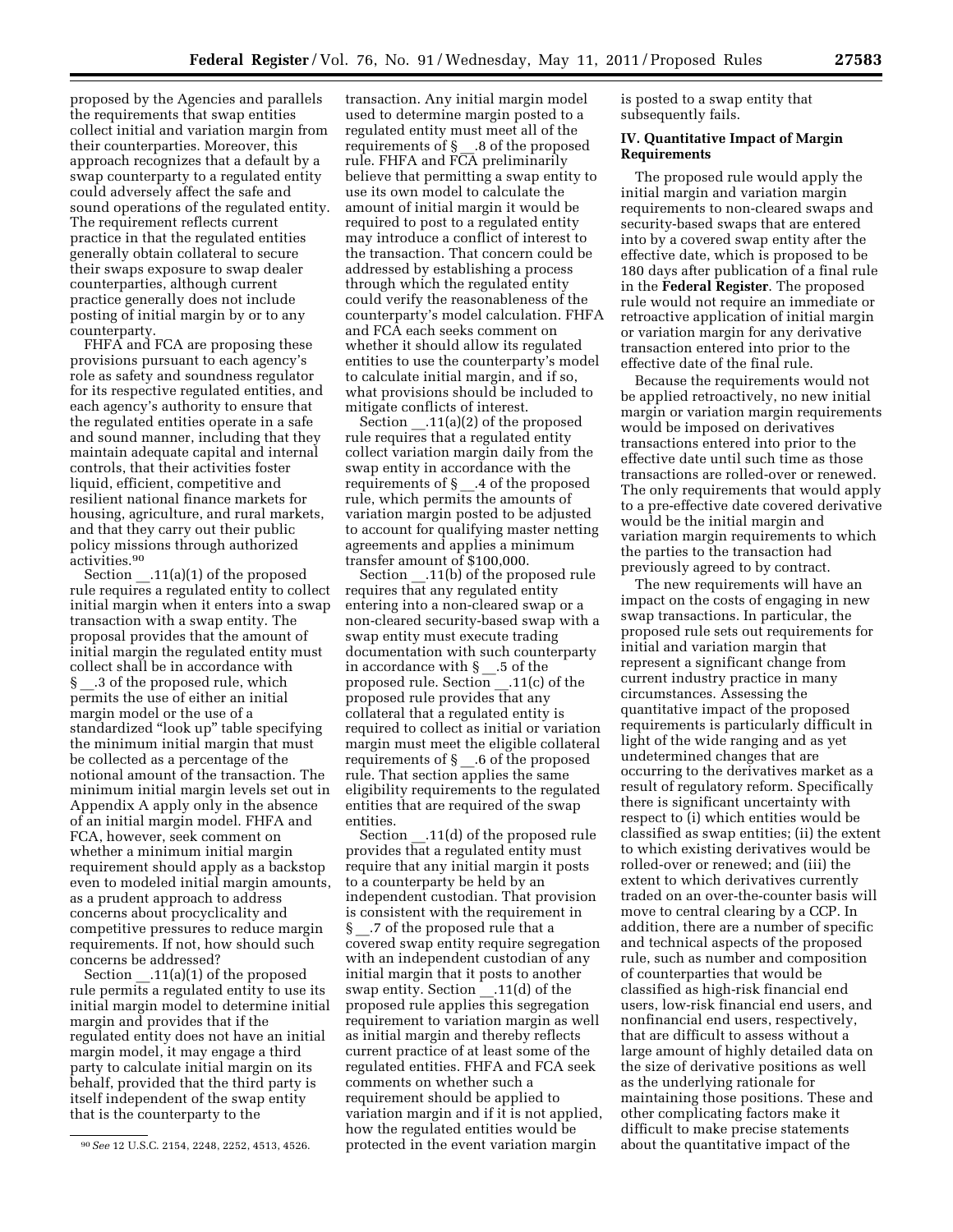proposed by the Agencies and parallels the requirements that swap entities collect initial and variation margin from their counterparties. Moreover, this approach recognizes that a default by a swap counterparty to a regulated entity could adversely affect the safe and sound operations of the regulated entity. The requirement reflects current practice in that the regulated entities generally obtain collateral to secure their swaps exposure to swap dealer counterparties, although current practice generally does not include posting of initial margin by or to any counterparty.

FHFA and FCA are proposing these provisions pursuant to each agency's role as safety and soundness regulator for its respective regulated entities, and each agency's authority to ensure that the regulated entities operate in a safe and sound manner, including that they maintain adequate capital and internal controls, that their activities foster liquid, efficient, competitive and resilient national finance markets for housing, agriculture, and rural markets, and that they carry out their public policy missions through authorized activities.[90]

Section __.11(a)(1) of the proposed rule requires a regulated entity to collect initial margin when it enters into a swap transaction with a swap entity. The proposal provides that the amount of initial margin the regulated entity must collect shall be in accordance with § __.3 of the proposed rule, which permits the use of either an initial margin model or the use of a standardized "look up" table specifying the minimum initial margin that must be collected as a percentage of the notional amount of the transaction. The minimum initial margin levels set out in Appendix A apply only in the absence of an initial margin model. FHFA and FCA, however, seek comment on whether a minimum initial margin requirement should apply as a backstop even to modeled initial margin amounts, as a prudent approach to address concerns about procyclicality and competitive pressures to reduce margin requirements. If not, how should such concerns be addressed?

Section __.11(a)(1) of the proposed rule permits a regulated entity to use its initial margin model to determine initial margin and provides that if the regulated entity does not have an initial margin model, it may engage a third party to calculate initial margin on its behalf, provided that the third party is itself independent of the swap entity that is the counterparty to the transaction. Any initial margin model used to determine margin posted to a regulated entity must meet all of the requirements of § __.8 of the proposed rule. FHFA and FCA preliminarily believe that permitting a swap entity to use its own model to calculate the amount of initial margin it would be required to post to a regulated entity may introduce a conflict of interest to the transaction. That concern could be addressed by establishing a process through which the regulated entity could verify the reasonableness of the counterparty's model calculation. FHFA and FCA each seeks comment on whether it should allow its regulated entities to use the counterparty's model to calculate initial margin, and if so, what provisions should be included to mitigate conflicts of interest.

Section __.11(a)(2) of the proposed rule requires that a regulated entity collect variation margin daily from the swap entity in accordance with the requirements of § __.4 of the proposed rule, which permits the amounts of variation margin posted to be adjusted to account for qualifying master netting agreements and applies a minimum transfer amount of $100,000.

Section __.11(b) of the proposed rule requires that any regulated entity entering into a non-cleared swap or a non-cleared security-based swap with a swap entity must execute trading documentation with such counterparty in accordance with § __.5 of the proposed rule. Section __.11(c) of the proposed rule provides that any collateral that a regulated entity is required to collect as initial or variation margin must meet the eligible collateral requirements of § __.6 of the proposed rule. That section applies the same eligibility requirements to the regulated entities that are required of the swap entities.

Section __.11(d) of the proposed rule provides that a regulated entity must require that any initial margin it posts to a counterparty be held by an independent custodian. That provision is consistent with the requirement in § __.7 of the proposed rule that a covered swap entity require segregation with an independent custodian of any initial margin that it posts to another swap entity. Section __.11(d) of the proposed rule applies this segregation requirement to variation margin as well as initial margin and thereby reflects current practice of at least some of the regulated entities. FHFA and FCA seek comments on whether such a requirement should be applied to variation margin and if it is not applied, how the regulated entities would be protected in the event variation margin is posted to a swap entity that subsequently fails.

## IV. Quantitative Impact of Margin Requirements

The proposed rule would apply the initial margin and variation margin requirements to non-cleared swaps and security-based swaps that are entered into by a covered swap entity after the effective date, which is proposed to be 180 days after publication of a final rule in the **Federal Register**. The proposed rule would not require an immediate or retroactive application of initial margin or variation margin for any derivative transaction entered into prior to the effective date of the final rule.

Because the requirements would not be applied retroactively, no new initial margin or variation margin requirements would be imposed on derivatives transactions entered into prior to the effective date until such time as those transactions are rolled-over or renewed. The only requirements that would apply to a pre-effective date covered derivative would be the initial margin and variation margin requirements to which the parties to the transaction had previously agreed to by contract.

The new requirements will have an impact on the costs of engaging in new swap transactions. In particular, the proposed rule sets out requirements for initial and variation margin that represent a significant change from current industry practice in many circumstances. Assessing the quantitative impact of the proposed requirements is particularly difficult in light of the wide ranging and as yet undetermined changes that are occurring to the derivatives market as a result of regulatory reform. Specifically there is significant uncertainty with respect to (i) which entities would be classified as swap entities; (ii) the extent to which existing derivatives would be rolled-over or renewed; and (iii) the extent to which derivatives currently traded on an over-the-counter basis will move to central clearing by a CCP. In addition, there are a number of specific and technical aspects of the proposed rule, such as number and composition of counterparties that would be classified as high-risk financial end users, low-risk financial end users, and nonfinancial end users, respectively, that are difficult to assess without a large amount of highly detailed data on the size of derivative positions as well as the underlying rationale for maintaining those positions. These and other complicating factors make it difficult to make precise statements about the quantitative impact of the

[90] *See* 12 U.S.C. 2154, 2248, 2252, 4513, 4526.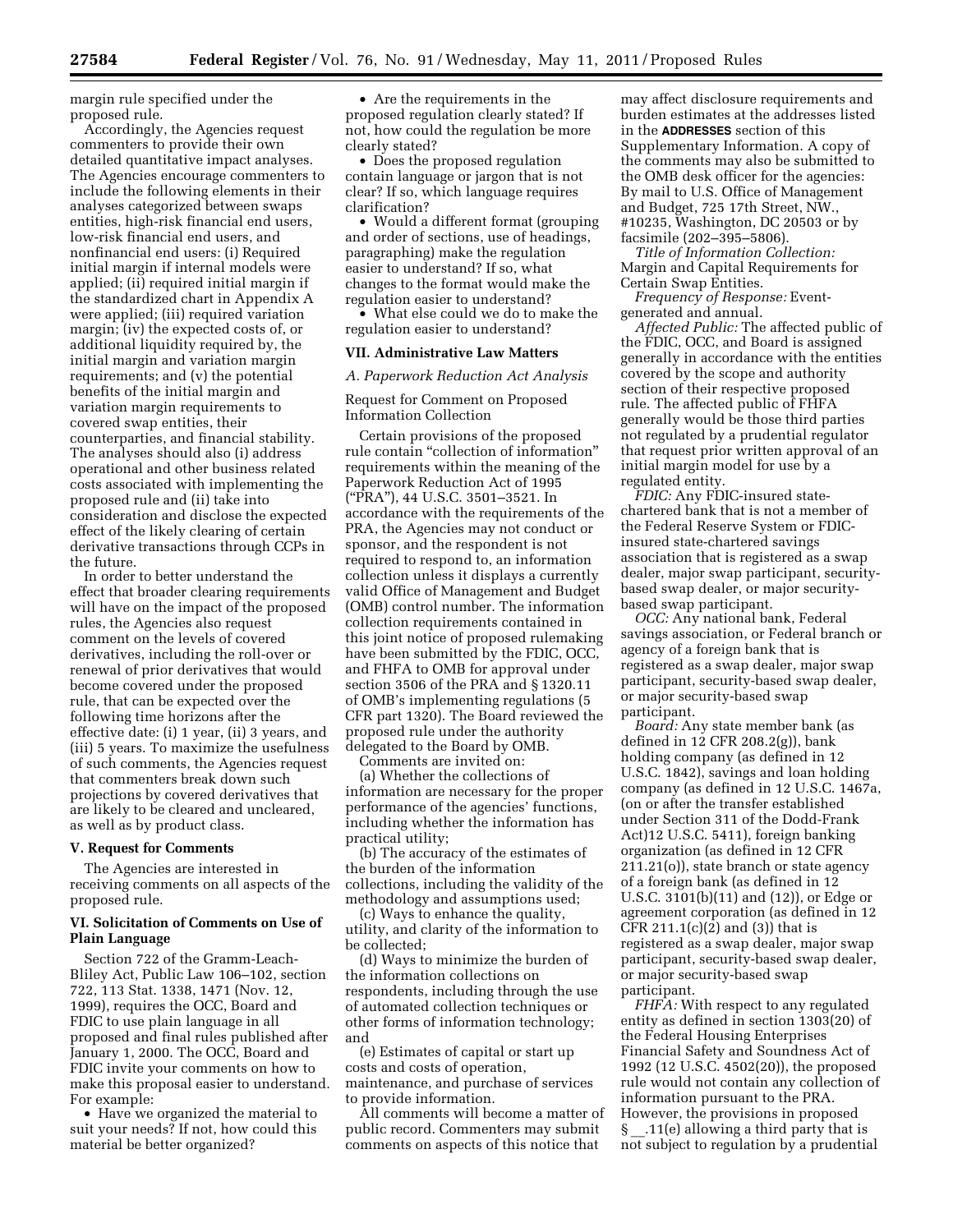margin rule specified under the proposed rule.

Accordingly, the Agencies request commenters to provide their own detailed quantitative impact analyses. The Agencies encourage commenters to include the following elements in their analyses categorized between swaps entities, high-risk financial end users, low-risk financial end users, and nonfinancial end users: (i) Required initial margin if internal models were applied; (ii) required initial margin if the standardized chart in Appendix A were applied; (iii) required variation margin; (iv) the expected costs of, or additional liquidity required by, the initial margin and variation margin requirements; and (v) the potential benefits of the initial margin and variation margin requirements to covered swap entities, their counterparties, and financial stability. The analyses should also (i) address operational and other business related costs associated with implementing the proposed rule and (ii) take into consideration and disclose the expected effect of the likely clearing of certain derivative transactions through CCPs in the future.

In order to better understand the effect that broader clearing requirements will have on the impact of the proposed rules, the Agencies also request comment on the levels of covered derivatives, including the roll-over or renewal of prior derivatives that would become covered under the proposed rule, that can be expected over the following time horizons after the effective date: (i) 1 year, (ii) 3 years, and (iii) 5 years. To maximize the usefulness of such comments, the Agencies request that commenters break down such projections by covered derivatives that are likely to be cleared and uncleared, as well as by product class.

### V. Request for Comments

The Agencies are interested in receiving comments on all aspects of the proposed rule.

### VI. Solicitation of Comments on Use of Plain Language

Section 722 of the Gramm-Leach-Bliley Act, Public Law 106–102, section 722, 113 Stat. 1338, 1471 (Nov. 12, 1999), requires the OCC, Board and FDIC to use plain language in all proposed and final rules published after January 1, 2000. The OCC, Board and FDIC invite your comments on how to make this proposal easier to understand. For example:

- Have we organized the material to suit your needs? If not, how could this material be better organized?
- Are the requirements in the proposed regulation clearly stated? If not, how could the regulation be more clearly stated?
- Does the proposed regulation contain language or jargon that is not clear? If so, which language requires clarification?
- Would a different format (grouping and order of sections, use of headings, paragraphing) make the regulation easier to understand? If so, what changes to the format would make the regulation easier to understand?
- What else could we do to make the regulation easier to understand?

### VII. Administrative Law Matters

#### *A. Paperwork Reduction Act Analysis*

Request for Comment on Proposed Information Collection

Certain provisions of the proposed rule contain "collection of information" requirements within the meaning of the Paperwork Reduction Act of 1995 ("PRA"), 44 U.S.C. 3501–3521. In accordance with the requirements of the PRA, the Agencies may not conduct or sponsor, and the respondent is not required to respond to, an information collection unless it displays a currently valid Office of Management and Budget (OMB) control number. The information collection requirements contained in this joint notice of proposed rulemaking have been submitted by the FDIC, OCC, and FHFA to OMB for approval under section 3506 of the PRA and § 1320.11 of OMB's implementing regulations (5 CFR part 1320). The Board reviewed the proposed rule under the authority delegated to the Board by OMB.

Comments are invited on:

(a) Whether the collections of information are necessary for the proper performance of the agencies' functions, including whether the information has practical utility;

(b) The accuracy of the estimates of the burden of the information collections, including the validity of the methodology and assumptions used;

(c) Ways to enhance the quality, utility, and clarity of the information to be collected;

(d) Ways to minimize the burden of the information collections on respondents, including through the use of automated collection techniques or other forms of information technology; and

(e) Estimates of capital or start up costs and costs of operation, maintenance, and purchase of services to provide information.

All comments will become a matter of public record. Commenters may submit comments on aspects of this notice that may affect disclosure requirements and burden estimates at the addresses listed in the **ADDRESSES** section of this Supplementary Information. A copy of the comments may also be submitted to the OMB desk officer for the agencies: By mail to U.S. Office of Management and Budget, 725 17th Street, NW., #10235, Washington, DC 20503 or by facsimile (202–395–5806).

*Title of Information Collection:* Margin and Capital Requirements for Certain Swap Entities.

*Frequency of Response:* Event-generated and annual.

*Affected Public:* The affected public of the FDIC, OCC, and Board is assigned generally in accordance with the entities covered by the scope and authority section of their respective proposed rule. The affected public of FHFA generally would be those third parties not regulated by a prudential regulator that request prior written approval of an initial margin model for use by a regulated entity.

*FDIC:* Any FDIC-insured state-chartered bank that is not a member of the Federal Reserve System or FDIC-insured state-chartered savings association that is registered as a swap dealer, major swap participant, security-based swap dealer, or major security-based swap participant.

*OCC:* Any national bank, Federal savings association, or Federal branch or agency of a foreign bank that is registered as a swap dealer, major swap participant, security-based swap dealer, or major security-based swap participant.

*Board:* Any state member bank (as defined in 12 CFR 208.2(g)), bank holding company (as defined in 12 U.S.C. 1842), savings and loan holding company (as defined in 12 U.S.C. 1467a, (on or after the transfer established under Section 311 of the Dodd-Frank Act)12 U.S.C. 5411), foreign banking organization (as defined in 12 CFR 211.21(o)), state branch or state agency of a foreign bank (as defined in 12 U.S.C. 3101(b)(11) and (12)), or Edge or agreement corporation (as defined in 12 CFR 211.1(c)(2) and (3)) that is registered as a swap dealer, major swap participant, security-based swap dealer, or major security-based swap participant.

*FHFA:* With respect to any regulated entity as defined in section 1303(20) of the Federal Housing Enterprises Financial Safety and Soundness Act of 1992 (12 U.S.C. 4502(20)), the proposed rule would not contain any collection of information pursuant to the PRA. However, the provisions in proposed § __.11(e) allowing a third party that is not subject to regulation by a prudential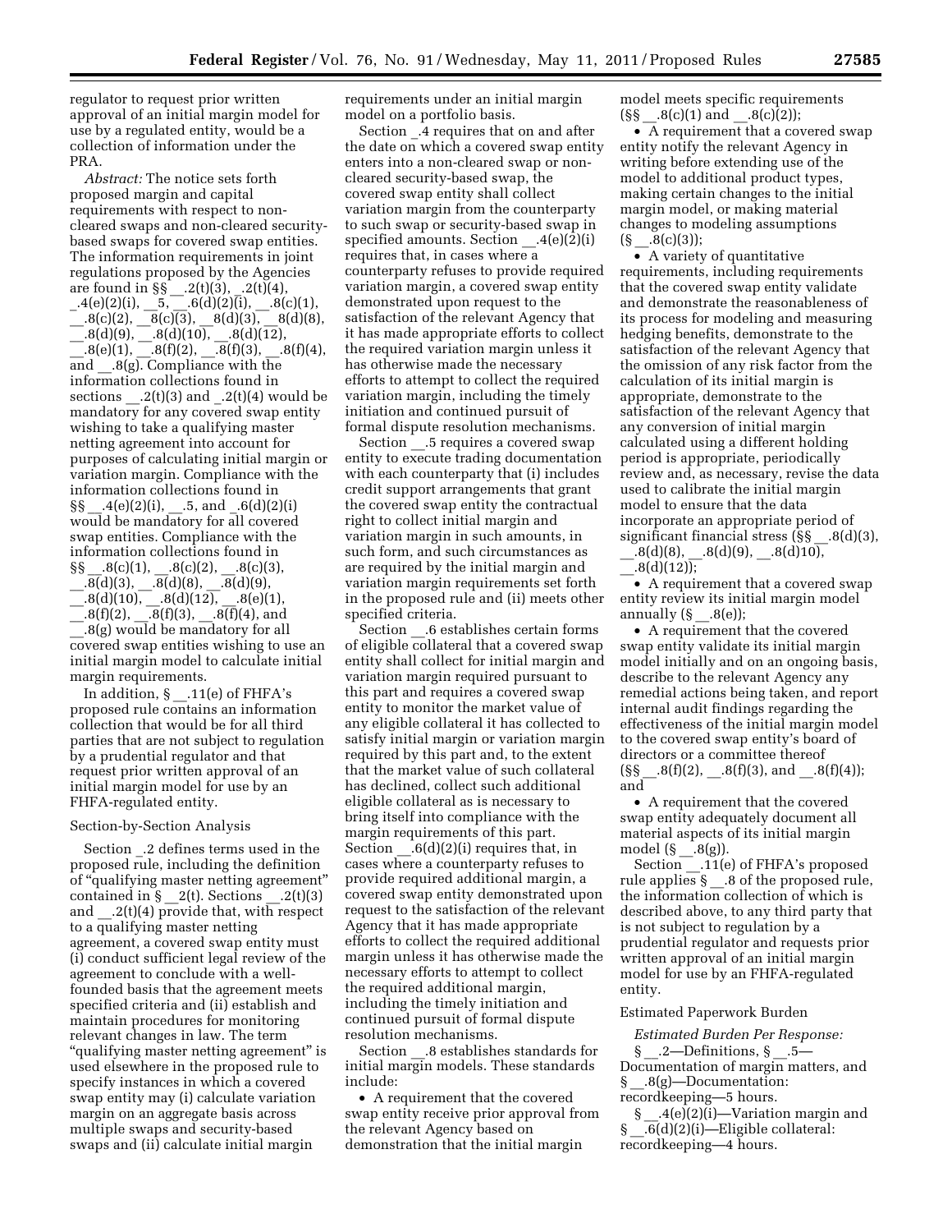regulator to request prior written approval of an initial margin model for use by a regulated entity, would be a collection of information under the PRA.

*Abstract:* The notice sets forth proposed margin and capital requirements with respect to non-cleared swaps and non-cleared security-based swaps for covered swap entities. The information requirements in joint regulations proposed by the Agencies are found in §§ __.2(t)(3), _.2(t)(4), _.4(e)(2)(i), __5, __.6(d)(2)(i), __.8(c)(1), __.8(c)(2), __8(c)(3), __8(d)(3), __8(d)(8), __.8(d)(9), __.8(d)(10), __.8(d)(12), __.8(e)(1), __.8(f)(2), __.8(f)(3), __.8(f)(4), and __.8(g). Compliance with the information collections found in sections __.2(t)(3) and _.2(t)(4) would be mandatory for any covered swap entity wishing to take a qualifying master netting agreement into account for purposes of calculating initial margin or variation margin. Compliance with the information collections found in §§ __.4(e)(2)(i), __.5, and _.6(d)(2)(i) would be mandatory for all covered swap entities. Compliance with the information collections found in §§ __.8(c)(1), __.8(c)(2), __.8(c)(3), __.8(d)(3), __.8(d)(8), __.8(d)(9), __.8(d)(10), __.8(d)(12), __.8(e)(1), __.8(f)(2), __.8(f)(3), __.8(f)(4), and __.8(g) would be mandatory for all covered swap entities wishing to use an initial margin model to calculate initial margin requirements.

In addition, § __.11(e) of FHFA's proposed rule contains an information collection that would be for all third parties that are not subject to regulation by a prudential regulator and that request prior written approval of an initial margin model for use by an FHFA-regulated entity.

Section-by-Section Analysis

Section _.2 defines terms used in the proposed rule, including the definition of "qualifying master netting agreement" contained in § __2(t). Sections __.2(t)(3) and __.2(t)(4) provide that, with respect to a qualifying master netting agreement, a covered swap entity must (i) conduct sufficient legal review of the agreement to conclude with a well-founded basis that the agreement meets specified criteria and (ii) establish and maintain procedures for monitoring relevant changes in law. The term "qualifying master netting agreement" is used elsewhere in the proposed rule to specify instances in which a covered swap entity may (i) calculate variation margin on an aggregate basis across multiple swaps and security-based swaps and (ii) calculate initial margin requirements under an initial margin model on a portfolio basis.

Section _.4 requires that on and after the date on which a covered swap entity enters into a non-cleared swap or non-cleared security-based swap, the covered swap entity shall collect variation margin from the counterparty to such swap or security-based swap in specified amounts. Section __.4(e)(2)(i) requires that, in cases where a counterparty refuses to provide required variation margin, a covered swap entity demonstrated upon request to the satisfaction of the relevant Agency that it has made appropriate efforts to collect the required variation margin unless it has otherwise made the necessary efforts to attempt to collect the required variation margin, including the timely initiation and continued pursuit of formal dispute resolution mechanisms.

Section __.5 requires a covered swap entity to execute trading documentation with each counterparty that (i) includes credit support arrangements that grant the covered swap entity the contractual right to collect initial margin and variation margin in such amounts, in such form, and such circumstances as are required by the initial margin and variation margin requirements set forth in the proposed rule and (ii) meets other specified criteria.

Section __.6 establishes certain forms of eligible collateral that a covered swap entity shall collect for initial margin and variation margin required pursuant to this part and requires a covered swap entity to monitor the market value of any eligible collateral it has collected to satisfy initial margin or variation margin required by this part and, to the extent that the market value of such collateral has declined, collect such additional eligible collateral as is necessary to bring itself into compliance with the margin requirements of this part. Section __.6(d)(2)(i) requires that, in cases where a counterparty refuses to provide required additional margin, a covered swap entity demonstrated upon request to the satisfaction of the relevant Agency that it has made appropriate efforts to collect the required additional margin unless it has otherwise made the necessary efforts to attempt to collect the required additional margin, including the timely initiation and continued pursuit of formal dispute resolution mechanisms.

Section __.8 establishes standards for initial margin models. These standards include:

- A requirement that the covered swap entity receive prior approval from the relevant Agency based on demonstration that the initial margin model meets specific requirements (§§ __.8(c)(1) and __.8(c)(2));
- A requirement that a covered swap entity notify the relevant Agency in writing before extending use of the model to additional product types, making certain changes to the initial margin model, or making material changes to modeling assumptions (§ __.8(c)(3));
- A variety of quantitative requirements, including requirements that the covered swap entity validate and demonstrate the reasonableness of its process for modeling and measuring hedging benefits, demonstrate to the satisfaction of the relevant Agency that the omission of any risk factor from the calculation of its initial margin is appropriate, demonstrate to the satisfaction of the relevant Agency that any conversion of initial margin calculated using a different holding period is appropriate, periodically review and, as necessary, revise the data used to calibrate the initial margin model to ensure that the data incorporate an appropriate period of significant financial stress (§§ __.8(d)(3), __.8(d)(8), __.8(d)(9), __.8(d)10), __.8(d)(12));
- A requirement that a covered swap entity review its initial margin model annually (§ __.8(e));
- A requirement that the covered swap entity validate its initial margin model initially and on an ongoing basis, describe to the relevant Agency any remedial actions being taken, and report internal audit findings regarding the effectiveness of the initial margin model to the covered swap entity's board of directors or a committee thereof (§§ __.8(f)(2), __.8(f)(3), and __.8(f)(4)); and
- A requirement that the covered swap entity adequately document all material aspects of its initial margin model (§ __.8(g)).

Section __.11(e) of FHFA's proposed rule applies § __.8 of the proposed rule, the information collection of which is described above, to any third party that is not subject to regulation by a prudential regulator and requests prior written approval of an initial margin model for use by an FHFA-regulated entity.

Estimated Paperwork Burden

*Estimated Burden Per Response:*

§ __.2—Definitions, § __.5—Documentation of margin matters, and § __.8(g)—Documentation: recordkeeping—5 hours.

§ __.4(e)(2)(i)—Variation margin and § __.6(d)(2)(i)—Eligible collateral: recordkeeping—4 hours.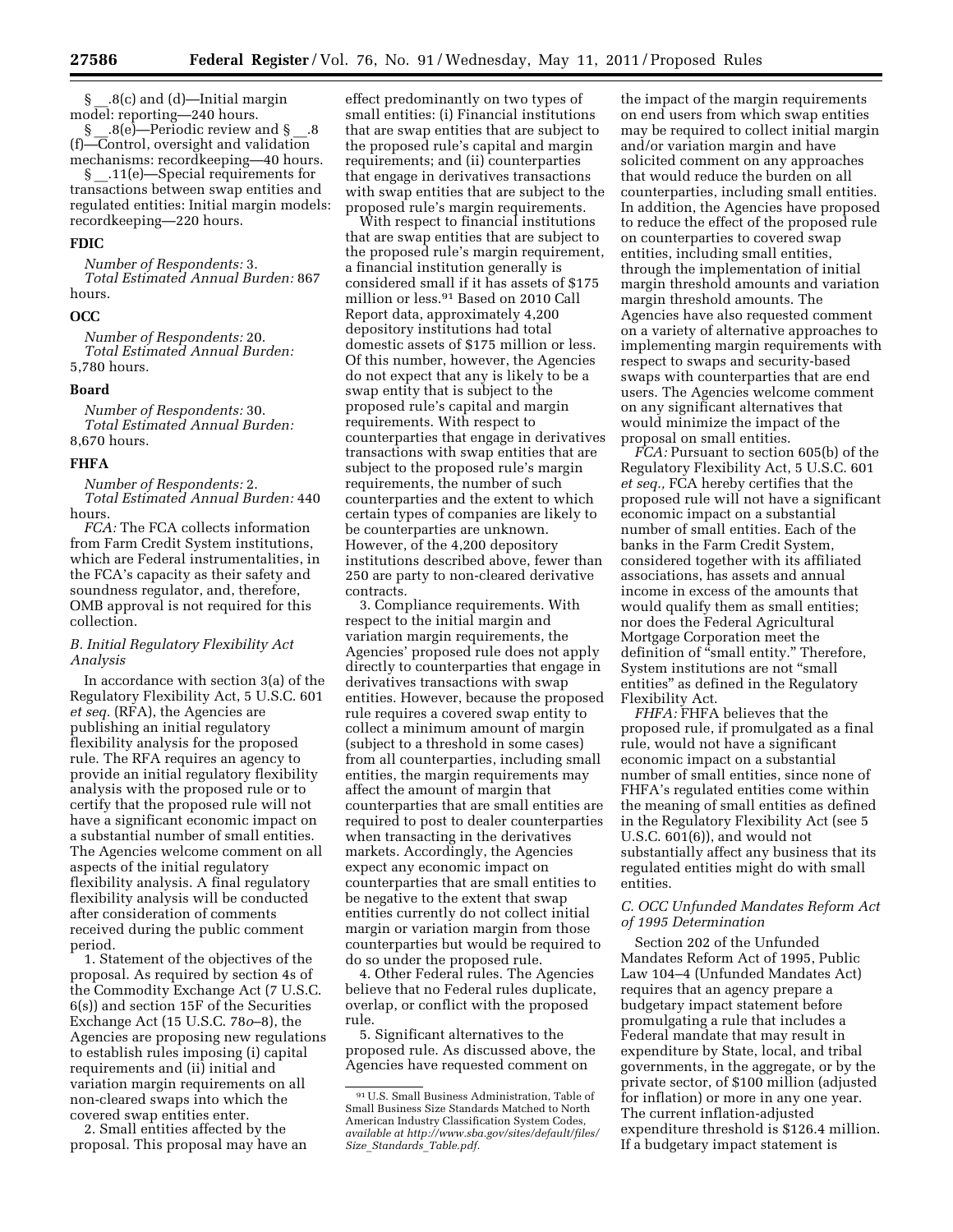§ __.8(c) and (d)—Initial margin model: reporting—240 hours.

§ __.8(e)—Periodic review and § __.8 (f)—Control, oversight and validation mechanisms: recordkeeping—40 hours.

§ __.11(e)—Special requirements for transactions between swap entities and regulated entities: Initial margin models: recordkeeping—220 hours.

**FDIC**

*Number of Respondents:* 3.
*Total Estimated Annual Burden:* 867 hours.

**OCC**

*Number of Respondents:* 20.
*Total Estimated Annual Burden:* 5,780 hours.

**Board**

*Number of Respondents:* 30.
*Total Estimated Annual Burden:* 8,670 hours.

**FHFA**

*Number of Respondents:* 2.
*Total Estimated Annual Burden:* 440 hours.

*FCA:* The FCA collects information from Farm Credit System institutions, which are Federal instrumentalities, in the FCA's capacity as their safety and soundness regulator, and, therefore, OMB approval is not required for this collection.

### *B. Initial Regulatory Flexibility Act Analysis*

In accordance with section 3(a) of the Regulatory Flexibility Act, 5 U.S.C. 601 *et seq.* (RFA), the Agencies are publishing an initial regulatory flexibility analysis for the proposed rule. The RFA requires an agency to provide an initial regulatory flexibility analysis with the proposed rule or to certify that the proposed rule will not have a significant economic impact on a substantial number of small entities. The Agencies welcome comment on all aspects of the initial regulatory flexibility analysis. A final regulatory flexibility analysis will be conducted after consideration of comments received during the public comment period.

1. Statement of the objectives of the proposal. As required by section 4s of the Commodity Exchange Act (7 U.S.C. 6(s)) and section 15F of the Securities Exchange Act (15 U.S.C. 78*o*–8), the Agencies are proposing new regulations to establish rules imposing (i) capital requirements and (ii) initial and variation margin requirements on all non-cleared swaps into which the covered swap entities enter.

2. Small entities affected by the proposal. This proposal may have an effect predominantly on two types of small entities: (i) Financial institutions that are swap entities that are subject to the proposed rule's capital and margin requirements; and (ii) counterparties that engage in derivatives transactions with swap entities that are subject to the proposed rule's margin requirements.

With respect to financial institutions that are swap entities that are subject to the proposed rule's margin requirement, a financial institution generally is considered small if it has assets of $175 million or less.[91] Based on 2010 Call Report data, approximately 4,200 depository institutions had total domestic assets of $175 million or less. Of this number, however, the Agencies do not expect that any is likely to be a swap entity that is subject to the proposed rule's capital and margin requirements. With respect to counterparties that engage in derivatives transactions with swap entities that are subject to the proposed rule's margin requirements, the number of such counterparties and the extent to which certain types of companies are likely to be counterparties are unknown. However, of the 4,200 depository institutions described above, fewer than 250 are party to non-cleared derivative contracts.

3. Compliance requirements. With respect to the initial margin and variation margin requirements, the Agencies' proposed rule does not apply directly to counterparties that engage in derivatives transactions with swap entities. However, because the proposed rule requires a covered swap entity to collect a minimum amount of margin (subject to a threshold in some cases) from all counterparties, including small entities, the margin requirements may affect the amount of margin that counterparties that are small entities are required to post to dealer counterparties when transacting in the derivatives markets. Accordingly, the Agencies expect any economic impact on counterparties that are small entities to be negative to the extent that swap entities currently do not collect initial margin or variation margin from those counterparties but would be required to do so under the proposed rule.

4. Other Federal rules. The Agencies believe that no Federal rules duplicate, overlap, or conflict with the proposed rule.

5. Significant alternatives to the proposed rule. As discussed above, the Agencies have requested comment on the impact of the margin requirements on end users from which swap entities may be required to collect initial margin and/or variation margin and have solicited comment on any approaches that would reduce the burden on all counterparties, including small entities. In addition, the Agencies have proposed to reduce the effect of the proposed rule on counterparties to covered swap entities, including small entities, through the implementation of initial margin threshold amounts and variation margin threshold amounts. The Agencies have also requested comment on a variety of alternative approaches to implementing margin requirements with respect to swaps and security-based swaps with counterparties that are end users. The Agencies welcome comment on any significant alternatives that would minimize the impact of the proposal on small entities.

*FCA:* Pursuant to section 605(b) of the Regulatory Flexibility Act, 5 U.S.C. 601 *et seq.,* FCA hereby certifies that the proposed rule will not have a significant economic impact on a substantial number of small entities. Each of the banks in the Farm Credit System, considered together with its affiliated associations, has assets and annual income in excess of the amounts that would qualify them as small entities; nor does the Federal Agricultural Mortgage Corporation meet the definition of "small entity." Therefore, System institutions are not "small entities" as defined in the Regulatory Flexibility Act.

*FHFA:* FHFA believes that the proposed rule, if promulgated as a final rule, would not have a significant economic impact on a substantial number of small entities, since none of FHFA's regulated entities come within the meaning of small entities as defined in the Regulatory Flexibility Act (see 5 U.S.C. 601(6)), and would not substantially affect any business that its regulated entities might do with small entities.

### *C. OCC Unfunded Mandates Reform Act of 1995 Determination*

Section 202 of the Unfunded Mandates Reform Act of 1995, Public Law 104–4 (Unfunded Mandates Act) requires that an agency prepare a budgetary impact statement before promulgating a rule that includes a Federal mandate that may result in expenditure by State, local, and tribal governments, in the aggregate, or by the private sector, of $100 million (adjusted for inflation) or more in any one year. The current inflation-adjusted expenditure threshold is $126.4 million. If a budgetary impact statement is

---

[91] U.S. Small Business Administration, Table of Small Business Size Standards Matched to North American Industry Classification System Codes, *available at http://www.sba.gov/sites/default/files/Size_Standards_Table.pdf.*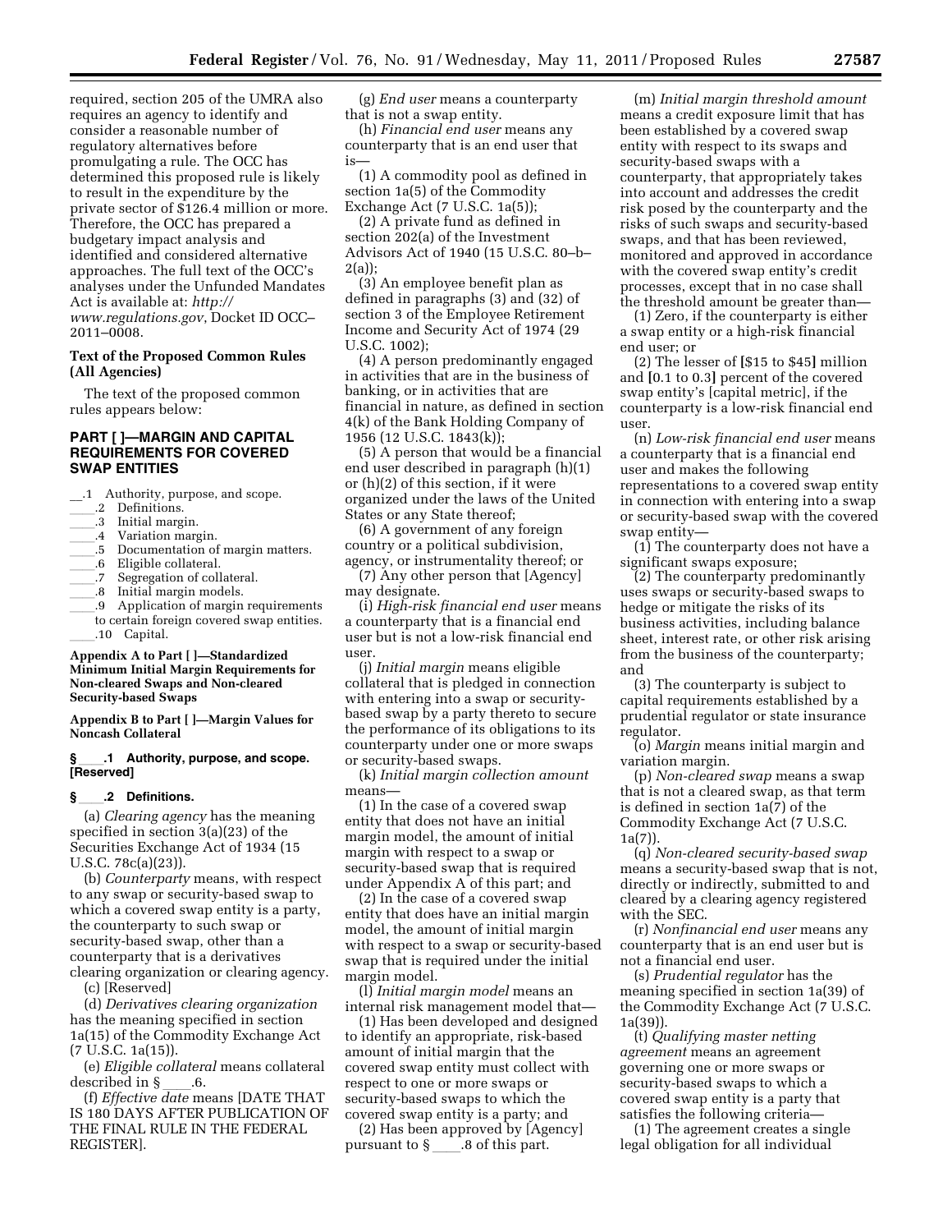required, section 205 of the UMRA also requires an agency to identify and consider a reasonable number of regulatory alternatives before promulgating a rule. The OCC has determined this proposed rule is likely to result in the expenditure by the private sector of $126.4 million or more. Therefore, the OCC has prepared a budgetary impact analysis and identified and considered alternative approaches. The full text of the OCC's analyses under the Unfunded Mandates Act is available at: *http://www.regulations.gov*, Docket ID OCC–2011–0008.

**Text of the Proposed Common Rules (All Agencies)**

The text of the proposed common rules appears below:

## PART [ ]—MARGIN AND CAPITAL REQUIREMENTS FOR COVERED SWAP ENTITIES

__.1 Authority, purpose, and scope.
____.2 Definitions.
____.3 Initial margin.
____.4 Variation margin.
____.5 Documentation of margin matters.
____.6 Eligible collateral.
____.7 Segregation of collateral.
____.8 Initial margin models.
____.9 Application of margin requirements to certain foreign covered swap entities.
____.10 Capital.

**Appendix A to Part [ ]—Standardized Minimum Initial Margin Requirements for Non-cleared Swaps and Non-cleared Security-based Swaps**

**Appendix B to Part [ ]—Margin Values for Noncash Collateral**

### § ____.1 Authority, purpose, and scope. [Reserved]

### § ____.2 Definitions.

(a) *Clearing agency* has the meaning specified in section 3(a)(23) of the Securities Exchange Act of 1934 (15 U.S.C. 78c(a)(23)).

(b) *Counterparty* means, with respect to any swap or security-based swap to which a covered swap entity is a party, the counterparty to such swap or security-based swap, other than a counterparty that is a derivatives clearing organization or clearing agency.

(c) [Reserved]

(d) *Derivatives clearing organization* has the meaning specified in section 1a(15) of the Commodity Exchange Act (7 U.S.C. 1a(15)).

(e) *Eligible collateral* means collateral described in § ____.6.

(f) *Effective date* means [DATE THAT IS 180 DAYS AFTER PUBLICATION OF THE FINAL RULE IN THE FEDERAL REGISTER].

(g) *End user* means a counterparty that is not a swap entity.

(h) *Financial end user* means any counterparty that is an end user that is—

(1) A commodity pool as defined in section 1a(5) of the Commodity Exchange Act (7 U.S.C. 1a(5));

(2) A private fund as defined in section 202(a) of the Investment Advisors Act of 1940 (15 U.S.C. 80–b–2(a));

(3) An employee benefit plan as defined in paragraphs (3) and (32) of section 3 of the Employee Retirement Income and Security Act of 1974 (29 U.S.C. 1002);

(4) A person predominantly engaged in activities that are in the business of banking, or in activities that are financial in nature, as defined in section 4(k) of the Bank Holding Company of 1956 (12 U.S.C. 1843(k));

(5) A person that would be a financial end user described in paragraph (h)(1) or (h)(2) of this section, if it were organized under the laws of the United States or any State thereof;

(6) A government of any foreign country or a political subdivision, agency, or instrumentality thereof; or

(7) Any other person that [Agency] may designate.

(i) *High-risk financial end user* means a counterparty that is a financial end user but is not a low-risk financial end user.

(j) *Initial margin* means eligible collateral that is pledged in connection with entering into a swap or security-based swap by a party thereto to secure the performance of its obligations to its counterparty under one or more swaps or security-based swaps.

(k) *Initial margin collection amount* means—

(1) In the case of a covered swap entity that does not have an initial margin model, the amount of initial margin with respect to a swap or security-based swap that is required under Appendix A of this part; and

(2) In the case of a covered swap entity that does have an initial margin model, the amount of initial margin with respect to a swap or security-based swap that is required under the initial margin model.

(l) *Initial margin model* means an internal risk management model that—

(1) Has been developed and designed to identify an appropriate, risk-based amount of initial margin that the covered swap entity must collect with respect to one or more swaps or security-based swaps to which the covered swap entity is a party; and

(2) Has been approved by [Agency] pursuant to § ____.8 of this part.

(m) *Initial margin threshold amount* means a credit exposure limit that has been established by a covered swap entity with respect to its swaps and security-based swaps with a counterparty, that appropriately takes into account and addresses the credit risk posed by the counterparty and the risks of such swaps and security-based swaps, and that has been reviewed, monitored and approved in accordance with the covered swap entity's credit processes, except that in no case shall the threshold amount be greater than—

(1) Zero, if the counterparty is either a swap entity or a high-risk financial end user; or

(2) The lesser of [$15 to $45] million and [0.1 to 0.3] percent of the covered swap entity's [capital metric], if the counterparty is a low-risk financial end user.

(n) *Low-risk financial end user* means a counterparty that is a financial end user and makes the following representations to a covered swap entity in connection with entering into a swap or security-based swap with the covered swap entity—

(1) The counterparty does not have a significant swaps exposure;

(2) The counterparty predominantly uses swaps or security-based swaps to hedge or mitigate the risks of its business activities, including balance sheet, interest rate, or other risk arising from the business of the counterparty; and

(3) The counterparty is subject to capital requirements established by a prudential regulator or state insurance regulator.

(o) *Margin* means initial margin and variation margin.

(p) *Non-cleared swap* means a swap that is not a cleared swap, as that term is defined in section 1a(7) of the Commodity Exchange Act (7 U.S.C. 1a(7)).

(q) *Non-cleared security-based swap* means a security-based swap that is not, directly or indirectly, submitted to and cleared by a clearing agency registered with the SEC.

(r) *Nonfinancial end user* means any counterparty that is an end user but is not a financial end user.

(s) *Prudential regulator* has the meaning specified in section 1a(39) of the Commodity Exchange Act (7 U.S.C. 1a(39)).

(t) *Qualifying master netting agreement* means an agreement governing one or more swaps or security-based swaps to which a covered swap entity is a party that satisfies the following criteria—

(1) The agreement creates a single legal obligation for all individual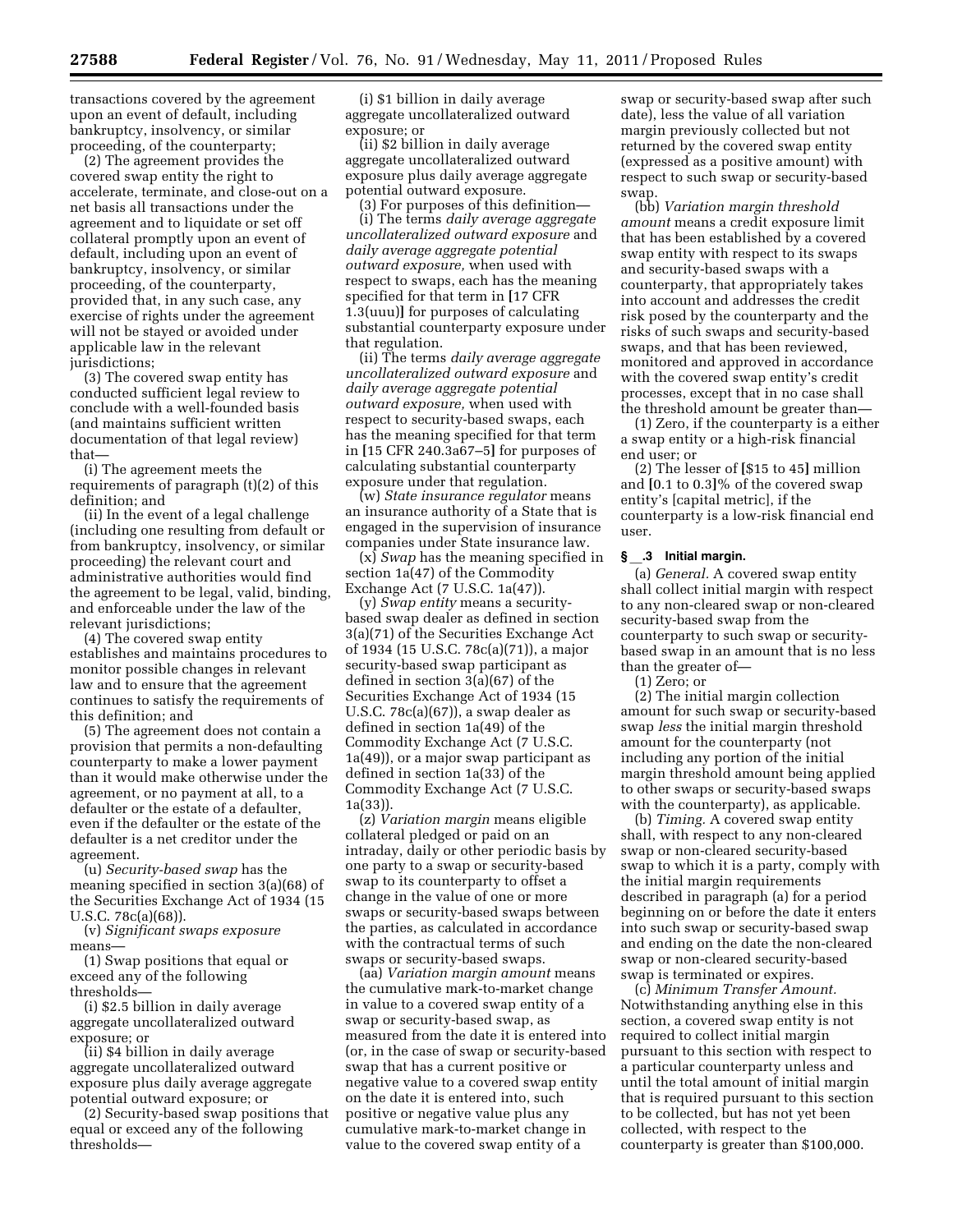transactions covered by the agreement upon an event of default, including bankruptcy, insolvency, or similar proceeding, of the counterparty;

(2) The agreement provides the covered swap entity the right to accelerate, terminate, and close-out on a net basis all transactions under the agreement and to liquidate or set off collateral promptly upon an event of default, including upon an event of bankruptcy, insolvency, or similar proceeding, of the counterparty, provided that, in any such case, any exercise of rights under the agreement will not be stayed or avoided under applicable law in the relevant jurisdictions;

(3) The covered swap entity has conducted sufficient legal review to conclude with a well-founded basis (and maintains sufficient written documentation of that legal review) that—

(i) The agreement meets the requirements of paragraph (t)(2) of this definition; and

(ii) In the event of a legal challenge (including one resulting from default or from bankruptcy, insolvency, or similar proceeding) the relevant court and administrative authorities would find the agreement to be legal, valid, binding, and enforceable under the law of the relevant jurisdictions;

(4) The covered swap entity establishes and maintains procedures to monitor possible changes in relevant law and to ensure that the agreement continues to satisfy the requirements of this definition; and

(5) The agreement does not contain a provision that permits a non-defaulting counterparty to make a lower payment than it would make otherwise under the agreement, or no payment at all, to a defaulter or the estate of a defaulter, even if the defaulter or the estate of the defaulter is a net creditor under the agreement.

(u) *Security-based swap* has the meaning specified in section 3(a)(68) of the Securities Exchange Act of 1934 (15 U.S.C. 78c(a)(68)).

(v) *Significant swaps exposure* means—

(1) Swap positions that equal or exceed any of the following thresholds—

(i) $2.5 billion in daily average aggregate uncollateralized outward exposure; or

(ii) $4 billion in daily average aggregate uncollateralized outward exposure plus daily average aggregate potential outward exposure; or

(2) Security-based swap positions that equal or exceed any of the following thresholds—

(i) $1 billion in daily average aggregate uncollateralized outward exposure; or

(ii) $2 billion in daily average aggregate uncollateralized outward exposure plus daily average aggregate potential outward exposure.

(3) For purposes of this definition—

(i) The terms *daily average aggregate uncollateralized outward exposure* and *daily average aggregate potential outward exposure,* when used with respect to swaps, each has the meaning specified for that term in [17 CFR 1.3(uuu)] for purposes of calculating substantial counterparty exposure under that regulation.

(ii) The terms *daily average aggregate uncollateralized outward exposure* and *daily average aggregate potential outward exposure,* when used with respect to security-based swaps, each has the meaning specified for that term in [15 CFR 240.3a67–5] for purposes of calculating substantial counterparty exposure under that regulation.

(w) *State insurance regulator* means an insurance authority of a State that is engaged in the supervision of insurance companies under State insurance law.

(x) *Swap* has the meaning specified in section 1a(47) of the Commodity Exchange Act (7 U.S.C. 1a(47)).

(y) *Swap entity* means a security-based swap dealer as defined in section 3(a)(71) of the Securities Exchange Act of 1934 (15 U.S.C. 78c(a)(71)), a major security-based swap participant as defined in section 3(a)(67) of the Securities Exchange Act of 1934 (15 U.S.C. 78c(a)(67)), a swap dealer as defined in section 1a(49) of the Commodity Exchange Act (7 U.S.C. 1a(49)), or a major swap participant as defined in section 1a(33) of the Commodity Exchange Act (7 U.S.C. 1a(33)).

(z) *Variation margin* means eligible collateral pledged or paid on an intraday, daily or other periodic basis by one party to a swap or security-based swap to its counterparty to offset a change in the value of one or more swaps or security-based swaps between the parties, as calculated in accordance with the contractual terms of such swaps or security-based swaps.

(aa) *Variation margin amount* means the cumulative mark-to-market change in value to a covered swap entity of a swap or security-based swap, as measured from the date it is entered into (or, in the case of swap or security-based swap that has a current positive or negative value to a covered swap entity on the date it is entered into, such positive or negative value plus any cumulative mark-to-market change in value to the covered swap entity of a swap or security-based swap after such date), less the value of all variation margin previously collected but not returned by the covered swap entity (expressed as a positive amount) with respect to such swap or security-based swap.

(bb) *Variation margin threshold amount* means a credit exposure limit that has been established by a covered swap entity with respect to its swaps and security-based swaps with a counterparty, that appropriately takes into account and addresses the credit risk posed by the counterparty and the risks of such swaps and security-based swaps, and that has been reviewed, monitored and approved in accordance with the covered swap entity's credit processes, except that in no case shall the threshold amount be greater than—

(1) Zero, if the counterparty is a either a swap entity or a high-risk financial end user; or

(2) The lesser of [$15 to 45] million and [0.1 to 0.3]% of the covered swap entity's [capital metric], if the counterparty is a low-risk financial end user.

### § __.3 Initial margin.

(a) *General.* A covered swap entity shall collect initial margin with respect to any non-cleared swap or non-cleared security-based swap from the counterparty to such swap or security-based swap in an amount that is no less than the greater of—

(1) Zero; or

(2) The initial margin collection amount for such swap or security-based swap *less* the initial margin threshold amount for the counterparty (not including any portion of the initial margin threshold amount being applied to other swaps or security-based swaps with the counterparty), as applicable.

(b) *Timing.* A covered swap entity shall, with respect to any non-cleared swap or non-cleared security-based swap to which it is a party, comply with the initial margin requirements described in paragraph (a) for a period beginning on or before the date it enters into such swap or security-based swap and ending on the date the non-cleared swap or non-cleared security-based swap is terminated or expires.

(c) *Minimum Transfer Amount.* Notwithstanding anything else in this section, a covered swap entity is not required to collect initial margin pursuant to this section with respect to a particular counterparty unless and until the total amount of initial margin that is required pursuant to this section to be collected, but has not yet been collected, with respect to the counterparty is greater than $100,000.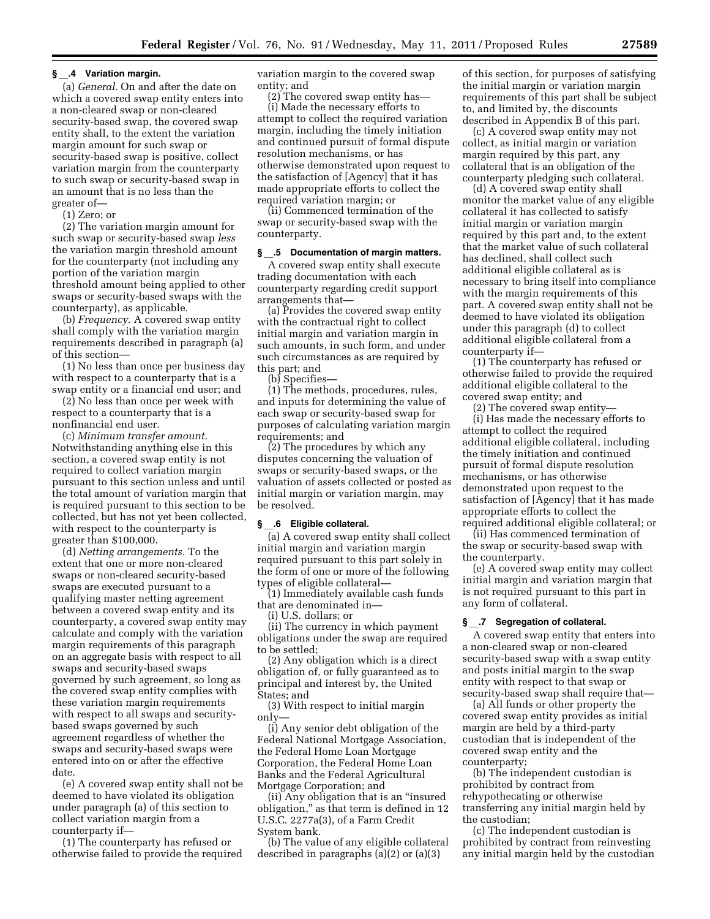### § __.4 Variation margin.

(a) *General.* On and after the date on which a covered swap entity enters into a non-cleared swap or non-cleared security-based swap, the covered swap entity shall, to the extent the variation margin amount for such swap or security-based swap is positive, collect variation margin from the counterparty to such swap or security-based swap in an amount that is no less than the greater of—

(1) Zero; or

(2) The variation margin amount for such swap or security-based swap *less* the variation margin threshold amount for the counterparty (not including any portion of the variation margin threshold amount being applied to other swaps or security-based swaps with the counterparty), as applicable.

(b) *Frequency.* A covered swap entity shall comply with the variation margin requirements described in paragraph (a) of this section—

(1) No less than once per business day with respect to a counterparty that is a swap entity or a financial end user; and

(2) No less than once per week with respect to a counterparty that is a nonfinancial end user.

(c) *Minimum transfer amount.* Notwithstanding anything else in this section, a covered swap entity is not required to collect variation margin pursuant to this section unless and until the total amount of variation margin that is required pursuant to this section to be collected, but has not yet been collected, with respect to the counterparty is greater than $100,000.

(d) *Netting arrangements.* To the extent that one or more non-cleared swaps or non-cleared security-based swaps are executed pursuant to a qualifying master netting agreement between a covered swap entity and its counterparty, a covered swap entity may calculate and comply with the variation margin requirements of this paragraph on an aggregate basis with respect to all swaps and security-based swaps governed by such agreement, so long as the covered swap entity complies with these variation margin requirements with respect to all swaps and security-based swaps governed by such agreement regardless of whether the swaps and security-based swaps were entered into on or after the effective date.

(e) A covered swap entity shall not be deemed to have violated its obligation under paragraph (a) of this section to collect variation margin from a counterparty if—

(1) The counterparty has refused or otherwise failed to provide the required variation margin to the covered swap entity; and

(2) The covered swap entity has—

(i) Made the necessary efforts to attempt to collect the required variation margin, including the timely initiation and continued pursuit of formal dispute resolution mechanisms, or has otherwise demonstrated upon request to the satisfaction of [Agency] that it has made appropriate efforts to collect the required variation margin; or

(ii) Commenced termination of the swap or security-based swap with the counterparty.

### § __.5 Documentation of margin matters.

A covered swap entity shall execute trading documentation with each counterparty regarding credit support arrangements that—

(a) Provides the covered swap entity with the contractual right to collect initial margin and variation margin in such amounts, in such form, and under such circumstances as are required by this part; and

(b) Specifies—

(1) The methods, procedures, rules, and inputs for determining the value of each swap or security-based swap for purposes of calculating variation margin requirements; and

(2) The procedures by which any disputes concerning the valuation of swaps or security-based swaps, or the valuation of assets collected or posted as initial margin or variation margin, may be resolved.

### § __.6 Eligible collateral.

(a) A covered swap entity shall collect initial margin and variation margin required pursuant to this part solely in the form of one or more of the following types of eligible collateral—

(1) Immediately available cash funds that are denominated in—

(i) U.S. dollars; or

(ii) The currency in which payment obligations under the swap are required to be settled;

(2) Any obligation which is a direct obligation of, or fully guaranteed as to principal and interest by, the United States; and

(3) With respect to initial margin only—

(i) Any senior debt obligation of the Federal National Mortgage Association, the Federal Home Loan Mortgage Corporation, the Federal Home Loan Banks and the Federal Agricultural Mortgage Corporation; and

(ii) Any obligation that is an "insured obligation," as that term is defined in 12 U.S.C. 2277a(3), of a Farm Credit System bank.

(b) The value of any eligible collateral described in paragraphs (a)(2) or (a)(3) of this section, for purposes of satisfying the initial margin or variation margin requirements of this part shall be subject to, and limited by, the discounts described in Appendix B of this part.

(c) A covered swap entity may not collect, as initial margin or variation margin required by this part, any collateral that is an obligation of the counterparty pledging such collateral.

(d) A covered swap entity shall monitor the market value of any eligible collateral it has collected to satisfy initial margin or variation margin required by this part and, to the extent that the market value of such collateral has declined, shall collect such additional eligible collateral as is necessary to bring itself into compliance with the margin requirements of this part. A covered swap entity shall not be deemed to have violated its obligation under this paragraph (d) to collect additional eligible collateral from a counterparty if—

(1) The counterparty has refused or otherwise failed to provide the required additional eligible collateral to the covered swap entity; and

(2) The covered swap entity—

(i) Has made the necessary efforts to attempt to collect the required additional eligible collateral, including the timely initiation and continued pursuit of formal dispute resolution mechanisms, or has otherwise demonstrated upon request to the satisfaction of [Agency] that it has made appropriate efforts to collect the required additional eligible collateral; or

(ii) Has commenced termination of the swap or security-based swap with the counterparty.

(e) A covered swap entity may collect initial margin and variation margin that is not required pursuant to this part in any form of collateral.

### § __.7 Segregation of collateral.

A covered swap entity that enters into a non-cleared swap or non-cleared security-based swap with a swap entity and posts initial margin to the swap entity with respect to that swap or security-based swap shall require that—

(a) All funds or other property the covered swap entity provides as initial margin are held by a third-party custodian that is independent of the covered swap entity and the counterparty;

(b) The independent custodian is prohibited by contract from rehypothecating or otherwise transferring any initial margin held by the custodian;

(c) The independent custodian is prohibited by contract from reinvesting any initial margin held by the custodian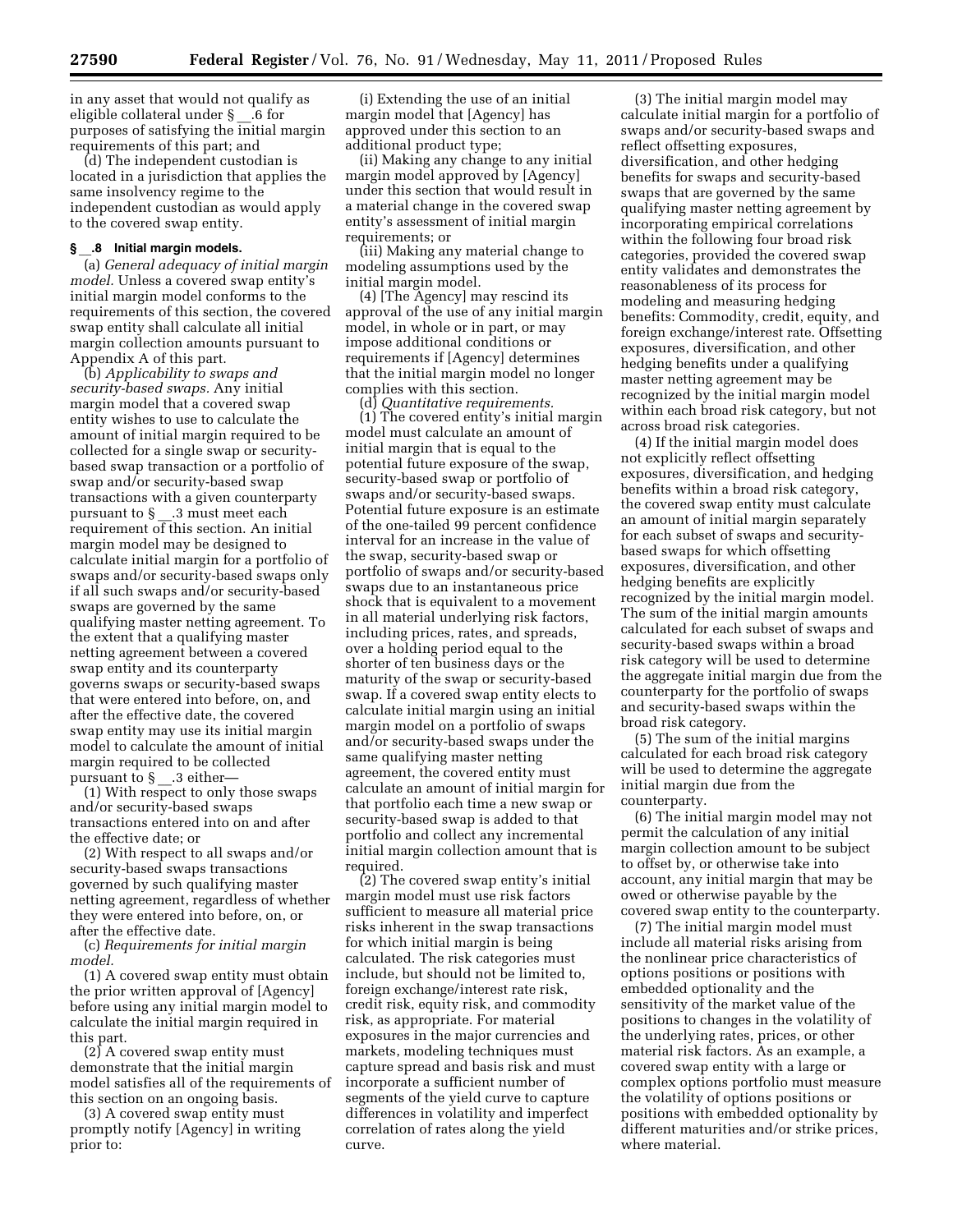in any asset that would not qualify as eligible collateral under § __.6 for purposes of satisfying the initial margin requirements of this part; and

(d) The independent custodian is located in a jurisdiction that applies the same insolvency regime to the independent custodian as would apply to the covered swap entity.

### § __.8 Initial margin models.

(a) *General adequacy of initial margin model.* Unless a covered swap entity's initial margin model conforms to the requirements of this section, the covered swap entity shall calculate all initial margin collection amounts pursuant to Appendix A of this part.

(b) *Applicability to swaps and security-based swaps.* Any initial margin model that a covered swap entity wishes to use to calculate the amount of initial margin required to be collected for a single swap or security-based swap transaction or a portfolio of swap and/or security-based swap transactions with a given counterparty pursuant to § __.3 must meet each requirement of this section. An initial margin model may be designed to calculate initial margin for a portfolio of swaps and/or security-based swaps only if all such swaps and/or security-based swaps are governed by the same qualifying master netting agreement. To the extent that a qualifying master netting agreement between a covered swap entity and its counterparty governs swaps or security-based swaps that were entered into before, on, and after the effective date, the covered swap entity may use its initial margin model to calculate the amount of initial margin required to be collected pursuant to § __.3 either—

(1) With respect to only those swaps and/or security-based swaps transactions entered into on and after the effective date; or

(2) With respect to all swaps and/or security-based swaps transactions governed by such qualifying master netting agreement, regardless of whether they were entered into before, on, or after the effective date.

(c) *Requirements for initial margin model.*

(1) A covered swap entity must obtain the prior written approval of [Agency] before using any initial margin model to calculate the initial margin required in this part.

(2) A covered swap entity must demonstrate that the initial margin model satisfies all of the requirements of this section on an ongoing basis.

(3) A covered swap entity must promptly notify [Agency] in writing prior to:

(i) Extending the use of an initial margin model that [Agency] has approved under this section to an additional product type;

(ii) Making any change to any initial margin model approved by [Agency] under this section that would result in a material change in the covered swap entity's assessment of initial margin requirements; or

(iii) Making any material change to modeling assumptions used by the initial margin model.

(4) [The Agency] may rescind its approval of the use of any initial margin model, in whole or in part, or may impose additional conditions or requirements if [Agency] determines that the initial margin model no longer complies with this section.

(d) *Quantitative requirements.*

(1) The covered entity's initial margin model must calculate an amount of initial margin that is equal to the potential future exposure of the swap, security-based swap or portfolio of swaps and/or security-based swaps. Potential future exposure is an estimate of the one-tailed 99 percent confidence interval for an increase in the value of the swap, security-based swap or portfolio of swaps and/or security-based swaps due to an instantaneous price shock that is equivalent to a movement in all material underlying risk factors, including prices, rates, and spreads, over a holding period equal to the shorter of ten business days or the maturity of the swap or security-based swap. If a covered swap entity elects to calculate initial margin using an initial margin model on a portfolio of swaps and/or security-based swaps under the same qualifying master netting agreement, the covered entity must calculate an amount of initial margin for that portfolio each time a new swap or security-based swap is added to that portfolio and collect any incremental initial margin collection amount that is required.

(2) The covered swap entity's initial margin model must use risk factors sufficient to measure all material price risks inherent in the swap transactions for which initial margin is being calculated. The risk categories must include, but should not be limited to, foreign exchange/interest rate risk, credit risk, equity risk, and commodity risk, as appropriate. For material exposures in the major currencies and markets, modeling techniques must capture spread and basis risk and must incorporate a sufficient number of segments of the yield curve to capture differences in volatility and imperfect correlation of rates along the yield curve.

(3) The initial margin model may calculate initial margin for a portfolio of swaps and/or security-based swaps and reflect offsetting exposures, diversification, and other hedging benefits for swaps and security-based swaps that are governed by the same qualifying master netting agreement by incorporating empirical correlations within the following four broad risk categories, provided the covered swap entity validates and demonstrates the reasonableness of its process for modeling and measuring hedging benefits: Commodity, credit, equity, and foreign exchange/interest rate. Offsetting exposures, diversification, and other hedging benefits under a qualifying master netting agreement may be recognized by the initial margin model within each broad risk category, but not across broad risk categories.

(4) If the initial margin model does not explicitly reflect offsetting exposures, diversification, and hedging benefits within a broad risk category, the covered swap entity must calculate an amount of initial margin separately for each subset of swaps and security-based swaps for which offsetting exposures, diversification, and other hedging benefits are explicitly recognized by the initial margin model. The sum of the initial margin amounts calculated for each subset of swaps and security-based swaps within a broad risk category will be used to determine the aggregate initial margin due from the counterparty for the portfolio of swaps and security-based swaps within the broad risk category.

(5) The sum of the initial margins calculated for each broad risk category will be used to determine the aggregate initial margin due from the counterparty.

(6) The initial margin model may not permit the calculation of any initial margin collection amount to be subject to offset by, or otherwise take into account, any initial margin that may be owed or otherwise payable by the covered swap entity to the counterparty.

(7) The initial margin model must include all material risks arising from the nonlinear price characteristics of options positions or positions with embedded optionality and the sensitivity of the market value of the positions to changes in the volatility of the underlying rates, prices, or other material risk factors. As an example, a covered swap entity with a large or complex options portfolio must measure the volatility of options positions or positions with embedded optionality by different maturities and/or strike prices, where material.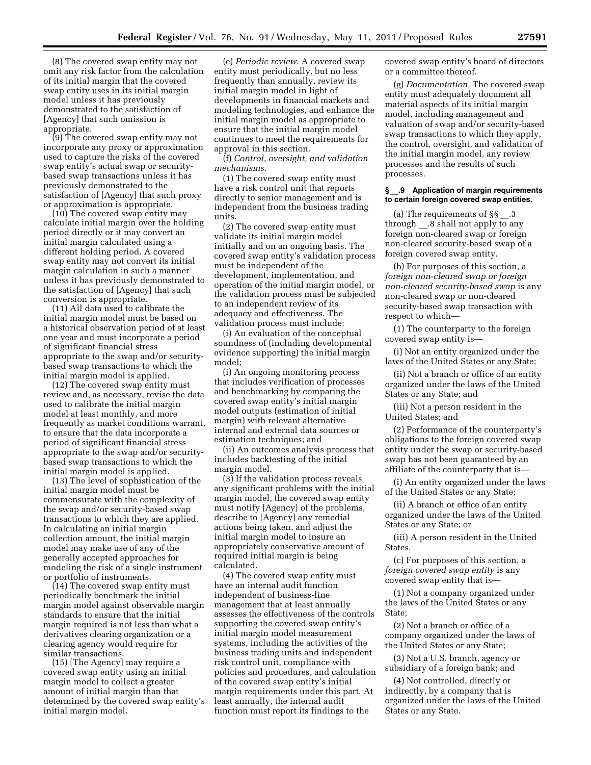(8) The covered swap entity may not omit any risk factor from the calculation of its initial margin that the covered swap entity uses in its initial margin model unless it has previously demonstrated to the satisfaction of [Agency] that such omission is appropriate.

(9) The covered swap entity may not incorporate any proxy or approximation used to capture the risks of the covered swap entity's actual swap or security-based swap transactions unless it has previously demonstrated to the satisfaction of [Agency] that such proxy or approximation is appropriate.

(10) The covered swap entity may calculate initial margin over the holding period directly or it may convert an initial margin calculated using a different holding period. A covered swap entity may not convert its initial margin calculation in such a manner unless it has previously demonstrated to the satisfaction of [Agency] that such conversion is appropriate.

(11) All data used to calibrate the initial margin model must be based on a historical observation period of at least one year and must incorporate a period of significant financial stress appropriate to the swap and/or security-based swap transactions to which the initial margin model is applied.

(12) The covered swap entity must review and, as necessary, revise the data used to calibrate the initial margin model at least monthly, and more frequently as market conditions warrant, to ensure that the data incorporate a period of significant financial stress appropriate to the swap and/or security-based swap transactions to which the initial margin model is applied.

(13) The level of sophistication of the initial margin model must be commensurate with the complexity of the swap and/or security-based swap transactions to which they are applied. In calculating an initial margin collection amount, the initial margin model may make use of any of the generally accepted approaches for modeling the risk of a single instrument or portfolio of instruments.

(14) The covered swap entity must periodically benchmark the initial margin model against observable margin standards to ensure that the initial margin required is not less than what a derivatives clearing organization or a clearing agency would require for similar transactions.

(15) [The Agency] may require a covered swap entity using an initial margin model to collect a greater amount of initial margin than that determined by the covered swap entity's initial margin model.

(e) *Periodic review.* A covered swap entity must periodically, but no less frequently than annually, review its initial margin model in light of developments in financial markets and modeling technologies, and enhance the initial margin model as appropriate to ensure that the initial margin model continues to meet the requirements for approval in this section.

(f) *Control, oversight, and validation mechanisms.*

(1) The covered swap entity must have a risk control unit that reports directly to senior management and is independent from the business trading units.

(2) The covered swap entity must validate its initial margin model initially and on an ongoing basis. The covered swap entity's validation process must be independent of the development, implementation, and operation of the initial margin model, or the validation process must be subjected to an independent review of its adequacy and effectiveness. The validation process must include:

(i) An evaluation of the conceptual soundness of (including developmental evidence supporting) the initial margin model;

(i) An ongoing monitoring process that includes verification of processes and benchmarking by comparing the covered swap entity's initial margin model outputs (estimation of initial margin) with relevant alternative internal and external data sources or estimation techniques; and

(ii) An outcomes analysis process that includes backtesting of the initial margin model.

(3) If the validation process reveals any significant problems with the initial margin model, the covered swap entity must notify [Agency] of the problems, describe to [Agency] any remedial actions being taken, and adjust the initial margin model to insure an appropriately conservative amount of required initial margin is being calculated.

(4) The covered swap entity must have an internal audit function independent of business-line management that at least annually assesses the effectiveness of the controls supporting the covered swap entity's initial margin model measurement systems, including the activities of the business trading units and independent risk control unit, compliance with policies and procedures, and calculation of the covered swap entity's initial margin requirements under this part. At least annually, the internal audit function must report its findings to the covered swap entity's board of directors or a committee thereof.

(g) *Documentation.* The covered swap entity must adequately document all material aspects of its initial margin model, including management and valuation of swap and/or security-based swap transactions to which they apply, the control, oversight, and validation of the initial margin model, any review processes and the results of such processes.

### § __.9 Application of margin requirements to certain foreign covered swap entities.

(a) The requirements of §§ __.3 through __.8 shall not apply to any foreign non-cleared swap or foreign non-cleared security-based swap of a foreign covered swap entity.

(b) For purposes of this section, a *foreign non-cleared swap or foreign non-cleared security-based swap* is any non-cleared swap or non-cleared security-based swap transaction with respect to which—

(1) The counterparty to the foreign covered swap entity is—

(i) Not an entity organized under the laws of the United States or any State;

(ii) Not a branch or office of an entity organized under the laws of the United States or any State; and

(iii) Not a person resident in the United States; and

(2) Performance of the counterparty's obligations to the foreign covered swap entity under the swap or security-based swap has not been guaranteed by an affiliate of the counterparty that is—

(i) An entity organized under the laws of the United States or any State;

(ii) A branch or office of an entity organized under the laws of the United States or any State; or

(iii) A person resident in the United States.

(c) For purposes of this section, a *foreign covered swap entity* is any covered swap entity that is—

(1) Not a company organized under the laws of the United States or any State;

(2) Not a branch or office of a company organized under the laws of the United States or any State;

(3) Not a U.S. branch, agency or subsidiary of a foreign bank; and

(4) Not controlled, directly or indirectly, by a company that is organized under the laws of the United States or any State.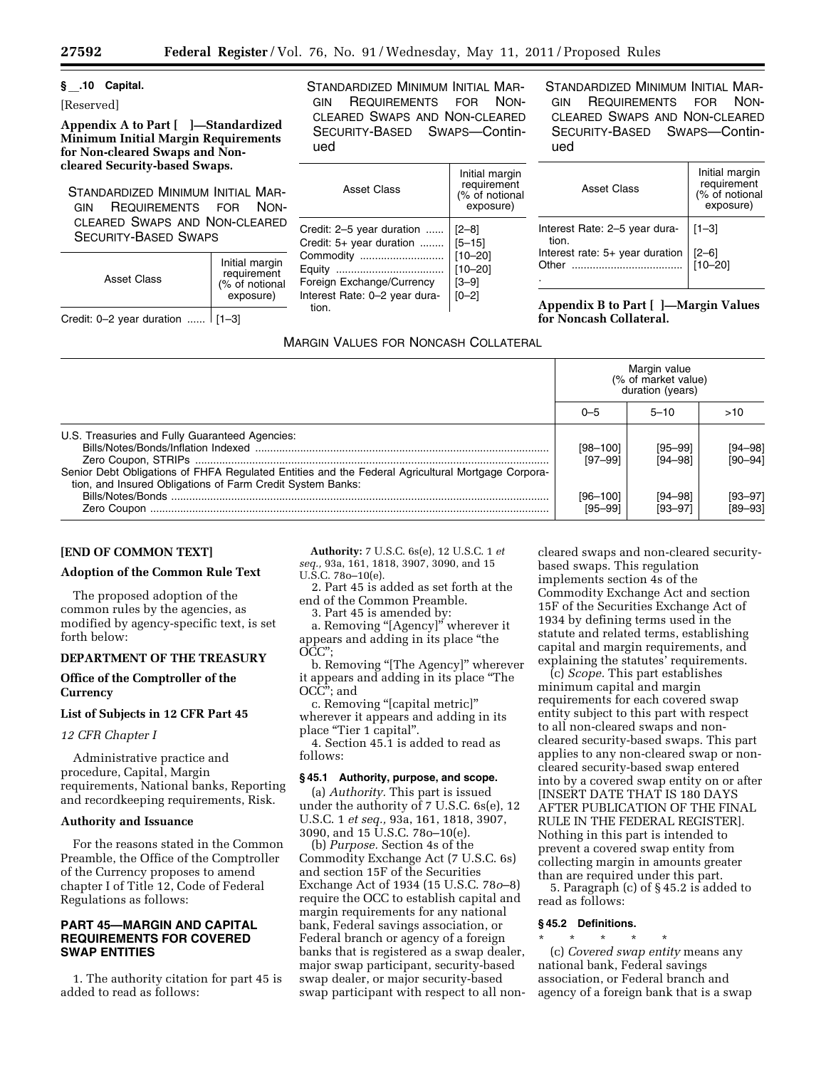## § __.10 Capital.

[Reserved]

**Appendix A to Part [ ]—Standardized Minimum Initial Margin Requirements for Non-cleared Swaps and Non-cleared Security-based Swaps.**

STANDARDIZED MINIMUM INITIAL MARGIN REQUIREMENTS FOR NON-CLEARED SWAPS AND NON-CLEARED SECURITY-BASED SWAPS

| Asset Class | Initial margin requirement (% of notional exposure) |
|---|---|
| Credit: 0–2 year duration | [1–3] |
| Credit: 2–5 year duration | [2–8] |
| Credit: 5+ year duration | [5–15] |
| Commodity | [10–20] |
| Equity | [10–20] |
| Foreign Exchange/Currency | [3–9] |
| Interest Rate: 0–2 year duration. | [0–2] |
| Interest Rate: 2–5 year duration. | [1–3] |
| Interest rate: 5+ year duration | [2–6] |
| Other | [10–20] |

**Appendix B to Part [ ]—Margin Values for Noncash Collateral.**

MARGIN VALUES FOR NONCASH COLLATERAL

| | Margin value (% of market value) duration (years) | | |
|---|---|---|---|
| | 0–5 | 5–10 | >10 |
| U.S. Treasuries and Fully Guaranteed Agencies: | | | |
| Bills/Notes/Bonds/Inflation Indexed | [98–100] | [95–99] | [94–98] |
| Zero Coupon, STRIPs | [97–99] | [94–98] | [90–94] |
| Senior Debt Obligations of FHFA Regulated Entities and the Federal Agricultural Mortgage Corporation, and Insured Obligations of Farm Credit System Banks: | | | |
| Bills/Notes/Bonds | [96–100] | [94–98] | [93–97] |
| Zero Coupon | [95–99] | [93–97] | [89–93] |

**[END OF COMMON TEXT]**

### Adoption of the Common Rule Text

The proposed adoption of the common rules by the agencies, as modified by agency-specific text, is set forth below:

### DEPARTMENT OF THE TREASURY

### Office of the Comptroller of the Currency

### List of Subjects in 12 CFR Part 45

*12 CFR Chapter I*

Administrative practice and procedure, Capital, Margin requirements, National banks, Reporting and recordkeeping requirements, Risk.

### Authority and Issuance

For the reasons stated in the Common Preamble, the Office of the Comptroller of the Currency proposes to amend chapter I of Title 12, Code of Federal Regulations as follows:

## PART 45—MARGIN AND CAPITAL REQUIREMENTS FOR COVERED SWAP ENTITIES

1. The authority citation for part 45 is added to read as follows:

**Authority:** 7 U.S.C. 6s(e), 12 U.S.C. 1 *et seq.,* 93a, 161, 1818, 3907, 3090, and 15 U.S.C. 78o–10(e).

2. Part 45 is added as set forth at the end of the Common Preamble.

3. Part 45 is amended by:

a. Removing "[Agency]" wherever it appears and adding in its place "the OCC";

b. Removing "[The Agency]" wherever it appears and adding in its place "The OCC"; and

c. Removing "[capital metric]" wherever it appears and adding in its place "Tier 1 capital".

4. Section 45.1 is added to read as follows:

### § 45.1 Authority, purpose, and scope.

(a) *Authority.* This part is issued under the authority of 7 U.S.C. 6s(e), 12 U.S.C. 1 *et seq.,* 93a, 161, 1818, 3907, 3090, and 15 U.S.C. 78o–10(e).

(b) *Purpose.* Section 4s of the Commodity Exchange Act (7 U.S.C. 6s) and section 15F of the Securities Exchange Act of 1934 (15 U.S.C. 78*o*–8) require the OCC to establish capital and margin requirements for any national bank, Federal savings association, or Federal branch or agency of a foreign banks that is registered as a swap dealer, major swap participant, security-based swap dealer, or major security-based swap participant with respect to all non-cleared swaps and non-cleared security-based swaps. This regulation implements section 4s of the Commodity Exchange Act and section 15F of the Securities Exchange Act of 1934 by defining terms used in the statute and related terms, establishing capital and margin requirements, and explaining the statutes' requirements.

(c) *Scope.* This part establishes minimum capital and margin requirements for each covered swap entity subject to this part with respect to all non-cleared swaps and non-cleared security-based swaps. This part applies to any non-cleared swap or non-cleared security-based swap entered into by a covered swap entity on or after [INSERT DATE THAT IS 180 DAYS AFTER PUBLICATION OF THE FINAL RULE IN THE FEDERAL REGISTER]. Nothing in this part is intended to prevent a covered swap entity from collecting margin in amounts greater than are required under this part.

5. Paragraph (c) of § 45.2 is added to read as follows:

### § 45.2 Definitions.

\* \* \* \* \*

(c) *Covered swap entity* means any national bank, Federal savings association, or Federal branch and agency of a foreign bank that is a swap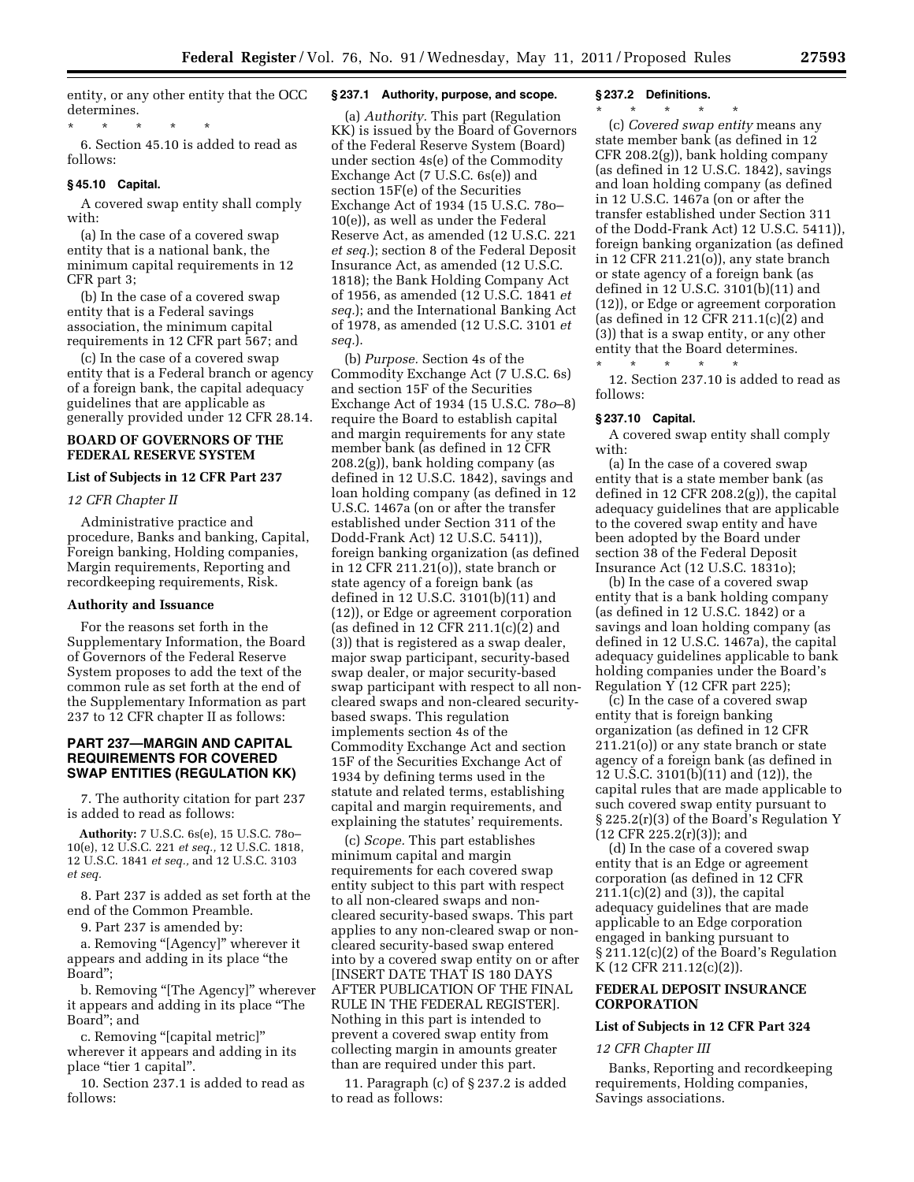entity, or any other entity that the OCC determines.

\* \* \* \* \*

6. Section 45.10 is added to read as follows:

### § 45.10 Capital.

A covered swap entity shall comply with:

(a) In the case of a covered swap entity that is a national bank, the minimum capital requirements in 12 CFR part 3;

(b) In the case of a covered swap entity that is a Federal savings association, the minimum capital requirements in 12 CFR part 567; and

(c) In the case of a covered swap entity that is a Federal branch or agency of a foreign bank, the capital adequacy guidelines that are applicable as generally provided under 12 CFR 28.14.

## BOARD OF GOVERNORS OF THE FEDERAL RESERVE SYSTEM

### List of Subjects in 12 CFR Part 237

*12 CFR Chapter II*

Administrative practice and procedure, Banks and banking, Capital, Foreign banking, Holding companies, Margin requirements, Reporting and recordkeeping requirements, Risk.

### Authority and Issuance

For the reasons set forth in the Supplementary Information, the Board of Governors of the Federal Reserve System proposes to add the text of the common rule as set forth at the end of the Supplementary Information as part 237 to 12 CFR chapter II as follows:

## PART 237—MARGIN AND CAPITAL REQUIREMENTS FOR COVERED SWAP ENTITIES (REGULATION KK)

7. The authority citation for part 237 is added to read as follows:

**Authority:** 7 U.S.C. 6s(e), 15 U.S.C. 78o–10(e), 12 U.S.C. 221 *et seq.,* 12 U.S.C. 1818, 12 U.S.C. 1841 *et seq.,* and 12 U.S.C. 3103 *et seq.*

8. Part 237 is added as set forth at the end of the Common Preamble.

9. Part 237 is amended by:

a. Removing "[Agency]" wherever it appears and adding in its place "the Board";

b. Removing "[The Agency]" wherever it appears and adding in its place "The Board"; and

c. Removing "[capital metric]" wherever it appears and adding in its place "tier 1 capital".

10. Section 237.1 is added to read as follows:

### § 237.1 Authority, purpose, and scope.

(a) *Authority.* This part (Regulation KK) is issued by the Board of Governors of the Federal Reserve System (Board) under section 4s(e) of the Commodity Exchange Act (7 U.S.C. 6s(e)) and section 15F(e) of the Securities Exchange Act of 1934 (15 U.S.C. 78o–10(e)), as well as under the Federal Reserve Act, as amended (12 U.S.C. 221 *et seq.*); section 8 of the Federal Deposit Insurance Act, as amended (12 U.S.C. 1818); the Bank Holding Company Act of 1956, as amended (12 U.S.C. 1841 *et seq.*); and the International Banking Act of 1978, as amended (12 U.S.C. 3101 *et seq.*).

(b) *Purpose.* Section 4s of the Commodity Exchange Act (7 U.S.C. 6s) and section 15F of the Securities Exchange Act of 1934 (15 U.S.C. 78*o*–8) require the Board to establish capital and margin requirements for any state member bank (as defined in 12 CFR 208.2(g)), bank holding company (as defined in 12 U.S.C. 1842), savings and loan holding company (as defined in 12 U.S.C. 1467a (on or after the transfer established under Section 311 of the Dodd-Frank Act) 12 U.S.C. 5411)), foreign banking organization (as defined in 12 CFR 211.21(o)), state branch or state agency of a foreign bank (as defined in 12 U.S.C. 3101(b)(11) and (12)), or Edge or agreement corporation (as defined in 12 CFR 211.1(c)(2) and (3)) that is registered as a swap dealer, major swap participant, security-based swap dealer, or major security-based swap participant with respect to all non-cleared swaps and non-cleared security-based swaps. This regulation implements section 4s of the Commodity Exchange Act and section 15F of the Securities Exchange Act of 1934 by defining terms used in the statute and related terms, establishing capital and margin requirements, and explaining the statutes' requirements.

(c) *Scope.* This part establishes minimum capital and margin requirements for each covered swap entity subject to this part with respect to all non-cleared swaps and non-cleared security-based swaps. This part applies to any non-cleared swap or non-cleared security-based swap entered into by a covered swap entity on or after [INSERT DATE THAT IS 180 DAYS AFTER PUBLICATION OF THE FINAL RULE IN THE FEDERAL REGISTER]. Nothing in this part is intended to prevent a covered swap entity from collecting margin in amounts greater than are required under this part.

11. Paragraph (c) of § 237.2 is added to read as follows:

### § 237.2 Definitions.

\* \* \* \* \*

(c) *Covered swap entity* means any state member bank (as defined in 12 CFR 208.2(g)), bank holding company (as defined in 12 U.S.C. 1842), savings and loan holding company (as defined in 12 U.S.C. 1467a (on or after the transfer established under Section 311 of the Dodd-Frank Act) 12 U.S.C. 5411)), foreign banking organization (as defined in 12 CFR 211.21(o)), any state branch or state agency of a foreign bank (as defined in 12 U.S.C. 3101(b)(11) and (12)), or Edge or agreement corporation (as defined in 12 CFR 211.1(c)(2) and (3)) that is a swap entity, or any other entity that the Board determines.

\* \* \* \* \*

12. Section 237.10 is added to read as follows:

### § 237.10 Capital.

A covered swap entity shall comply with:

(a) In the case of a covered swap entity that is a state member bank (as defined in 12 CFR 208.2(g)), the capital adequacy guidelines that are applicable to the covered swap entity and have been adopted by the Board under section 38 of the Federal Deposit Insurance Act (12 U.S.C. 1831o);

(b) In the case of a covered swap entity that is a bank holding company (as defined in 12 U.S.C. 1842) or a savings and loan holding company (as defined in 12 U.S.C. 1467a), the capital adequacy guidelines applicable to bank holding companies under the Board's Regulation Y (12 CFR part 225);

(c) In the case of a covered swap entity that is foreign banking organization (as defined in 12 CFR 211.21(o)) or any state branch or state agency of a foreign bank (as defined in 12 U.S.C. 3101(b)(11) and (12)), the capital rules that are made applicable to such covered swap entity pursuant to § 225.2(r)(3) of the Board's Regulation Y (12 CFR 225.2(r)(3)); and

(d) In the case of a covered swap entity that is an Edge or agreement corporation (as defined in 12 CFR 211.1(c)(2) and (3)), the capital adequacy guidelines that are made applicable to an Edge corporation engaged in banking pursuant to § 211.12(c)(2) of the Board's Regulation K (12 CFR 211.12(c)(2)).

## FEDERAL DEPOSIT INSURANCE CORPORATION

### List of Subjects in 12 CFR Part 324

*12 CFR Chapter III*

Banks, Reporting and recordkeeping requirements, Holding companies, Savings associations.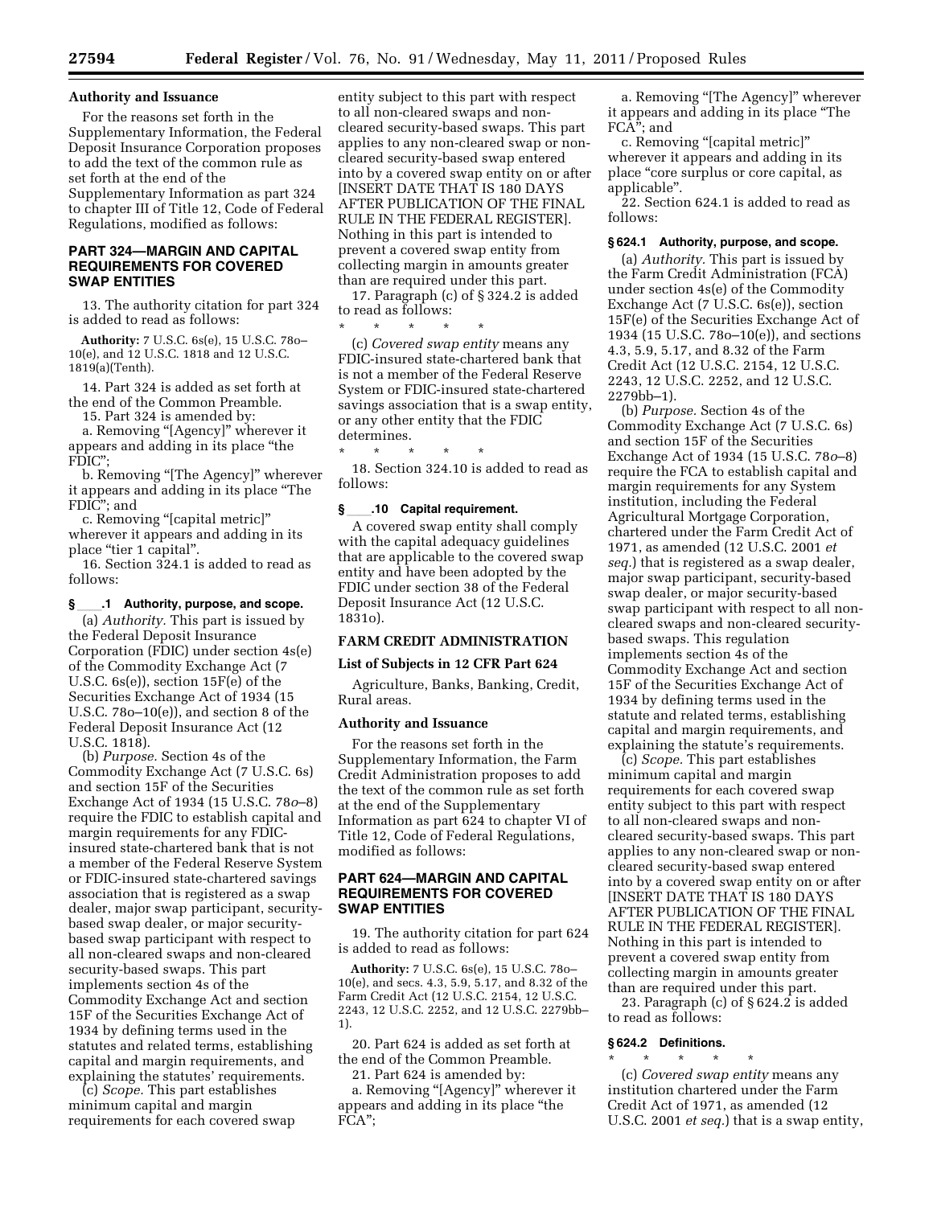## Authority and Issuance

For the reasons set forth in the Supplementary Information, the Federal Deposit Insurance Corporation proposes to add the text of the common rule as set forth at the end of the Supplementary Information as part 324 to chapter III of Title 12, Code of Federal Regulations, modified as follows:

## PART 324—MARGIN AND CAPITAL REQUIREMENTS FOR COVERED SWAP ENTITIES

13. The authority citation for part 324 is added to read as follows:

**Authority:** 7 U.S.C. 6s(e), 15 U.S.C. 78o–10(e), and 12 U.S.C. 1818 and 12 U.S.C. 1819(a)(Tenth).

14. Part 324 is added as set forth at the end of the Common Preamble.

15. Part 324 is amended by:

a. Removing "[Agency]" wherever it appears and adding in its place "the FDIC";

b. Removing "[The Agency]" wherever it appears and adding in its place "The FDIC"; and

c. Removing "[capital metric]" wherever it appears and adding in its place "tier 1 capital".

16. Section 324.1 is added to read as follows:

### § ____.1 Authority, purpose, and scope.

(a) *Authority.* This part is issued by the Federal Deposit Insurance Corporation (FDIC) under section 4s(e) of the Commodity Exchange Act (7 U.S.C. 6s(e)), section 15F(e) of the Securities Exchange Act of 1934 (15 U.S.C. 78o–10(e)), and section 8 of the Federal Deposit Insurance Act (12 U.S.C. 1818).

(b) *Purpose.* Section 4s of the Commodity Exchange Act (7 U.S.C. 6s) and section 15F of the Securities Exchange Act of 1934 (15 U.S.C. 78*o*–8) require the FDIC to establish capital and margin requirements for any FDIC-insured state-chartered bank that is not a member of the Federal Reserve System or FDIC-insured state-chartered savings association that is registered as a swap dealer, major swap participant, security-based swap dealer, or major security-based swap participant with respect to all non-cleared swaps and non-cleared security-based swaps. This part implements section 4s of the Commodity Exchange Act and section 15F of the Securities Exchange Act of 1934 by defining terms used in the statutes and related terms, establishing capital and margin requirements, and explaining the statutes' requirements.

(c) *Scope.* This part establishes minimum capital and margin requirements for each covered swap entity subject to this part with respect to all non-cleared swaps and non-cleared security-based swaps. This part applies to any non-cleared swap or non-cleared security-based swap entered into by a covered swap entity on or after [INSERT DATE THAT IS 180 DAYS AFTER PUBLICATION OF THE FINAL RULE IN THE FEDERAL REGISTER]. Nothing in this part is intended to prevent a covered swap entity from collecting margin in amounts greater than are required under this part.

17. Paragraph (c) of § 324.2 is added to read as follows:

\* \* \* \* \*

(c) *Covered swap entity* means any FDIC-insured state-chartered bank that is not a member of the Federal Reserve System or FDIC-insured state-chartered savings association that is a swap entity, or any other entity that the FDIC determines.

\* \* \* \* \*

18. Section 324.10 is added to read as follows:

### § ____.10 Capital requirement.

A covered swap entity shall comply with the capital adequacy guidelines that are applicable to the covered swap entity and have been adopted by the FDIC under section 38 of the Federal Deposit Insurance Act (12 U.S.C. 1831o).

## FARM CREDIT ADMINISTRATION

### List of Subjects in 12 CFR Part 624

Agriculture, Banks, Banking, Credit, Rural areas.

## Authority and Issuance

For the reasons set forth in the Supplementary Information, the Farm Credit Administration proposes to add the text of the common rule as set forth at the end of the Supplementary Information as part 624 to chapter VI of Title 12, Code of Federal Regulations, modified as follows:

## PART 624—MARGIN AND CAPITAL REQUIREMENTS FOR COVERED SWAP ENTITIES

19. The authority citation for part 624 is added to read as follows:

**Authority:** 7 U.S.C. 6s(e), 15 U.S.C. 78o–10(e), and secs. 4.3, 5.9, 5.17, and 8.32 of the Farm Credit Act (12 U.S.C. 2154, 12 U.S.C. 2243, 12 U.S.C. 2252, and 12 U.S.C. 2279bb–1).

20. Part 624 is added as set forth at the end of the Common Preamble.

21. Part 624 is amended by:

a. Removing "[Agency]" wherever it appears and adding in its place "the FCA";

a. Removing "[The Agency]" wherever it appears and adding in its place "The FCA"; and

c. Removing "[capital metric]" wherever it appears and adding in its place "core surplus or core capital, as applicable".

22. Section 624.1 is added to read as follows:

### § 624.1 Authority, purpose, and scope.

(a) *Authority.* This part is issued by the Farm Credit Administration (FCA) under section 4s(e) of the Commodity Exchange Act (7 U.S.C. 6s(e)), section 15F(e) of the Securities Exchange Act of 1934 (15 U.S.C. 78o–10(e)), and sections 4.3, 5.9, 5.17, and 8.32 of the Farm Credit Act (12 U.S.C. 2154, 12 U.S.C. 2243, 12 U.S.C. 2252, and 12 U.S.C. 2279bb–1).

(b) *Purpose.* Section 4s of the Commodity Exchange Act (7 U.S.C. 6s) and section 15F of the Securities Exchange Act of 1934 (15 U.S.C. 78*o*–8) require the FCA to establish capital and margin requirements for any System institution, including the Federal Agricultural Mortgage Corporation, chartered under the Farm Credit Act of 1971, as amended (12 U.S.C. 2001 *et seq.*) that is registered as a swap dealer, major swap participant, security-based swap dealer, or major security-based swap participant with respect to all non-cleared swaps and non-cleared security-based swaps. This regulation implements section 4s of the Commodity Exchange Act and section 15F of the Securities Exchange Act of 1934 by defining terms used in the statute and related terms, establishing capital and margin requirements, and explaining the statute's requirements.

(c) *Scope.* This part establishes minimum capital and margin requirements for each covered swap entity subject to this part with respect to all non-cleared swaps and non-cleared security-based swaps. This part applies to any non-cleared swap or non-cleared security-based swap entered into by a covered swap entity on or after [INSERT DATE THAT IS 180 DAYS AFTER PUBLICATION OF THE FINAL RULE IN THE FEDERAL REGISTER]. Nothing in this part is intended to prevent a covered swap entity from collecting margin in amounts greater than are required under this part.

23. Paragraph (c) of § 624.2 is added to read as follows:

### § 624.2 Definitions.

\* \* \* \* \*

(c) *Covered swap entity* means any institution chartered under the Farm Credit Act of 1971, as amended (12 U.S.C. 2001 *et seq.*) that is a swap entity,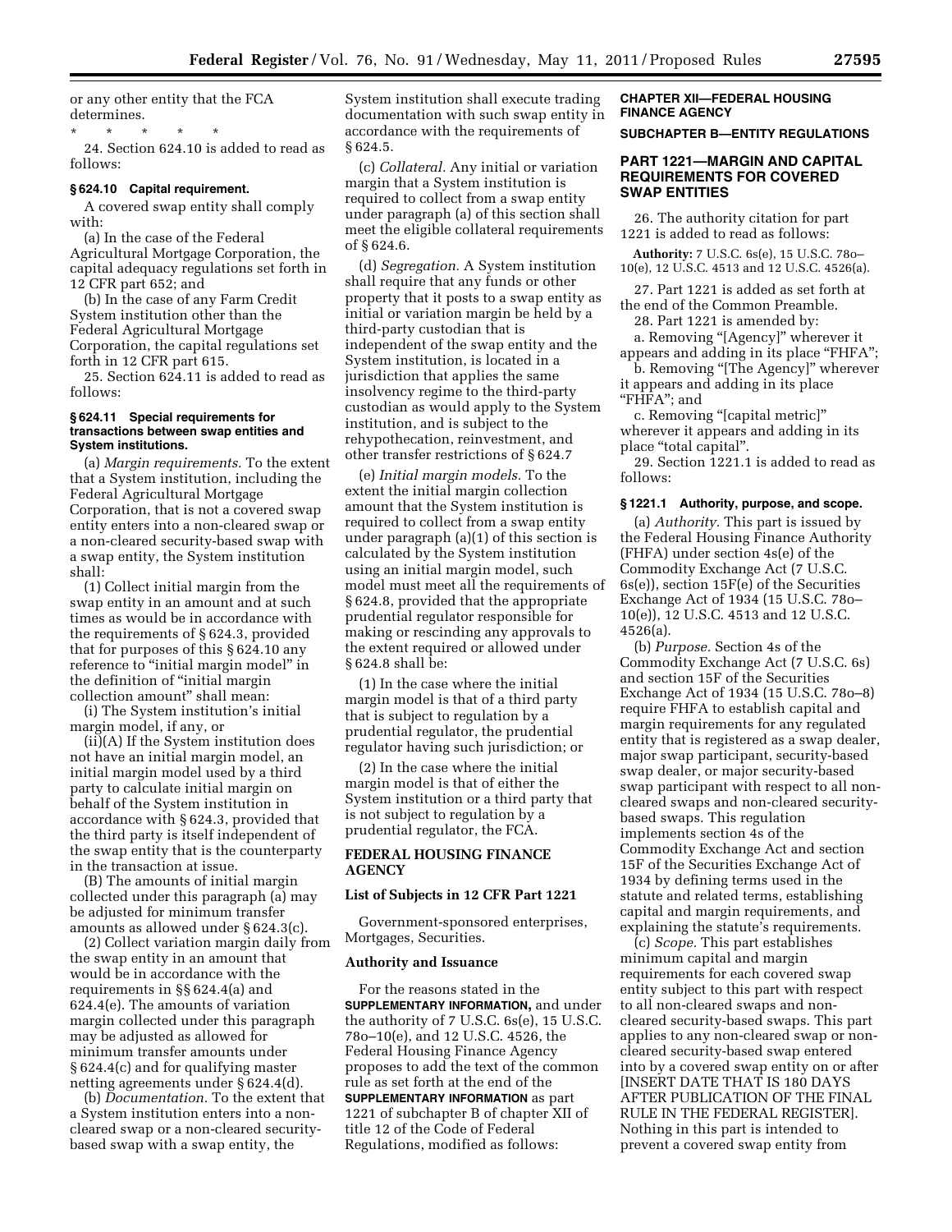or any other entity that the FCA determines.

\* \* \* \* \*

24. Section 624.10 is added to read as follows:

### § 624.10 Capital requirement.

A covered swap entity shall comply with:

(a) In the case of the Federal Agricultural Mortgage Corporation, the capital adequacy regulations set forth in 12 CFR part 652; and

(b) In the case of any Farm Credit System institution other than the Federal Agricultural Mortgage Corporation, the capital regulations set forth in 12 CFR part 615.

25. Section 624.11 is added to read as follows:

### § 624.11 Special requirements for transactions between swap entities and System institutions.

(a) *Margin requirements.* To the extent that a System institution, including the Federal Agricultural Mortgage Corporation, that is not a covered swap entity enters into a non-cleared swap or a non-cleared security-based swap with a swap entity, the System institution shall:

(1) Collect initial margin from the swap entity in an amount and at such times as would be in accordance with the requirements of § 624.3, provided that for purposes of this § 624.10 any reference to "initial margin model" in the definition of "initial margin collection amount" shall mean:

(i) The System institution's initial margin model, if any, or

(ii)(A) If the System institution does not have an initial margin model, an initial margin model used by a third party to calculate initial margin on behalf of the System institution in accordance with § 624.3, provided that the third party is itself independent of the swap entity that is the counterparty in the transaction at issue.

(B) The amounts of initial margin collected under this paragraph (a) may be adjusted for minimum transfer amounts as allowed under § 624.3(c).

(2) Collect variation margin daily from the swap entity in an amount that would be in accordance with the requirements in §§ 624.4(a) and 624.4(e). The amounts of variation margin collected under this paragraph may be adjusted as allowed for minimum transfer amounts under § 624.4(c) and for qualifying master netting agreements under § 624.4(d).

(b) *Documentation.* To the extent that a System institution enters into a non-cleared swap or a non-cleared security-based swap with a swap entity, the System institution shall execute trading documentation with such swap entity in accordance with the requirements of § 624.5.

(c) *Collateral.* Any initial or variation margin that a System institution is required to collect from a swap entity under paragraph (a) of this section shall meet the eligible collateral requirements of § 624.6.

(d) *Segregation.* A System institution shall require that any funds or other property that it posts to a swap entity as initial or variation margin be held by a third-party custodian that is independent of the swap entity and the System institution, is located in a jurisdiction that applies the same insolvency regime to the third-party custodian as would apply to the System institution, and is subject to the rehypothecation, reinvestment, and other transfer restrictions of § 624.7

(e) *Initial margin models.* To the extent the initial margin collection amount that the System institution is required to collect from a swap entity under paragraph (a)(1) of this section is calculated by the System institution using an initial margin model, such model must meet all the requirements of § 624.8, provided that the appropriate prudential regulator responsible for making or rescinding any approvals to the extent required or allowed under § 624.8 shall be:

(1) In the case where the initial margin model is that of a third party that is subject to regulation by a prudential regulator, the prudential regulator having such jurisdiction; or

(2) In the case where the initial margin model is that of either the System institution or a third party that is not subject to regulation by a prudential regulator, the FCA.

## FEDERAL HOUSING FINANCE AGENCY

### List of Subjects in 12 CFR Part 1221

Government-sponsored enterprises, Mortgages, Securities.

### Authority and Issuance

For the reasons stated in the **SUPPLEMENTARY INFORMATION,** and under the authority of 7 U.S.C. 6s(e), 15 U.S.C. 78o–10(e), and 12 U.S.C. 4526, the Federal Housing Finance Agency proposes to adopt the text of the common rule as set forth at the end of the **SUPPLEMENTARY INFORMATION** as part 1221 of subchapter B of chapter XII of title 12 of the Code of Federal Regulations, modified as follows:

## CHAPTER XII—FEDERAL HOUSING FINANCE AGENCY

## SUBCHAPTER B—ENTITY REGULATIONS

## PART 1221—MARGIN AND CAPITAL REQUIREMENTS FOR COVERED SWAP ENTITIES

26. The authority citation for part 1221 is added to read as follows:

**Authority:** 7 U.S.C. 6s(e), 15 U.S.C. 78o–10(e), 12 U.S.C. 4513 and 12 U.S.C. 4526(a).

27. Part 1221 is added as set forth at the end of the Common Preamble.

28. Part 1221 is amended by:

a. Removing "[Agency]" wherever it appears and adding in its place "FHFA";

b. Removing "[The Agency]" wherever it appears and adding in its place "FHFA"; and

c. Removing "[capital metric]" wherever it appears and adding in its place "total capital".

29. Section 1221.1 is added to read as follows:

### § 1221.1 Authority, purpose, and scope.

(a) *Authority.* This part is issued by the Federal Housing Finance Authority (FHFA) under section 4s(e) of the Commodity Exchange Act (7 U.S.C. 6s(e)), section 15F(e) of the Securities Exchange Act of 1934 (15 U.S.C. 78o–10(e)), 12 U.S.C. 4513 and 12 U.S.C. 4526(a).

(b) *Purpose.* Section 4s of the Commodity Exchange Act (7 U.S.C. 6s) and section 15F of the Securities Exchange Act of 1934 (15 U.S.C. 78o–8) require FHFA to establish capital and margin requirements for any regulated entity that is registered as a swap dealer, major swap participant, security-based swap dealer, or major security-based swap participant with respect to all non-cleared swaps and non-cleared security-based swaps. This regulation implements section 4s of the Commodity Exchange Act and section 15F of the Securities Exchange Act of 1934 by defining terms used in the statute and related terms, establishing capital and margin requirements, and explaining the statute's requirements.

(c) *Scope.* This part establishes minimum capital and margin requirements for each covered swap entity subject to this part with respect to all non-cleared swaps and non-cleared security-based swaps. This part applies to any non-cleared swap or non-cleared security-based swap entered into by a covered swap entity on or after [INSERT DATE THAT IS 180 DAYS AFTER PUBLICATION OF THE FINAL RULE IN THE FEDERAL REGISTER]. Nothing in this part is intended to prevent a covered swap entity from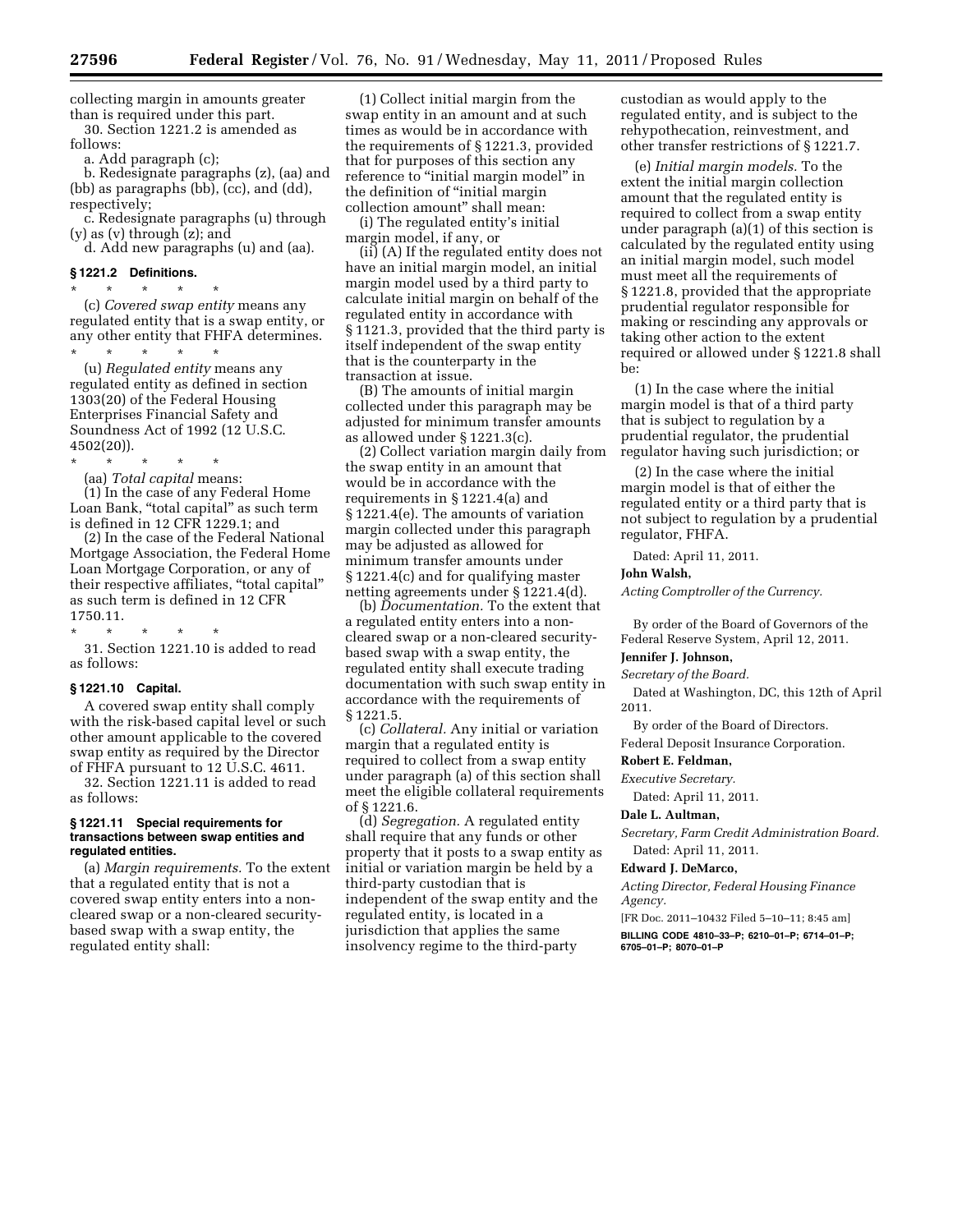collecting margin in amounts greater than is required under this part.

30. Section 1221.2 is amended as follows:

a. Add paragraph (c);

b. Redesignate paragraphs (z), (aa) and (bb) as paragraphs (bb), (cc), and (dd), respectively;

c. Redesignate paragraphs (u) through (y) as (v) through (z); and

d. Add new paragraphs (u) and (aa).

### § 1221.2 Definitions.

\* \* \* \* \*

(c) *Covered swap entity* means any regulated entity that is a swap entity, or any other entity that FHFA determines.

\* \* \* \* \*

(u) *Regulated entity* means any regulated entity as defined in section 1303(20) of the Federal Housing Enterprises Financial Safety and Soundness Act of 1992 (12 U.S.C. 4502(20)).

\* \* \* \* \*

(aa) *Total capital* means:

(1) In the case of any Federal Home Loan Bank, "total capital" as such term is defined in 12 CFR 1229.1; and

(2) In the case of the Federal National Mortgage Association, the Federal Home Loan Mortgage Corporation, or any of their respective affiliates, "total capital" as such term is defined in 12 CFR 1750.11.

\* \* \* \* \*

31. Section 1221.10 is added to read as follows:

### § 1221.10 Capital.

A covered swap entity shall comply with the risk-based capital level or such other amount applicable to the covered swap entity as required by the Director of FHFA pursuant to 12 U.S.C. 4611.

32. Section 1221.11 is added to read as follows:

### § 1221.11 Special requirements for transactions between swap entities and regulated entities.

(a) *Margin requirements.* To the extent that a regulated entity that is not a covered swap entity enters into a non-cleared swap or a non-cleared security-based swap with a swap entity, the regulated entity shall:

(1) Collect initial margin from the swap entity in an amount and at such times as would be in accordance with the requirements of § 1221.3, provided that for purposes of this section any reference to "initial margin model" in the definition of "initial margin collection amount" shall mean:

(i) The regulated entity's initial margin model, if any, or

(ii) (A) If the regulated entity does not have an initial margin model, an initial margin model used by a third party to calculate initial margin on behalf of the regulated entity in accordance with § 1121.3, provided that the third party is itself independent of the swap entity that is the counterparty in the transaction at issue.

(B) The amounts of initial margin collected under this paragraph may be adjusted for minimum transfer amounts as allowed under § 1221.3(c).

(2) Collect variation margin daily from the swap entity in an amount that would be in accordance with the requirements in § 1221.4(a) and § 1221.4(e). The amounts of variation margin collected under this paragraph may be adjusted as allowed for minimum transfer amounts under § 1221.4(c) and for qualifying master netting agreements under § 1221.4(d).

(b) *Documentation.* To the extent that a regulated entity enters into a non-cleared swap or a non-cleared security-based swap with a swap entity, the regulated entity shall execute trading documentation with such swap entity in accordance with the requirements of § 1221.5.

(c) *Collateral.* Any initial or variation margin that a regulated entity is required to collect from a swap entity under paragraph (a) of this section shall meet the eligible collateral requirements of § 1221.6.

(d) *Segregation.* A regulated entity shall require that any funds or other property that it posts to a swap entity as initial or variation margin be held by a third-party custodian that is independent of the swap entity and the regulated entity, is located in a jurisdiction that applies the same insolvency regime to the third-party custodian as would apply to the regulated entity, and is subject to the rehypothecation, reinvestment, and other transfer restrictions of § 1221.7.

(e) *Initial margin models.* To the extent the initial margin collection amount that the regulated entity is required to collect from a swap entity under paragraph (a)(1) of this section is calculated by the regulated entity using an initial margin model, such model must meet all the requirements of § 1221.8, provided that the appropriate prudential regulator responsible for making or rescinding any approvals or taking other action to the extent required or allowed under § 1221.8 shall be:

(1) In the case where the initial margin model is that of a third party that is subject to regulation by a prudential regulator, the prudential regulator having such jurisdiction; or

(2) In the case where the initial margin model is that of either the regulated entity or a third party that is not subject to regulation by a prudential regulator, FHFA.

Dated: April 11, 2011.

**John Walsh,**

*Acting Comptroller of the Currency.*

By order of the Board of Governors of the Federal Reserve System, April 12, 2011.

**Jennifer J. Johnson,**

*Secretary of the Board.*

Dated at Washington, DC, this 12th of April 2011.

By order of the Board of Directors.

Federal Deposit Insurance Corporation.

**Robert E. Feldman,**

*Executive Secretary.*

Dated: April 11, 2011.

**Dale L. Aultman,**

*Secretary, Farm Credit Administration Board.*

Dated: April 11, 2011.

**Edward J. DeMarco,**

*Acting Director, Federal Housing Finance Agency.*

[FR Doc. 2011–10432 Filed 5–10–11; 8:45 am]

**BILLING CODE 4810–33–P; 6210–01–P; 6714–01–P; 6705–01–P; 8070–01–P**